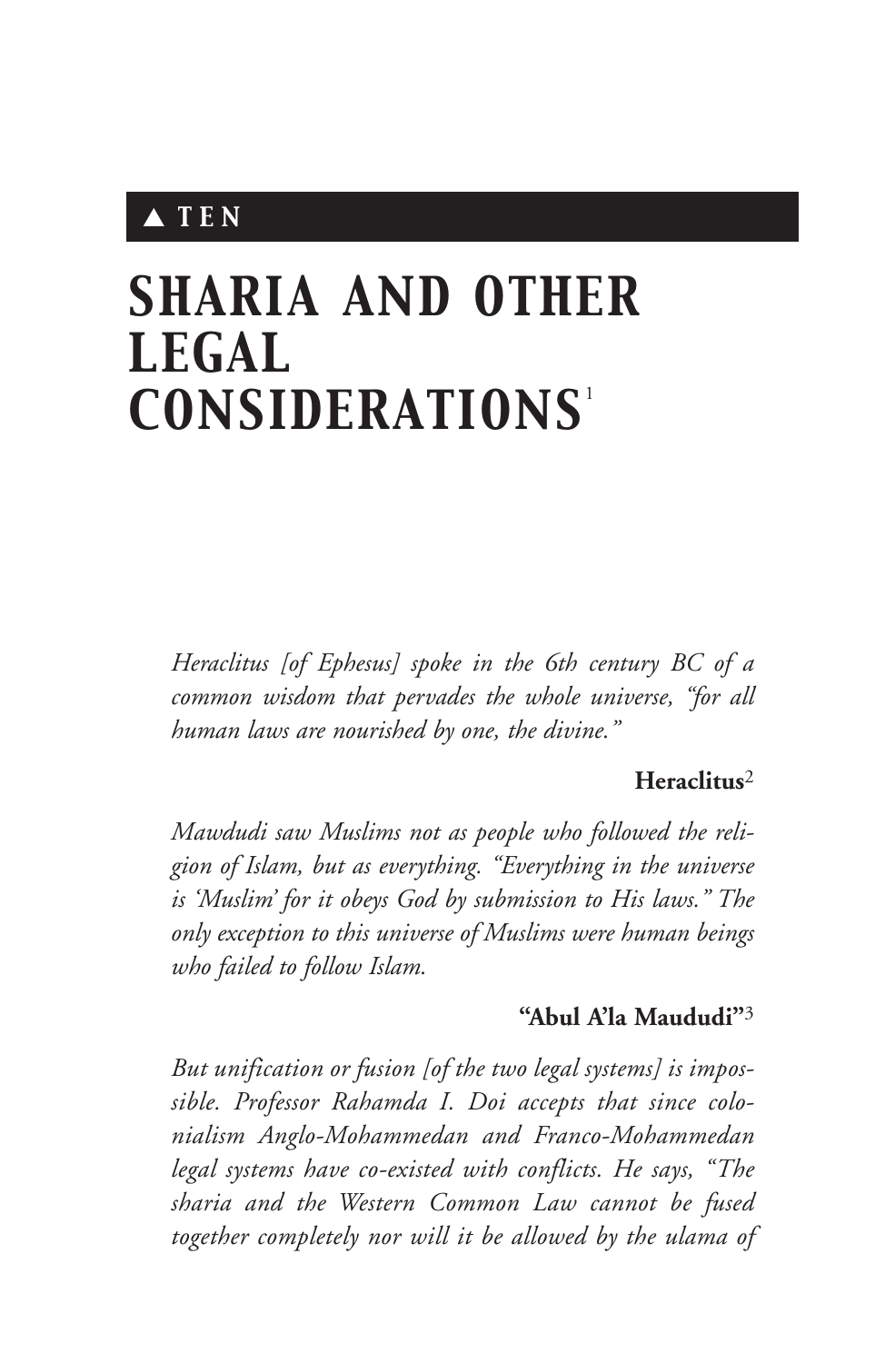▲ TEN

# SHARIA AND OTHER LEGAL CONSIDERATIONS[1]

*Heraclitus [of Ephesus] spoke in the 6th century BC of a common wisdom that pervades the whole universe, "for all human laws are nourished by one, the divine."*

**Heraclitus**[2]

*Mawdudi saw Muslims not as people who followed the religion of Islam, but as everything. "Everything in the universe is 'Muslim' for it obeys God by submission to His laws." The only exception to this universe of Muslims were human beings who failed to follow Islam.*

**"Abul A'la Maududi"**[3]

*But unification or fusion [of the two legal systems] is impossible. Professor Rahamda I. Doi accepts that since colonialism Anglo-Mohammedan and Franco-Mohammedan legal systems have co-existed with conflicts. He says, "The sharia and the Western Common Law cannot be fused together completely nor will it be allowed by the ulama of*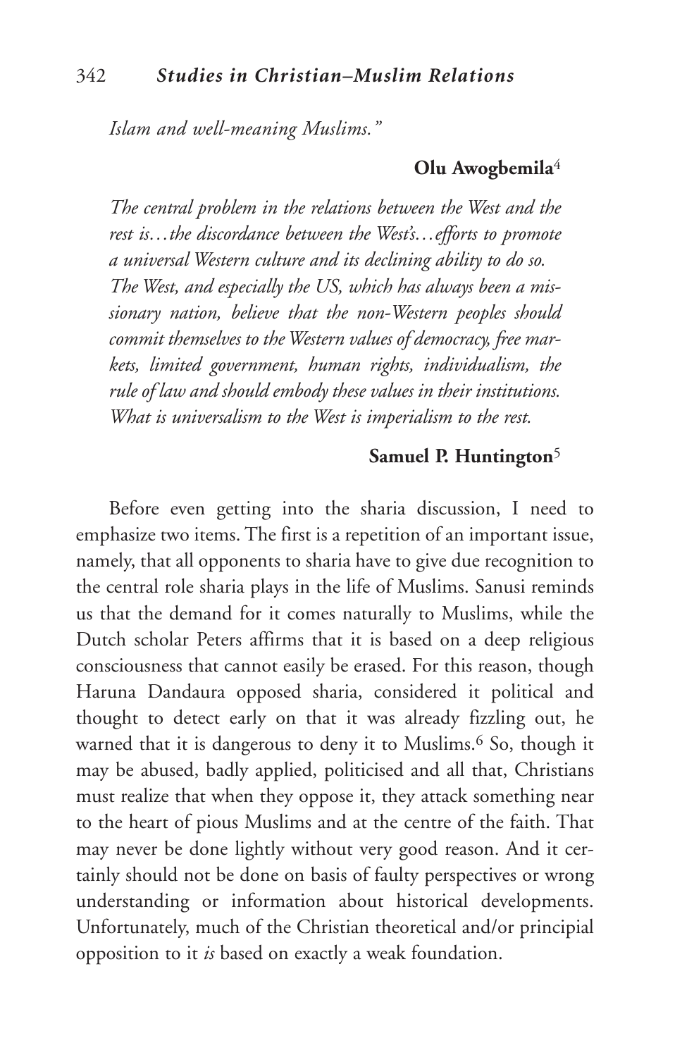*Islam and well-meaning Muslims."*

**Olu Awogbemila**[4]

*The central problem in the relations between the West and the rest is…the discordance between the West's…efforts to promote a universal Western culture and its declining ability to do so. The West, and especially the US, which has always been a missionary nation, believe that the non-Western peoples should commit themselves to the Western values of democracy, free markets, limited government, human rights, individualism, the rule of law and should embody these values in their institutions. What is universalism to the West is imperialism to the rest.*

**Samuel P. Huntington**[5]

Before even getting into the sharia discussion, I need to emphasize two items. The first is a repetition of an important issue, namely, that all opponents to sharia have to give due recognition to the central role sharia plays in the life of Muslims. Sanusi reminds us that the demand for it comes naturally to Muslims, while the Dutch scholar Peters affirms that it is based on a deep religious consciousness that cannot easily be erased. For this reason, though Haruna Dandaura opposed sharia, considered it political and thought to detect early on that it was already fizzling out, he warned that it is dangerous to deny it to Muslims.[6] So, though it may be abused, badly applied, politicised and all that, Christians must realize that when they oppose it, they attack something near to the heart of pious Muslims and at the centre of the faith. That may never be done lightly without very good reason. And it certainly should not be done on basis of faulty perspectives or wrong understanding or information about historical developments. Unfortunately, much of the Christian theoretical and/or principial opposition to it *is* based on exactly a weak foundation.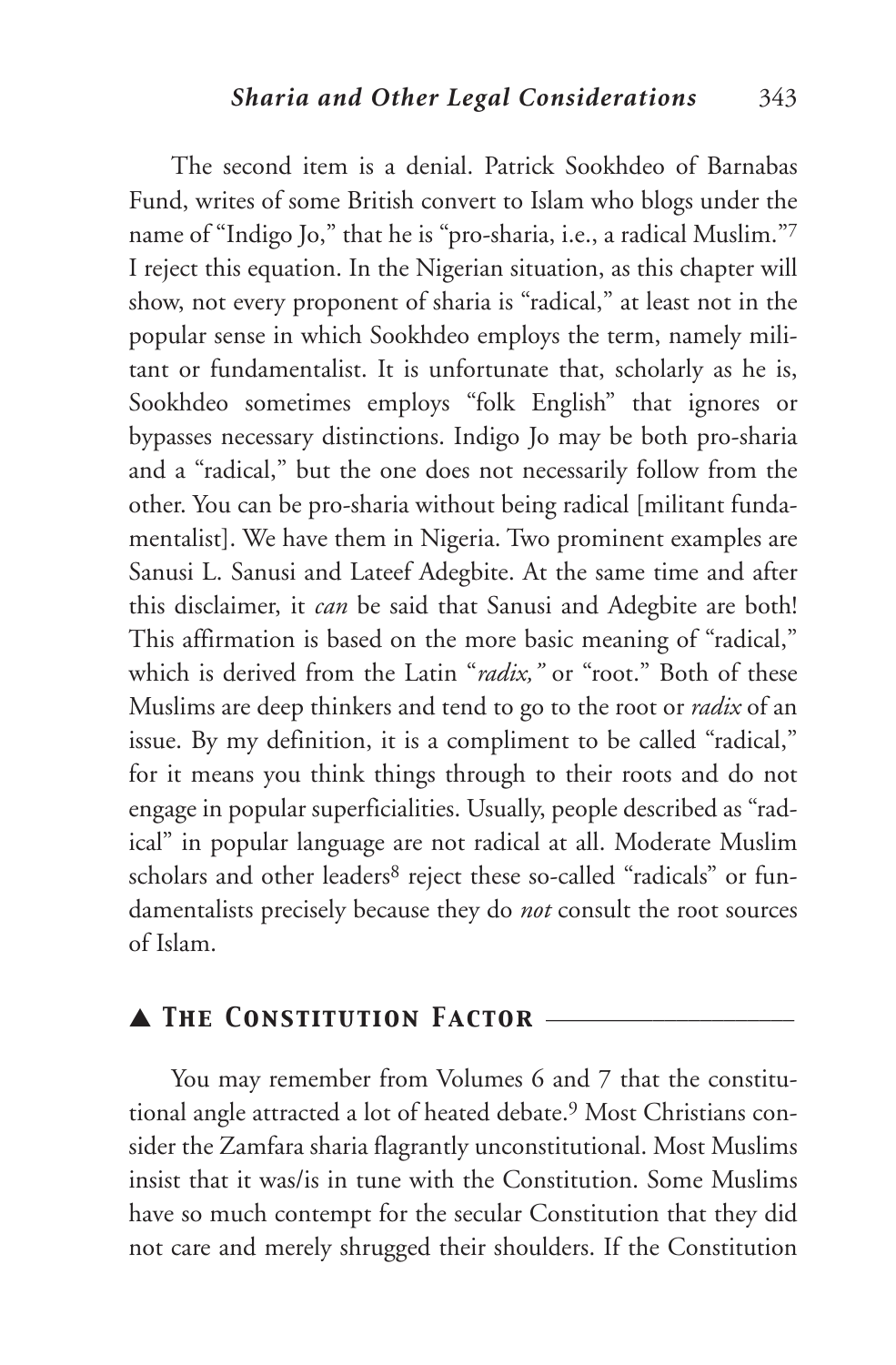The second item is a denial. Patrick Sookhdeo of Barnabas Fund, writes of some British convert to Islam who blogs under the name of "Indigo Jo," that he is "pro-sharia, i.e., a radical Muslim."[7] I reject this equation. In the Nigerian situation, as this chapter will show, not every proponent of sharia is "radical," at least not in the popular sense in which Sookhdeo employs the term, namely militant or fundamentalist. It is unfortunate that, scholarly as he is, Sookhdeo sometimes employs "folk English" that ignores or bypasses necessary distinctions. Indigo Jo may be both pro-sharia and a "radical," but the one does not necessarily follow from the other. You can be pro-sharia without being radical [militant fundamentalist]. We have them in Nigeria. Two prominent examples are Sanusi L. Sanusi and Lateef Adegbite. At the same time and after this disclaimer, it *can* be said that Sanusi and Adegbite are both! This affirmation is based on the more basic meaning of "radical," which is derived from the Latin "*radix,*" or "root." Both of these Muslims are deep thinkers and tend to go to the root or *radix* of an issue. By my definition, it is a compliment to be called "radical," for it means you think things through to their roots and do not engage in popular superficialities. Usually, people described as "radical" in popular language are not radical at all. Moderate Muslim scholars and other leaders[8] reject these so-called "radicals" or fundamentalists precisely because they do *not* consult the root sources of Islam.

## ▲ The Constitution Factor

You may remember from Volumes 6 and 7 that the constitutional angle attracted a lot of heated debate.[9] Most Christians consider the Zamfara sharia flagrantly unconstitutional. Most Muslims insist that it was/is in tune with the Constitution. Some Muslims have so much contempt for the secular Constitution that they did not care and merely shrugged their shoulders. If the Constitution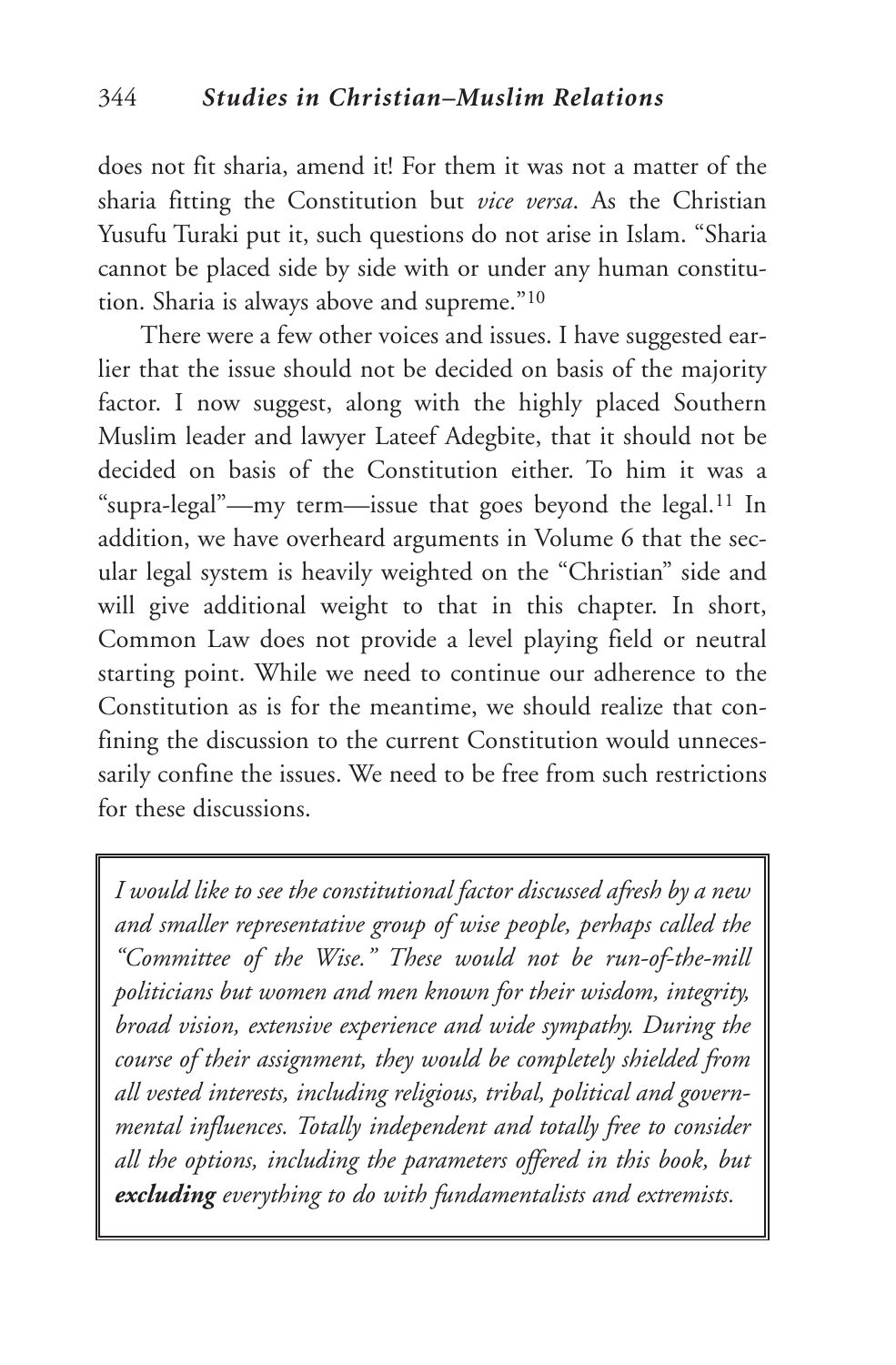does not fit sharia, amend it! For them it was not a matter of the sharia fitting the Constitution but *vice versa*. As the Christian Yusufu Turaki put it, such questions do not arise in Islam. "Sharia cannot be placed side by side with or under any human constitution. Sharia is always above and supreme."[10]

There were a few other voices and issues. I have suggested earlier that the issue should not be decided on basis of the majority factor. I now suggest, along with the highly placed Southern Muslim leader and lawyer Lateef Adegbite, that it should not be decided on basis of the Constitution either. To him it was a "supra-legal"—my term—issue that goes beyond the legal.[11] In addition, we have overheard arguments in Volume 6 that the secular legal system is heavily weighted on the "Christian" side and will give additional weight to that in this chapter. In short, Common Law does not provide a level playing field or neutral starting point. While we need to continue our adherence to the Constitution as is for the meantime, we should realize that confining the discussion to the current Constitution would unnecessarily confine the issues. We need to be free from such restrictions for these discussions.

> *I would like to see the constitutional factor discussed afresh by a new and smaller representative group of wise people, perhaps called the "Committee of the Wise." These would not be run-of-the-mill politicians but women and men known for their wisdom, integrity, broad vision, extensive experience and wide sympathy. During the course of their assignment, they would be completely shielded from all vested interests, including religious, tribal, political and governmental influences. Totally independent and totally free to consider all the options, including the parameters offered in this book, but* ***excluding*** *everything to do with fundamentalists and extremists.*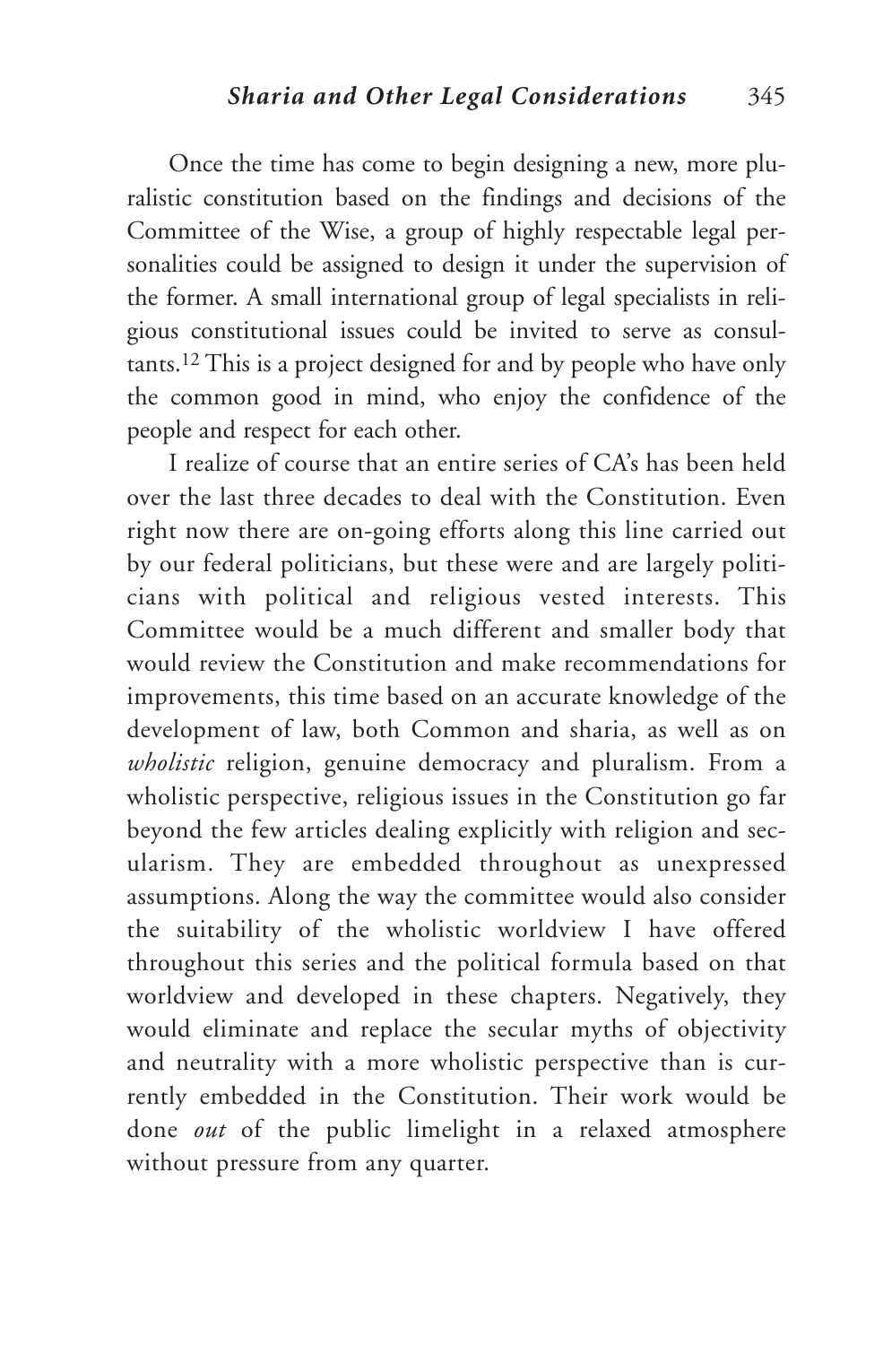Once the time has come to begin designing a new, more pluralistic constitution based on the findings and decisions of the Committee of the Wise, a group of highly respectable legal personalities could be assigned to design it under the supervision of the former. A small international group of legal specialists in religious constitutional issues could be invited to serve as consultants.[12] This is a project designed for and by people who have only the common good in mind, who enjoy the confidence of the people and respect for each other.

I realize of course that an entire series of CA's has been held over the last three decades to deal with the Constitution. Even right now there are on-going efforts along this line carried out by our federal politicians, but these were and are largely politicians with political and religious vested interests. This Committee would be a much different and smaller body that would review the Constitution and make recommendations for improvements, this time based on an accurate knowledge of the development of law, both Common and sharia, as well as on *wholistic* religion, genuine democracy and pluralism. From a wholistic perspective, religious issues in the Constitution go far beyond the few articles dealing explicitly with religion and secularism. They are embedded throughout as unexpressed assumptions. Along the way the committee would also consider the suitability of the wholistic worldview I have offered throughout this series and the political formula based on that worldview and developed in these chapters. Negatively, they would eliminate and replace the secular myths of objectivity and neutrality with a more wholistic perspective than is currently embedded in the Constitution. Their work would be done *out* of the public limelight in a relaxed atmosphere without pressure from any quarter.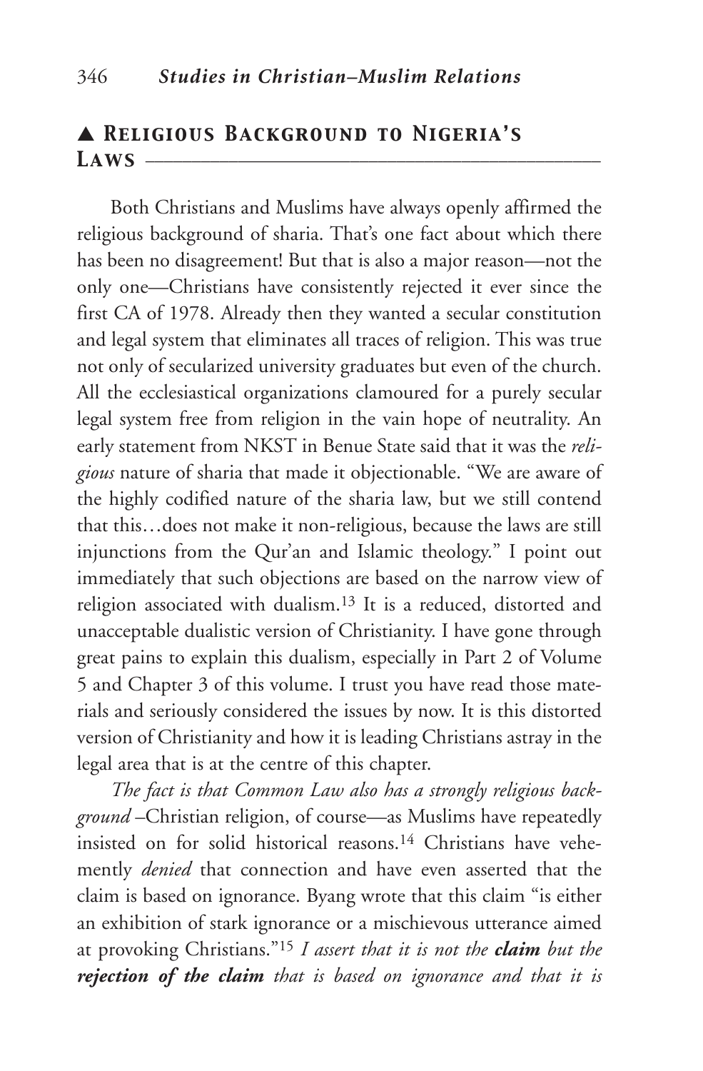## ▲ Religious Background to Nigeria's Laws

Both Christians and Muslims have always openly affirmed the religious background of sharia. That's one fact about which there has been no disagreement! But that is also a major reason—not the only one—Christians have consistently rejected it ever since the first CA of 1978. Already then they wanted a secular constitution and legal system that eliminates all traces of religion. This was true not only of secularized university graduates but even of the church. All the ecclesiastical organizations clamoured for a purely secular legal system free from religion in the vain hope of neutrality. An early statement from NKST in Benue State said that it was the *religious* nature of sharia that made it objectionable. "We are aware of the highly codified nature of the sharia law, but we still contend that this…does not make it non-religious, because the laws are still injunctions from the Qur'an and Islamic theology." I point out immediately that such objections are based on the narrow view of religion associated with dualism.[13] It is a reduced, distorted and unacceptable dualistic version of Christianity. I have gone through great pains to explain this dualism, especially in Part 2 of Volume 5 and Chapter 3 of this volume. I trust you have read those materials and seriously considered the issues by now. It is this distorted version of Christianity and how it is leading Christians astray in the legal area that is at the centre of this chapter.

*The fact is that Common Law also has a strongly religious background* –Christian religion, of course—as Muslims have repeatedly insisted on for solid historical reasons.[14] Christians have vehemently *denied* that connection and have even asserted that the claim is based on ignorance. Byang wrote that this claim "is either an exhibition of stark ignorance or a mischievous utterance aimed at provoking Christians."[15] *I assert that it is not the* ***claim*** *but the* ***rejection of the claim*** *that is based on ignorance and that it is*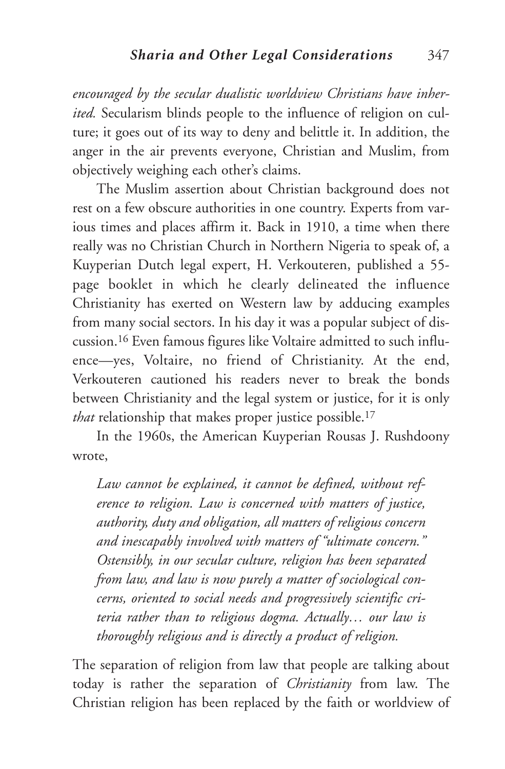*encouraged by the secular dualistic worldview Christians have inherited.* Secularism blinds people to the influence of religion on culture; it goes out of its way to deny and belittle it. In addition, the anger in the air prevents everyone, Christian and Muslim, from objectively weighing each other's claims.

The Muslim assertion about Christian background does not rest on a few obscure authorities in one country. Experts from various times and places affirm it. Back in 1910, a time when there really was no Christian Church in Northern Nigeria to speak of, a Kuyperian Dutch legal expert, H. Verkouteren, published a 55-page booklet in which he clearly delineated the influence Christianity has exerted on Western law by adducing examples from many social sectors. In his day it was a popular subject of discussion.[16] Even famous figures like Voltaire admitted to such influence—yes, Voltaire, no friend of Christianity. At the end, Verkouteren cautioned his readers never to break the bonds between Christianity and the legal system or justice, for it is only *that* relationship that makes proper justice possible.[17]

In the 1960s, the American Kuyperian Rousas J. Rushdoony wrote,

> *Law cannot be explained, it cannot be defined, without reference to religion. Law is concerned with matters of justice, authority, duty and obligation, all matters of religious concern and inescapably involved with matters of "ultimate concern." Ostensibly, in our secular culture, religion has been separated from law, and law is now purely a matter of sociological concerns, oriented to social needs and progressively scientific criteria rather than to religious dogma. Actually… our law is thoroughly religious and is directly a product of religion.*

The separation of religion from law that people are talking about today is rather the separation of *Christianity* from law. The Christian religion has been replaced by the faith or worldview of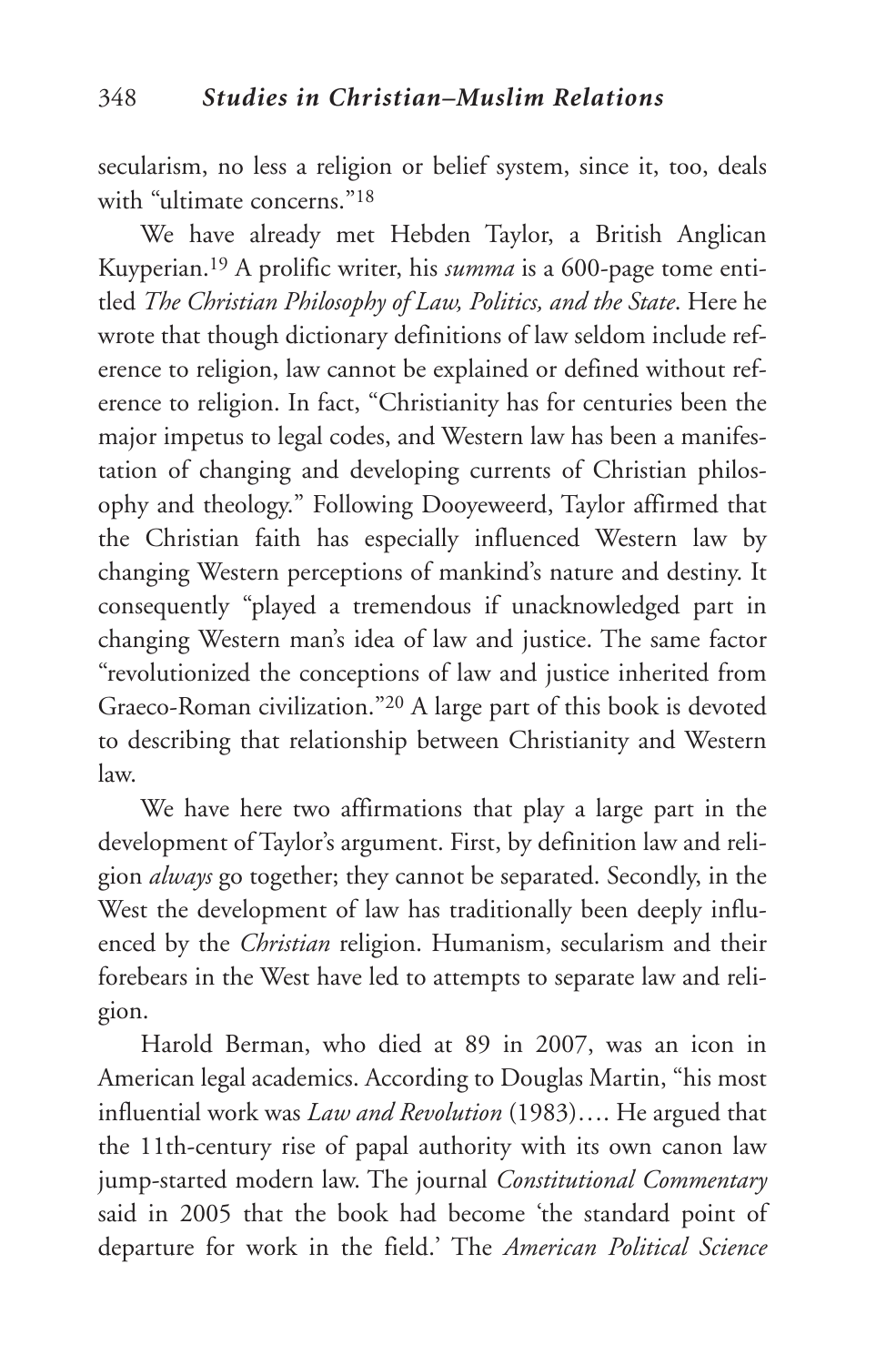secularism, no less a religion or belief system, since it, too, deals with "ultimate concerns."[18]

We have already met Hebden Taylor, a British Anglican Kuyperian.[19] A prolific writer, his *summa* is a 600-page tome entitled *The Christian Philosophy of Law, Politics, and the State*. Here he wrote that though dictionary definitions of law seldom include reference to religion, law cannot be explained or defined without reference to religion. In fact, "Christianity has for centuries been the major impetus to legal codes, and Western law has been a manifestation of changing and developing currents of Christian philosophy and theology." Following Dooyeweerd, Taylor affirmed that the Christian faith has especially influenced Western law by changing Western perceptions of mankind's nature and destiny. It consequently "played a tremendous if unacknowledged part in changing Western man's idea of law and justice. The same factor "revolutionized the conceptions of law and justice inherited from Graeco-Roman civilization."[20] A large part of this book is devoted to describing that relationship between Christianity and Western law.

We have here two affirmations that play a large part in the development of Taylor's argument. First, by definition law and religion *always* go together; they cannot be separated. Secondly, in the West the development of law has traditionally been deeply influenced by the *Christian* religion. Humanism, secularism and their forebears in the West have led to attempts to separate law and religion.

Harold Berman, who died at 89 in 2007, was an icon in American legal academics. According to Douglas Martin, "his most influential work was *Law and Revolution* (1983)…. He argued that the 11th-century rise of papal authority with its own canon law jump-started modern law. The journal *Constitutional Commentary* said in 2005 that the book had become 'the standard point of departure for work in the field.' The *American Political Science*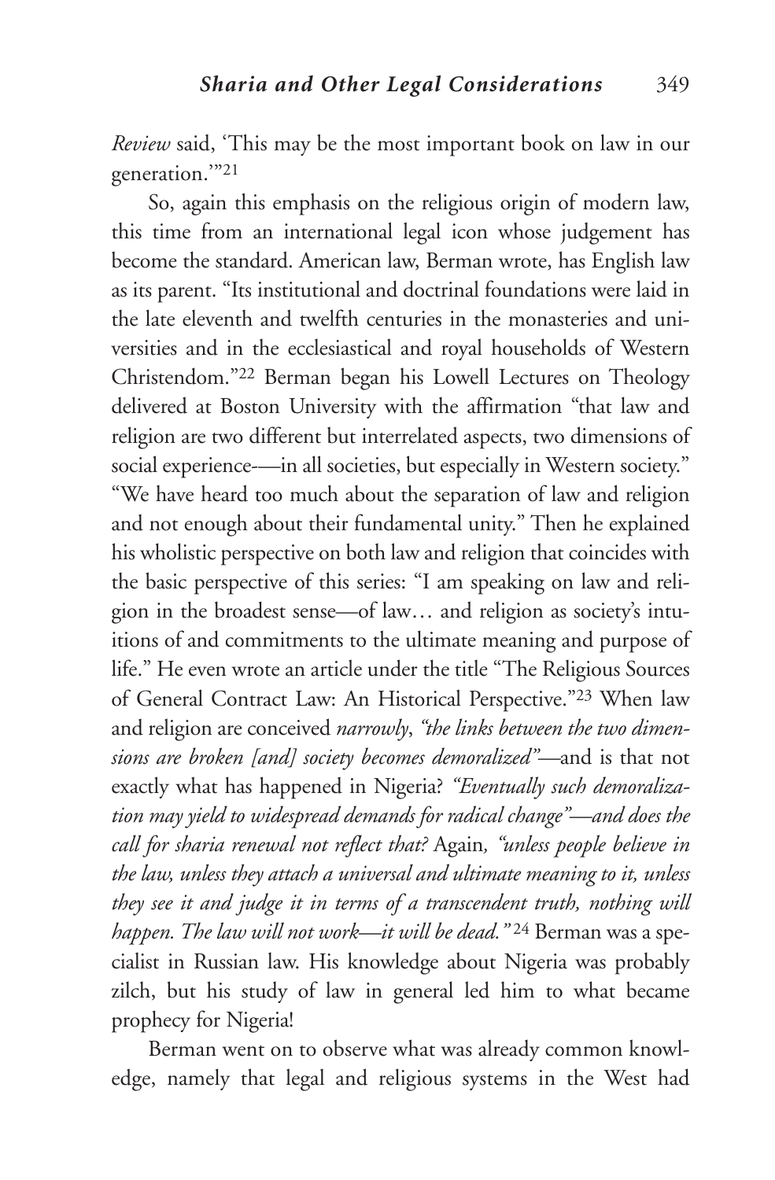*Review* said, 'This may be the most important book on law in our generation.'"[21]

So, again this emphasis on the religious origin of modern law, this time from an international legal icon whose judgement has become the standard. American law, Berman wrote, has English law as its parent. "Its institutional and doctrinal foundations were laid in the late eleventh and twelfth centuries in the monasteries and universities and in the ecclesiastical and royal households of Western Christendom."[22] Berman began his Lowell Lectures on Theology delivered at Boston University with the affirmation "that law and religion are two different but interrelated aspects, two dimensions of social experience-—in all societies, but especially in Western society." "We have heard too much about the separation of law and religion and not enough about their fundamental unity." Then he explained his wholistic perspective on both law and religion that coincides with the basic perspective of this series: "I am speaking on law and religion in the broadest sense—of law… and religion as society's intuitions of and commitments to the ultimate meaning and purpose of life." He even wrote an article under the title "The Religious Sources of General Contract Law: An Historical Perspective."[23] When law and religion are conceived *narrowly*, *"the links between the two dimensions are broken [and] society becomes demoralized"*—and is that not exactly what has happened in Nigeria? *"Eventually such demoralization may yield to widespread demands for radical change"—and does the call for sharia renewal not reflect that?* Again*, "unless people believe in the law, unless they attach a universal and ultimate meaning to it, unless they see it and judge it in terms of a transcendent truth, nothing will happen. The law will not work—it will be dead."*[24] Berman was a specialist in Russian law. His knowledge about Nigeria was probably zilch, but his study of law in general led him to what became prophecy for Nigeria!

Berman went on to observe what was already common knowledge, namely that legal and religious systems in the West had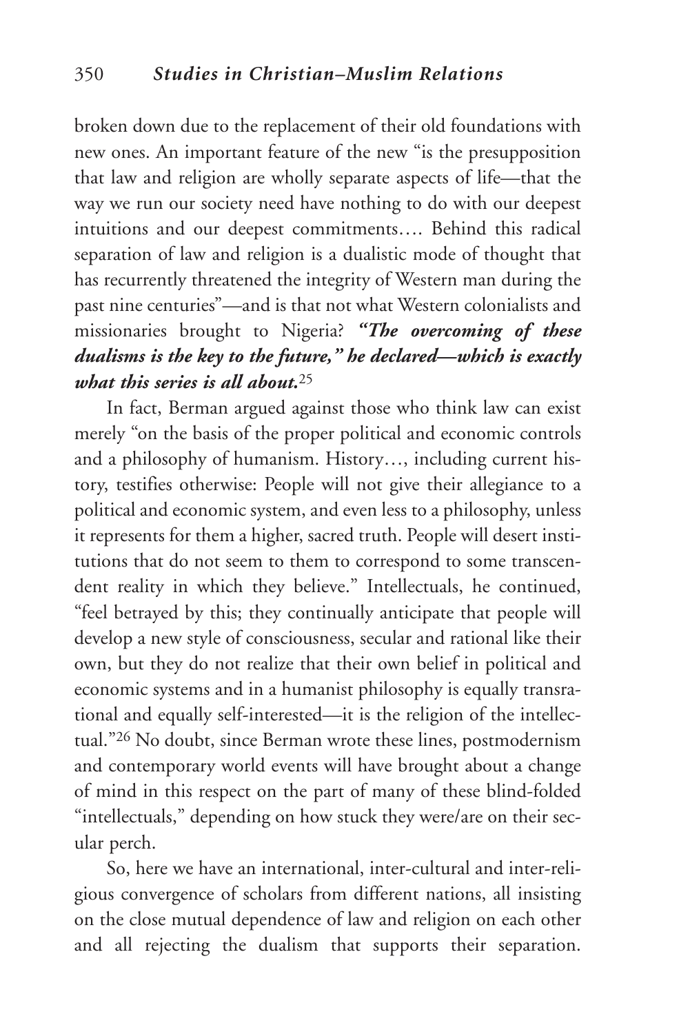broken down due to the replacement of their old foundations with new ones. An important feature of the new "is the presupposition that law and religion are wholly separate aspects of life—that the way we run our society need have nothing to do with our deepest intuitions and our deepest commitments…. Behind this radical separation of law and religion is a dualistic mode of thought that has recurrently threatened the integrity of Western man during the past nine centuries"—and is that not what Western colonialists and missionaries brought to Nigeria? ***"The overcoming of these dualisms is the key to the future," he declared—which is exactly what this series is all about.***[25]

In fact, Berman argued against those who think law can exist merely "on the basis of the proper political and economic controls and a philosophy of humanism. History…, including current history, testifies otherwise: People will not give their allegiance to a political and economic system, and even less to a philosophy, unless it represents for them a higher, sacred truth. People will desert institutions that do not seem to them to correspond to some transcendent reality in which they believe." Intellectuals, he continued, "feel betrayed by this; they continually anticipate that people will develop a new style of consciousness, secular and rational like their own, but they do not realize that their own belief in political and economic systems and in a humanist philosophy is equally transrational and equally self-interested—it is the religion of the intellectual."[26] No doubt, since Berman wrote these lines, postmodernism and contemporary world events will have brought about a change of mind in this respect on the part of many of these blind-folded "intellectuals," depending on how stuck they were/are on their secular perch.

So, here we have an international, inter-cultural and inter-religious convergence of scholars from different nations, all insisting on the close mutual dependence of law and religion on each other and all rejecting the dualism that supports their separation.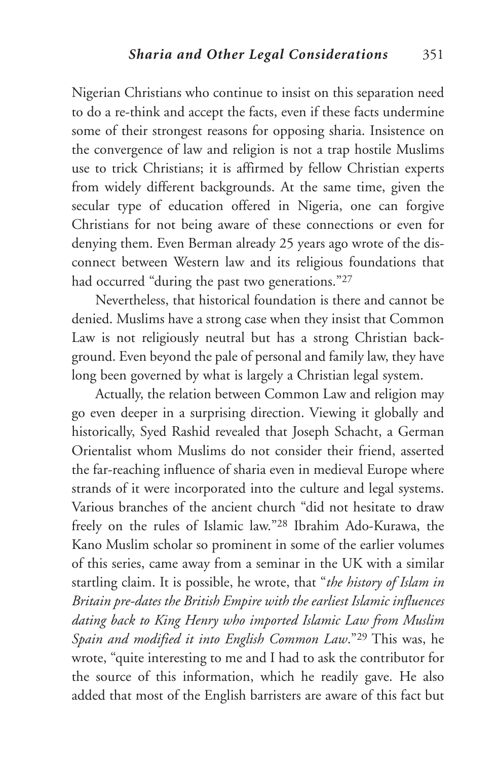Nigerian Christians who continue to insist on this separation need to do a re-think and accept the facts, even if these facts undermine some of their strongest reasons for opposing sharia. Insistence on the convergence of law and religion is not a trap hostile Muslims use to trick Christians; it is affirmed by fellow Christian experts from widely different backgrounds. At the same time, given the secular type of education offered in Nigeria, one can forgive Christians for not being aware of these connections or even for denying them. Even Berman already 25 years ago wrote of the disconnect between Western law and its religious foundations that had occurred "during the past two generations."[27]

Nevertheless, that historical foundation is there and cannot be denied. Muslims have a strong case when they insist that Common Law is not religiously neutral but has a strong Christian background. Even beyond the pale of personal and family law, they have long been governed by what is largely a Christian legal system.

Actually, the relation between Common Law and religion may go even deeper in a surprising direction. Viewing it globally and historically, Syed Rashid revealed that Joseph Schacht, a German Orientalist whom Muslims do not consider their friend, asserted the far-reaching influence of sharia even in medieval Europe where strands of it were incorporated into the culture and legal systems. Various branches of the ancient church "did not hesitate to draw freely on the rules of Islamic law."[28] Ibrahim Ado-Kurawa, the Kano Muslim scholar so prominent in some of the earlier volumes of this series, came away from a seminar in the UK with a similar startling claim. It is possible, he wrote, that "*the history of Islam in Britain pre-dates the British Empire with the earliest Islamic influences dating back to King Henry who imported Islamic Law from Muslim Spain and modified it into English Common Law*."[29] This was, he wrote, "quite interesting to me and I had to ask the contributor for the source of this information, which he readily gave. He also added that most of the English barristers are aware of this fact but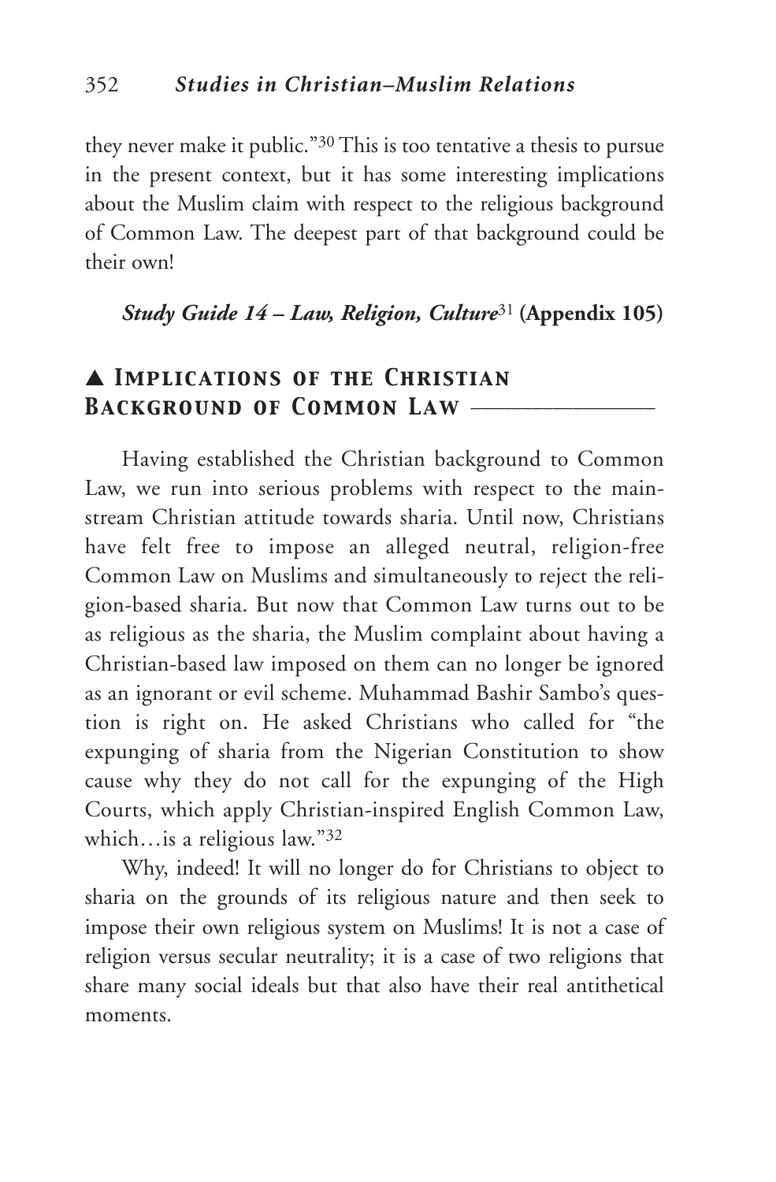they never make it public."[30] This is too tentative a thesis to pursue in the present context, but it has some interesting implications about the Muslim claim with respect to the religious background of Common Law. The deepest part of that background could be their own!

***Study Guide 14 – Law, Religion, Culture***[31] **(Appendix 105)**

## ▲ Implications of the Christian Background of Common Law

Having established the Christian background to Common Law, we run into serious problems with respect to the mainstream Christian attitude towards sharia. Until now, Christians have felt free to impose an alleged neutral, religion-free Common Law on Muslims and simultaneously to reject the religion-based sharia. But now that Common Law turns out to be as religious as the sharia, the Muslim complaint about having a Christian-based law imposed on them can no longer be ignored as an ignorant or evil scheme. Muhammad Bashir Sambo's question is right on. He asked Christians who called for "the expunging of sharia from the Nigerian Constitution to show cause why they do not call for the expunging of the High Courts, which apply Christian-inspired English Common Law, which…is a religious law."[32]

Why, indeed! It will no longer do for Christians to object to sharia on the grounds of its religious nature and then seek to impose their own religious system on Muslims! It is not a case of religion versus secular neutrality; it is a case of two religions that share many social ideals but that also have their real antithetical moments.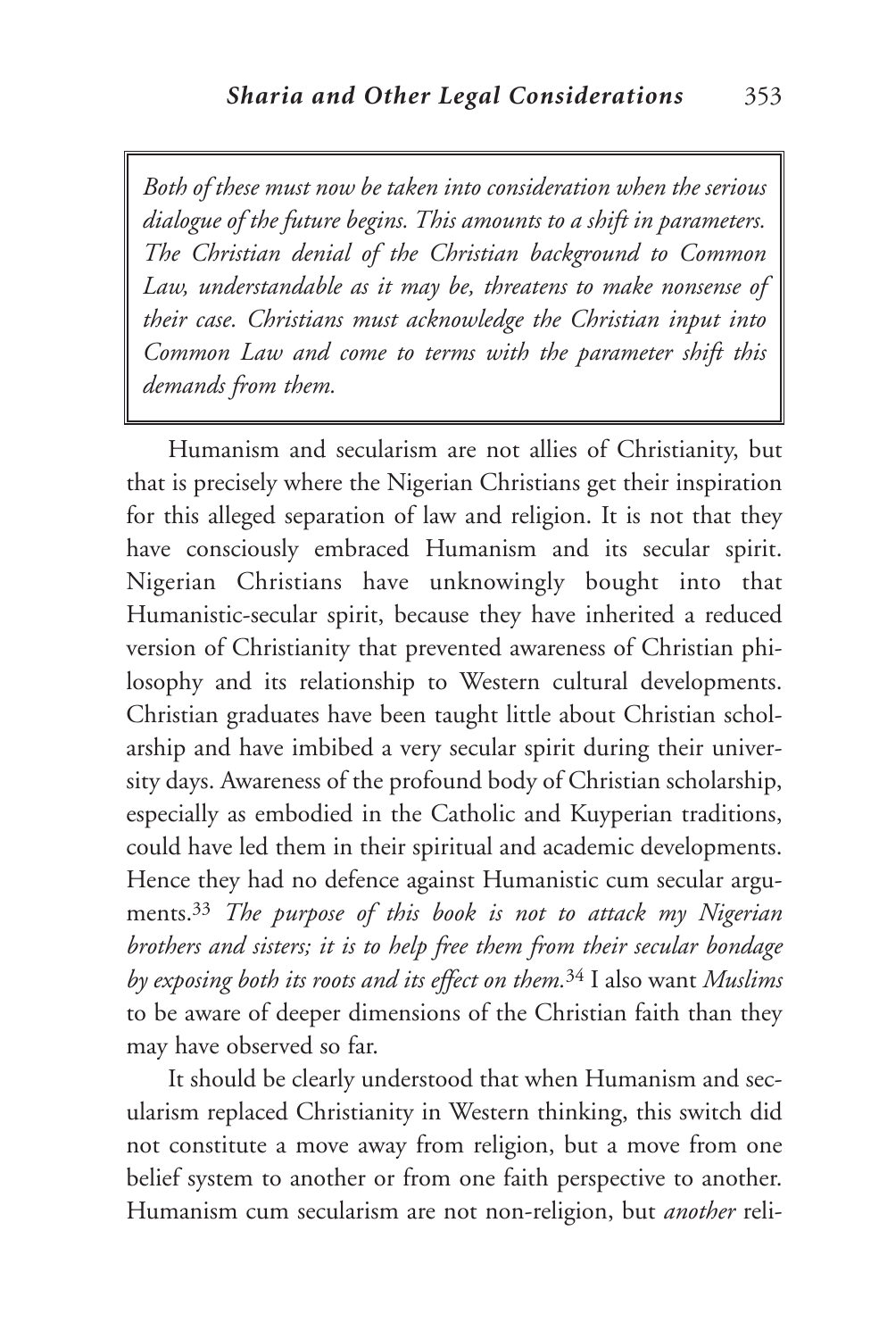> *Both of these must now be taken into consideration when the serious dialogue of the future begins. This amounts to a shift in parameters. The Christian denial of the Christian background to Common Law, understandable as it may be, threatens to make nonsense of their case. Christians must acknowledge the Christian input into Common Law and come to terms with the parameter shift this demands from them.*

Humanism and secularism are not allies of Christianity, but that is precisely where the Nigerian Christians get their inspiration for this alleged separation of law and religion. It is not that they have consciously embraced Humanism and its secular spirit. Nigerian Christians have unknowingly bought into that Humanistic-secular spirit, because they have inherited a reduced version of Christianity that prevented awareness of Christian philosophy and its relationship to Western cultural developments. Christian graduates have been taught little about Christian scholarship and have imbibed a very secular spirit during their university days. Awareness of the profound body of Christian scholarship, especially as embodied in the Catholic and Kuyperian traditions, could have led them in their spiritual and academic developments. Hence they had no defence against Humanistic cum secular arguments.[33] *The purpose of this book is not to attack my Nigerian brothers and sisters; it is to help free them from their secular bondage by exposing both its roots and its effect on them.*[34] I also want *Muslims* to be aware of deeper dimensions of the Christian faith than they may have observed so far.

It should be clearly understood that when Humanism and secularism replaced Christianity in Western thinking, this switch did not constitute a move away from religion, but a move from one belief system to another or from one faith perspective to another. Humanism cum secularism are not non-religion, but *another* reli-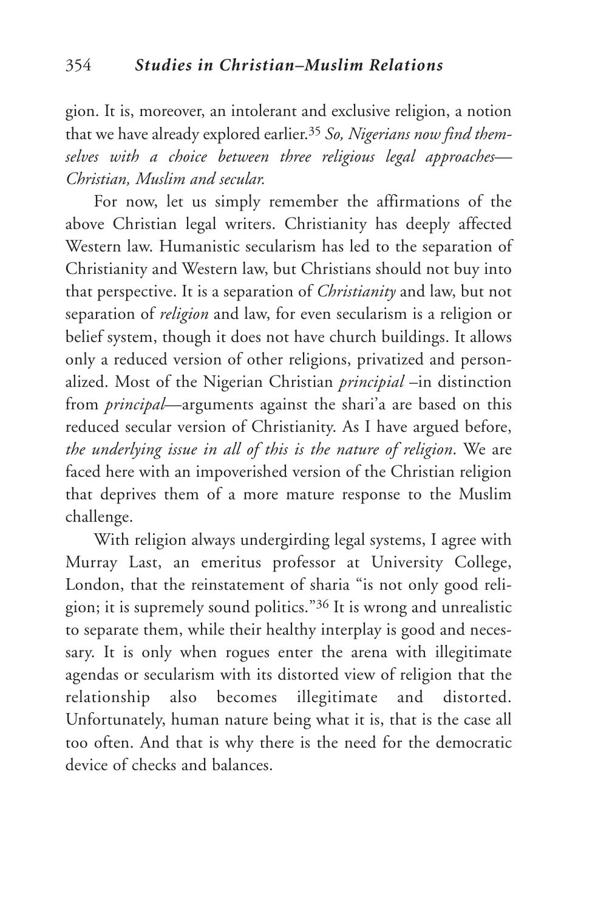gion. It is, moreover, an intolerant and exclusive religion, a notion that we have already explored earlier.[35] *So, Nigerians now find themselves with a choice between three religious legal approaches—Christian, Muslim and secular.*

For now, let us simply remember the affirmations of the above Christian legal writers. Christianity has deeply affected Western law. Humanistic secularism has led to the separation of Christianity and Western law, but Christians should not buy into that perspective. It is a separation of *Christianity* and law, but not separation of *religion* and law, for even secularism is a religion or belief system, though it does not have church buildings. It allows only a reduced version of other religions, privatized and personalized. Most of the Nigerian Christian *principial* –in distinction from *principal*—arguments against the shari'a are based on this reduced secular version of Christianity. As I have argued before, *the underlying issue in all of this is the nature of religion*. We are faced here with an impoverished version of the Christian religion that deprives them of a more mature response to the Muslim challenge.

With religion always undergirding legal systems, I agree with Murray Last, an emeritus professor at University College, London, that the reinstatement of sharia "is not only good religion; it is supremely sound politics."[36] It is wrong and unrealistic to separate them, while their healthy interplay is good and necessary. It is only when rogues enter the arena with illegitimate agendas or secularism with its distorted view of religion that the relationship also becomes illegitimate and distorted. Unfortunately, human nature being what it is, that is the case all too often. And that is why there is the need for the democratic device of checks and balances.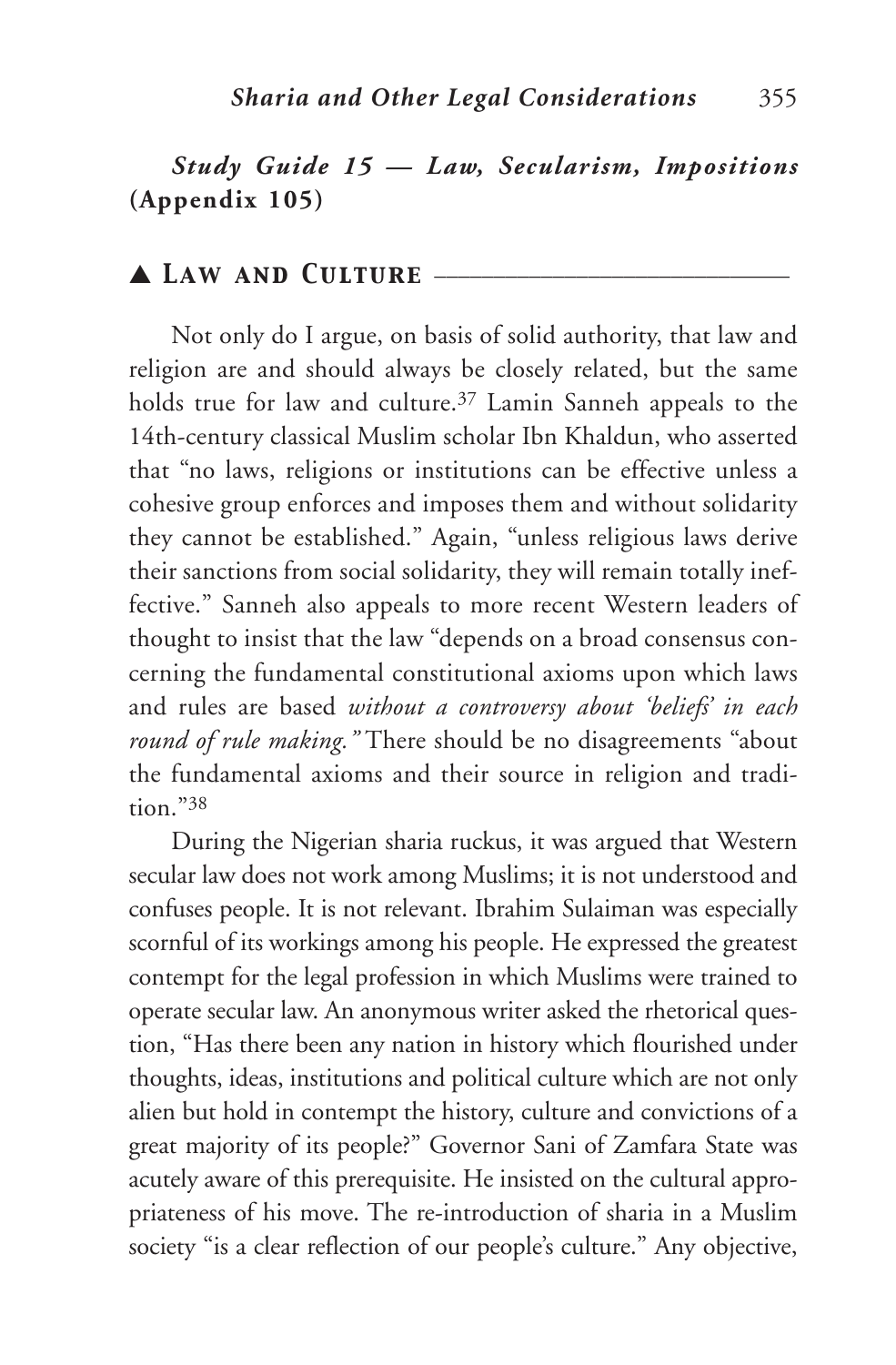## *Study Guide 15 — Law, Secularism, Impositions* (Appendix 105)

### ▲ Law and Culture

Not only do I argue, on basis of solid authority, that law and religion are and should always be closely related, but the same holds true for law and culture.[37] Lamin Sanneh appeals to the 14th-century classical Muslim scholar Ibn Khaldun, who asserted that "no laws, religions or institutions can be effective unless a cohesive group enforces and imposes them and without solidarity they cannot be established." Again, "unless religious laws derive their sanctions from social solidarity, they will remain totally ineffective." Sanneh also appeals to more recent Western leaders of thought to insist that the law "depends on a broad consensus concerning the fundamental constitutional axioms upon which laws and rules are based *without a controversy about 'beliefs' in each round of rule making."* There should be no disagreements "about the fundamental axioms and their source in religion and tradition."[38]

During the Nigerian sharia ruckus, it was argued that Western secular law does not work among Muslims; it is not understood and confuses people. It is not relevant. Ibrahim Sulaiman was especially scornful of its workings among his people. He expressed the greatest contempt for the legal profession in which Muslims were trained to operate secular law. An anonymous writer asked the rhetorical question, "Has there been any nation in history which flourished under thoughts, ideas, institutions and political culture which are not only alien but hold in contempt the history, culture and convictions of a great majority of its people?" Governor Sani of Zamfara State was acutely aware of this prerequisite. He insisted on the cultural appropriateness of his move. The re-introduction of sharia in a Muslim society "is a clear reflection of our people's culture." Any objective,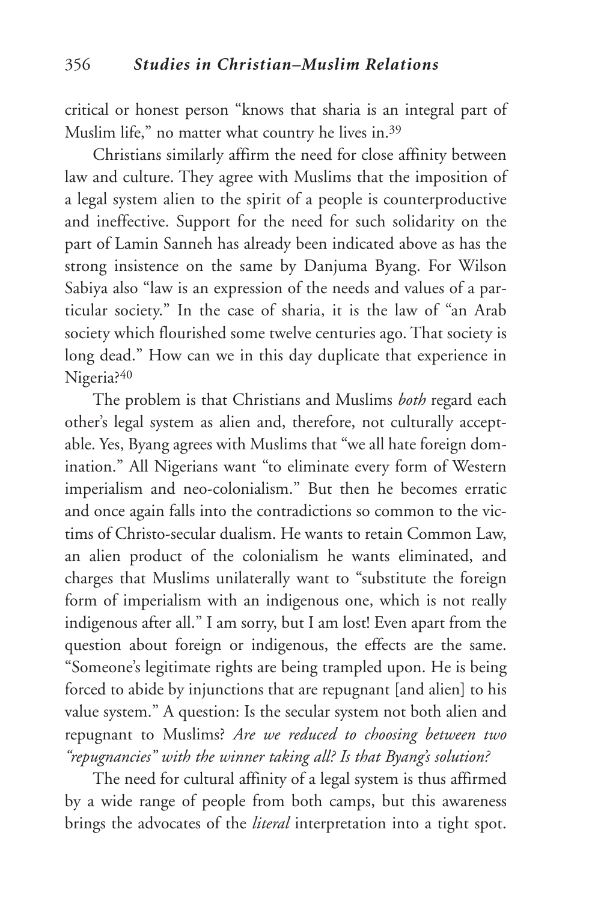critical or honest person "knows that sharia is an integral part of Muslim life," no matter what country he lives in.[39]

Christians similarly affirm the need for close affinity between law and culture. They agree with Muslims that the imposition of a legal system alien to the spirit of a people is counterproductive and ineffective. Support for the need for such solidarity on the part of Lamin Sanneh has already been indicated above as has the strong insistence on the same by Danjuma Byang. For Wilson Sabiya also "law is an expression of the needs and values of a particular society." In the case of sharia, it is the law of "an Arab society which flourished some twelve centuries ago. That society is long dead." How can we in this day duplicate that experience in Nigeria?[40]

The problem is that Christians and Muslims *both* regard each other's legal system as alien and, therefore, not culturally acceptable. Yes, Byang agrees with Muslims that "we all hate foreign domination." All Nigerians want "to eliminate every form of Western imperialism and neo-colonialism." But then he becomes erratic and once again falls into the contradictions so common to the victims of Christo-secular dualism. He wants to retain Common Law, an alien product of the colonialism he wants eliminated, and charges that Muslims unilaterally want to "substitute the foreign form of imperialism with an indigenous one, which is not really indigenous after all." I am sorry, but I am lost! Even apart from the question about foreign or indigenous, the effects are the same. "Someone's legitimate rights are being trampled upon. He is being forced to abide by injunctions that are repugnant [and alien] to his value system." A question: Is the secular system not both alien and repugnant to Muslims? *Are we reduced to choosing between two "repugnancies" with the winner taking all? Is that Byang's solution?*

The need for cultural affinity of a legal system is thus affirmed by a wide range of people from both camps, but this awareness brings the advocates of the *literal* interpretation into a tight spot.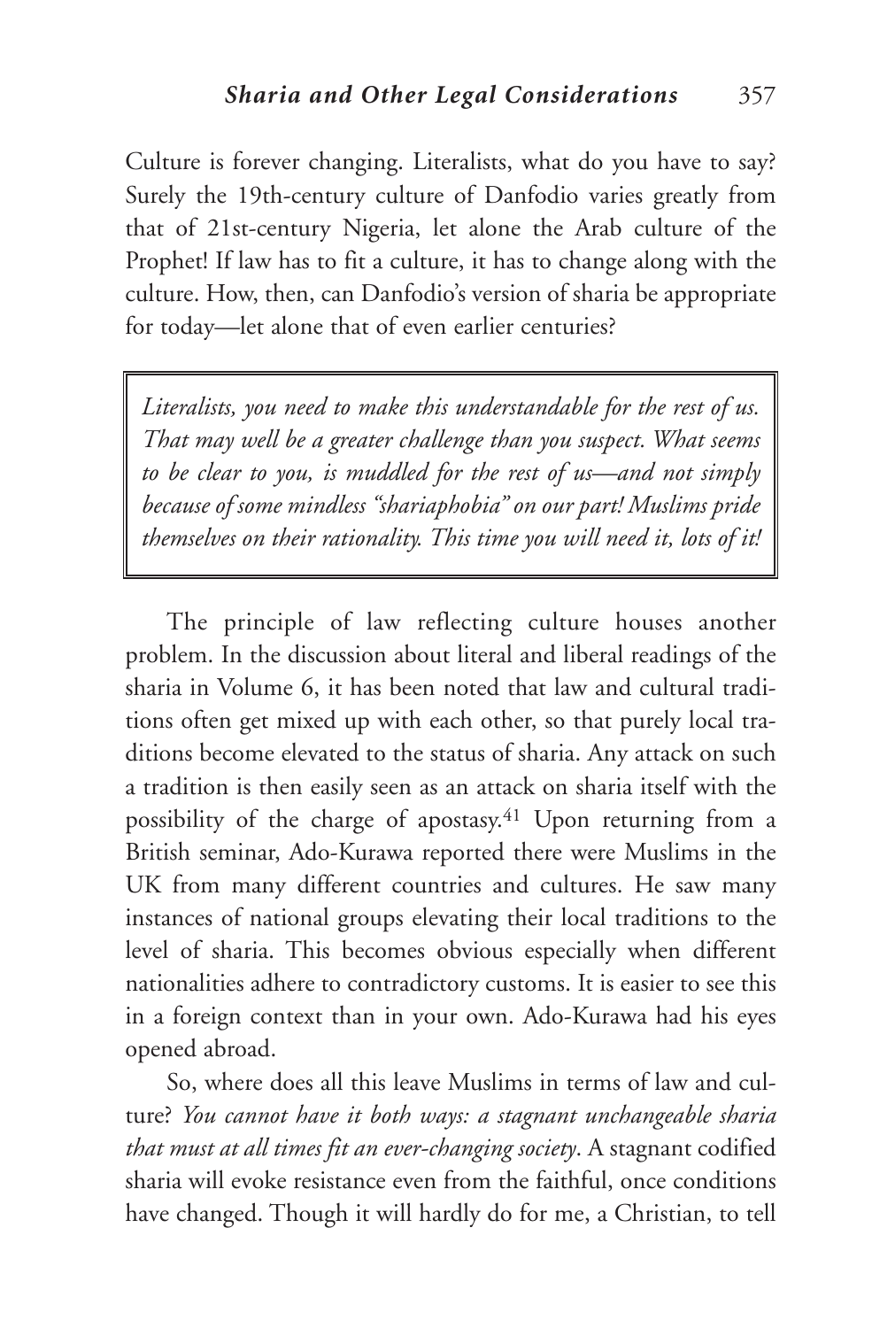Culture is forever changing. Literalists, what do you have to say? Surely the 19th-century culture of Danfodio varies greatly from that of 21st-century Nigeria, let alone the Arab culture of the Prophet! If law has to fit a culture, it has to change along with the culture. How, then, can Danfodio's version of sharia be appropriate for today—let alone that of even earlier centuries?

> *Literalists, you need to make this understandable for the rest of us. That may well be a greater challenge than you suspect. What seems to be clear to you, is muddled for the rest of us—and not simply because of some mindless "shariaphobia" on our part! Muslims pride themselves on their rationality. This time you will need it, lots of it!*

The principle of law reflecting culture houses another problem. In the discussion about literal and liberal readings of the sharia in Volume 6, it has been noted that law and cultural traditions often get mixed up with each other, so that purely local traditions become elevated to the status of sharia. Any attack on such a tradition is then easily seen as an attack on sharia itself with the possibility of the charge of apostasy.[41] Upon returning from a British seminar, Ado-Kurawa reported there were Muslims in the UK from many different countries and cultures. He saw many instances of national groups elevating their local traditions to the level of sharia. This becomes obvious especially when different nationalities adhere to contradictory customs. It is easier to see this in a foreign context than in your own. Ado-Kurawa had his eyes opened abroad.

So, where does all this leave Muslims in terms of law and culture? *You cannot have it both ways: a stagnant unchangeable sharia that must at all times fit an ever-changing society*. A stagnant codified sharia will evoke resistance even from the faithful, once conditions have changed. Though it will hardly do for me, a Christian, to tell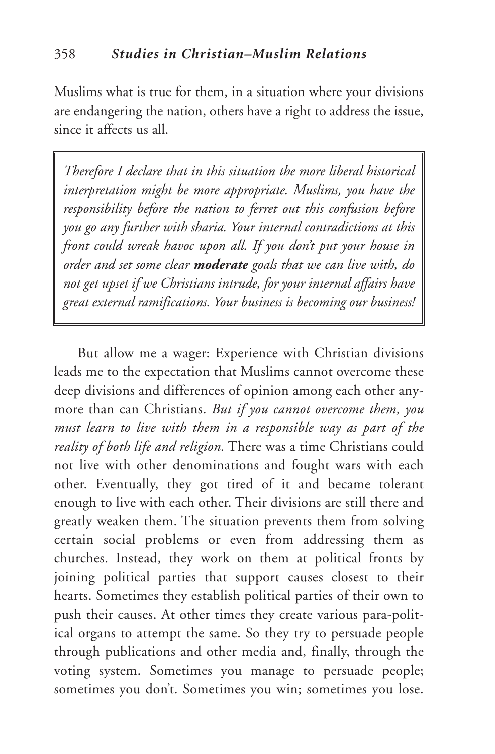Muslims what is true for them, in a situation where your divisions are endangering the nation, others have a right to address the issue, since it affects us all.

> *Therefore I declare that in this situation the more liberal historical interpretation might be more appropriate. Muslims, you have the responsibility before the nation to ferret out this confusion before you go any further with sharia. Your internal contradictions at this front could wreak havoc upon all. If you don't put your house in order and set some clear **moderate** goals that we can live with, do not get upset if we Christians intrude, for your internal affairs have great external ramifications. Your business is becoming our business!*

But allow me a wager: Experience with Christian divisions leads me to the expectation that Muslims cannot overcome these deep divisions and differences of opinion among each other anymore than can Christians. *But if you cannot overcome them, you must learn to live with them in a responsible way as part of the reality of both life and religion.* There was a time Christians could not live with other denominations and fought wars with each other. Eventually, they got tired of it and became tolerant enough to live with each other. Their divisions are still there and greatly weaken them. The situation prevents them from solving certain social problems or even from addressing them as churches. Instead, they work on them at political fronts by joining political parties that support causes closest to their hearts. Sometimes they establish political parties of their own to push their causes. At other times they create various para-political organs to attempt the same. So they try to persuade people through publications and other media and, finally, through the voting system. Sometimes you manage to persuade people; sometimes you don't. Sometimes you win; sometimes you lose.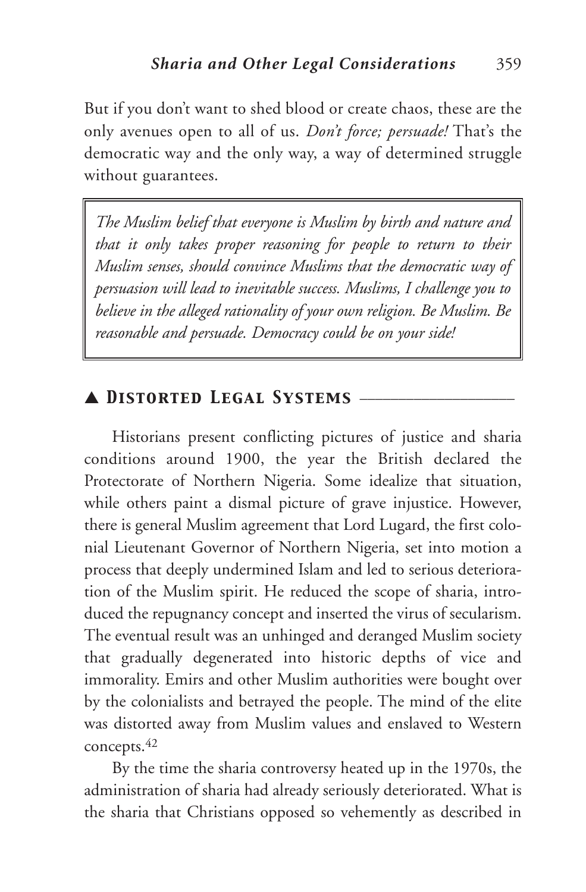But if you don't want to shed blood or create chaos, these are the only avenues open to all of us. *Don't force; persuade!* That's the democratic way and the only way, a way of determined struggle without guarantees.

> *The Muslim belief that everyone is Muslim by birth and nature and that it only takes proper reasoning for people to return to their Muslim senses, should convince Muslims that the democratic way of persuasion will lead to inevitable success. Muslims, I challenge you to believe in the alleged rationality of your own religion. Be Muslim. Be reasonable and persuade. Democracy could be on your side!*

## ▲ *Distorted Legal Systems*

Historians present conflicting pictures of justice and sharia conditions around 1900, the year the British declared the Protectorate of Northern Nigeria. Some idealize that situation, while others paint a dismal picture of grave injustice. However, there is general Muslim agreement that Lord Lugard, the first colonial Lieutenant Governor of Northern Nigeria, set into motion a process that deeply undermined Islam and led to serious deterioration of the Muslim spirit. He reduced the scope of sharia, introduced the repugnancy concept and inserted the virus of secularism. The eventual result was an unhinged and deranged Muslim society that gradually degenerated into historic depths of vice and immorality. Emirs and other Muslim authorities were bought over by the colonialists and betrayed the people. The mind of the elite was distorted away from Muslim values and enslaved to Western concepts.[42]

By the time the sharia controversy heated up in the 1970s, the administration of sharia had already seriously deteriorated. What is the sharia that Christians opposed so vehemently as described in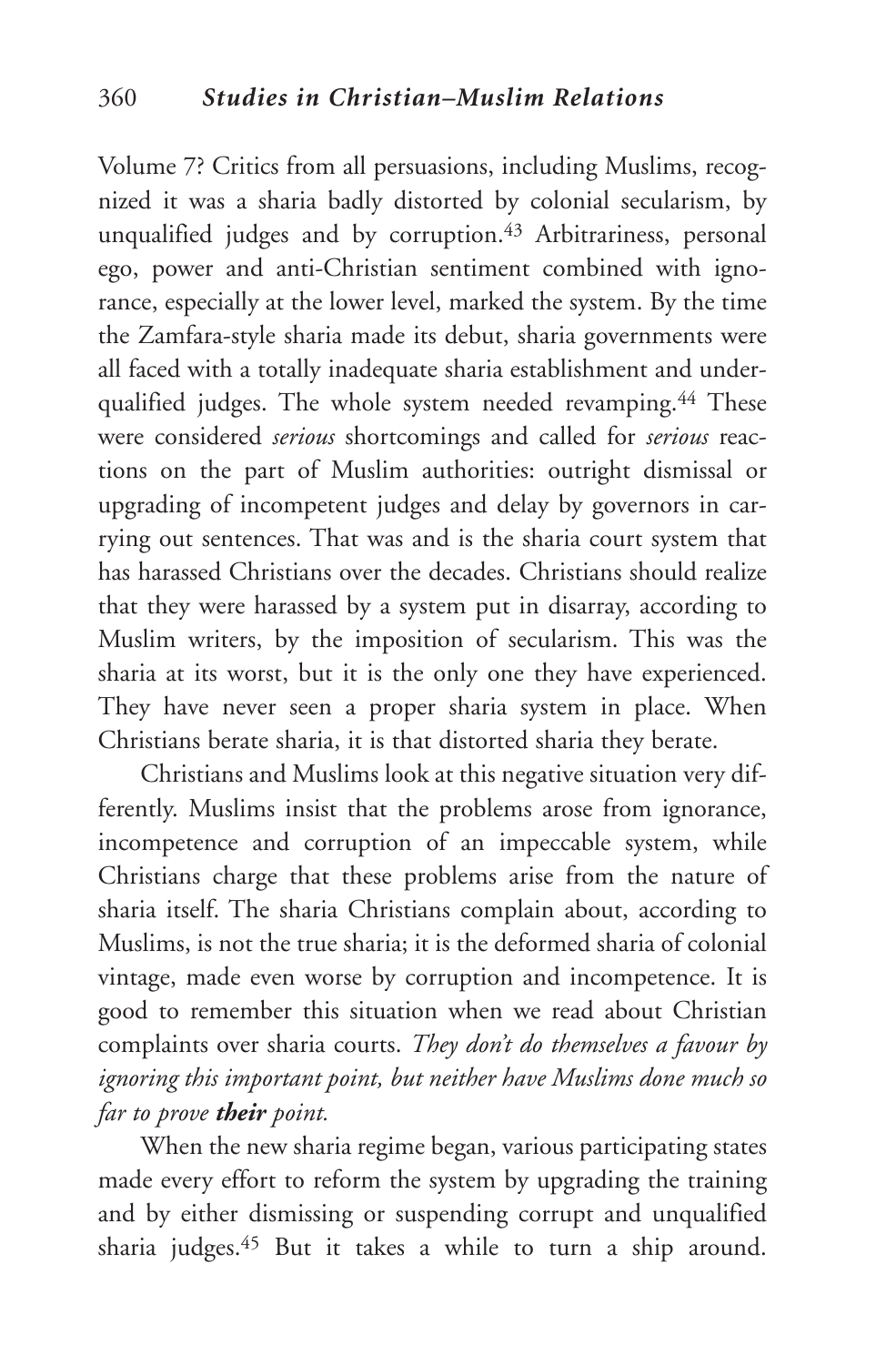Volume 7? Critics from all persuasions, including Muslims, recognized it was a sharia badly distorted by colonial secularism, by unqualified judges and by corruption.[43] Arbitrariness, personal ego, power and anti-Christian sentiment combined with ignorance, especially at the lower level, marked the system. By the time the Zamfara-style sharia made its debut, sharia governments were all faced with a totally inadequate sharia establishment and underqualified judges. The whole system needed revamping.[44] These were considered *serious* shortcomings and called for *serious* reactions on the part of Muslim authorities: outright dismissal or upgrading of incompetent judges and delay by governors in carrying out sentences. That was and is the sharia court system that has harassed Christians over the decades. Christians should realize that they were harassed by a system put in disarray, according to Muslim writers, by the imposition of secularism. This was the sharia at its worst, but it is the only one they have experienced. They have never seen a proper sharia system in place. When Christians berate sharia, it is that distorted sharia they berate.

Christians and Muslims look at this negative situation very differently. Muslims insist that the problems arose from ignorance, incompetence and corruption of an impeccable system, while Christians charge that these problems arise from the nature of sharia itself. The sharia Christians complain about, according to Muslims, is not the true sharia; it is the deformed sharia of colonial vintage, made even worse by corruption and incompetence. It is good to remember this situation when we read about Christian complaints over sharia courts. *They don't do themselves a favour by ignoring this important point, but neither have Muslims done much so far to prove **their** point.*

When the new sharia regime began, various participating states made every effort to reform the system by upgrading the training and by either dismissing or suspending corrupt and unqualified sharia judges.[45] But it takes a while to turn a ship around.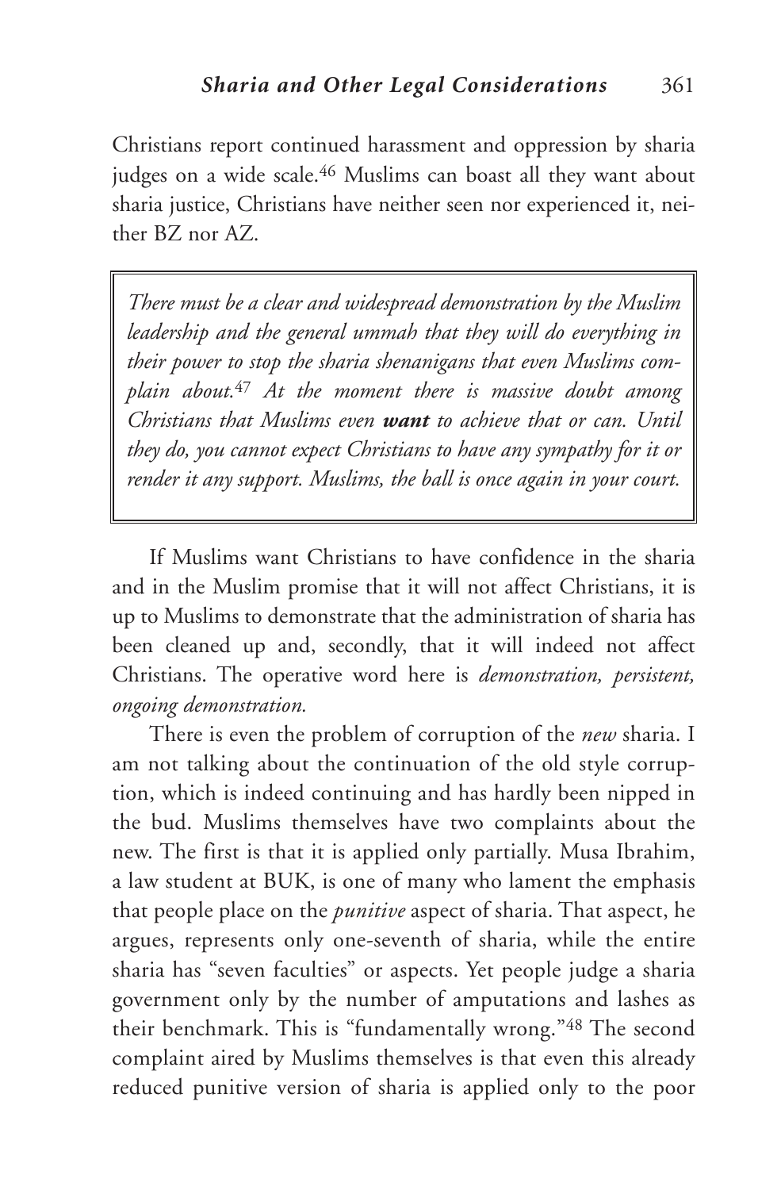Christians report continued harassment and oppression by sharia judges on a wide scale.[46] Muslims can boast all they want about sharia justice, Christians have neither seen nor experienced it, neither BZ nor AZ.

> *There must be a clear and widespread demonstration by the Muslim leadership and the general ummah that they will do everything in their power to stop the sharia shenanigans that even Muslims complain about.[47] At the moment there is massive doubt among Christians that Muslims even* ***want*** *to achieve that or can. Until they do, you cannot expect Christians to have any sympathy for it or render it any support. Muslims, the ball is once again in your court.*

If Muslims want Christians to have confidence in the sharia and in the Muslim promise that it will not affect Christians, it is up to Muslims to demonstrate that the administration of sharia has been cleaned up and, secondly, that it will indeed not affect Christians. The operative word here is *demonstration, persistent, ongoing demonstration.*

There is even the problem of corruption of the *new* sharia. I am not talking about the continuation of the old style corruption, which is indeed continuing and has hardly been nipped in the bud. Muslims themselves have two complaints about the new. The first is that it is applied only partially. Musa Ibrahim, a law student at BUK, is one of many who lament the emphasis that people place on the *punitive* aspect of sharia. That aspect, he argues, represents only one-seventh of sharia, while the entire sharia has "seven faculties" or aspects. Yet people judge a sharia government only by the number of amputations and lashes as their benchmark. This is "fundamentally wrong."[48] The second complaint aired by Muslims themselves is that even this already reduced punitive version of sharia is applied only to the poor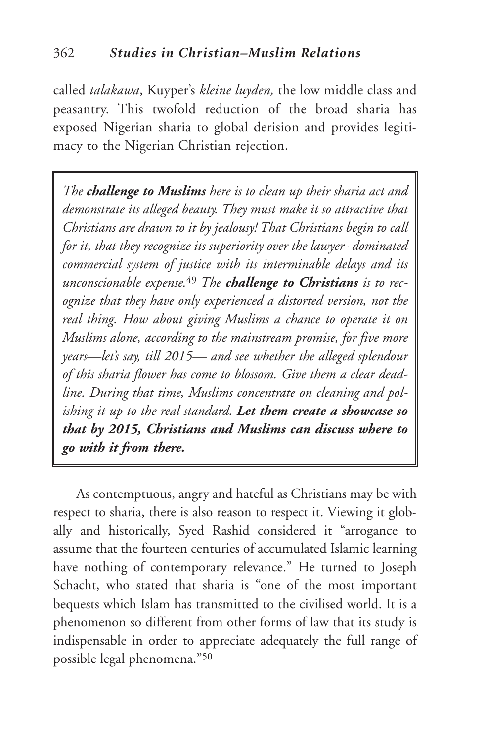called *talakawa*, Kuyper's *kleine luyden,* the low middle class and peasantry. This twofold reduction of the broad sharia has exposed Nigerian sharia to global derision and provides legitimacy to the Nigerian Christian rejection.

> *The* ***challenge to Muslims*** *here is to clean up their sharia act and demonstrate its alleged beauty. They must make it so attractive that Christians are drawn to it by jealousy! That Christians begin to call for it, that they recognize its superiority over the lawyer- dominated commercial system of justice with its interminable delays and its unconscionable expense.*[49] *The* ***challenge to Christians*** *is to recognize that they have only experienced a distorted version, not the real thing. How about giving Muslims a chance to operate it on Muslims alone, according to the mainstream promise, for five more years—let's say, till 2015— and see whether the alleged splendour of this sharia flower has come to blossom. Give them a clear deadline. During that time, Muslims concentrate on cleaning and polishing it up to the real standard.* ***Let them create a showcase so that by 2015, Christians and Muslims can discuss where to go with it from there.***

As contemptuous, angry and hateful as Christians may be with respect to sharia, there is also reason to respect it. Viewing it globally and historically, Syed Rashid considered it "arrogance to assume that the fourteen centuries of accumulated Islamic learning have nothing of contemporary relevance." He turned to Joseph Schacht, who stated that sharia is "one of the most important bequests which Islam has transmitted to the civilised world. It is a phenomenon so different from other forms of law that its study is indispensable in order to appreciate adequately the full range of possible legal phenomena."[50]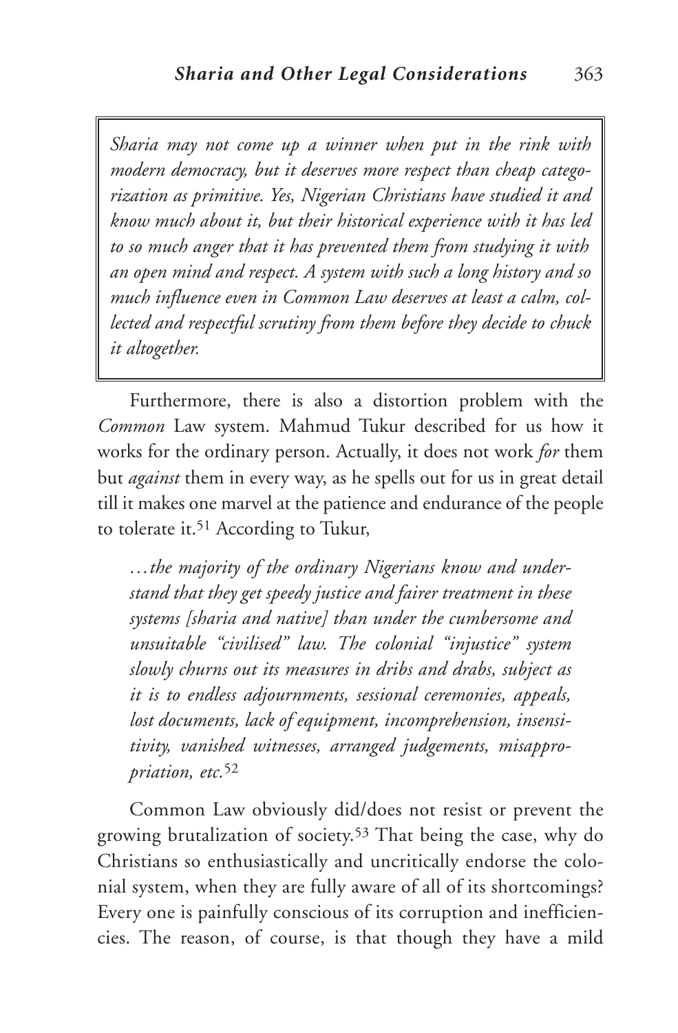> *Sharia may not come up a winner when put in the rink with modern democracy, but it deserves more respect than cheap categorization as primitive. Yes, Nigerian Christians have studied it and know much about it, but their historical experience with it has led to so much anger that it has prevented them from studying it with an open mind and respect. A system with such a long history and so much influence even in Common Law deserves at least a calm, collected and respectful scrutiny from them before they decide to chuck it altogether.*

Furthermore, there is also a distortion problem with the *Common* Law system. Mahmud Tukur described for us how it works for the ordinary person. Actually, it does not work *for* them but *against* them in every way, as he spells out for us in great detail till it makes one marvel at the patience and endurance of the people to tolerate it.[51] According to Tukur,

> *…the majority of the ordinary Nigerians know and understand that they get speedy justice and fairer treatment in these systems [sharia and native] than under the cumbersome and unsuitable "civilised" law. The colonial "injustice" system slowly churns out its measures in dribs and drabs, subject as it is to endless adjournments, sessional ceremonies, appeals, lost documents, lack of equipment, incomprehension, insensitivity, vanished witnesses, arranged judgements, misappropriation, etc.*[52]

Common Law obviously did/does not resist or prevent the growing brutalization of society.[53] That being the case, why do Christians so enthusiastically and uncritically endorse the colonial system, when they are fully aware of all of its shortcomings? Every one is painfully conscious of its corruption and inefficiencies. The reason, of course, is that though they have a mild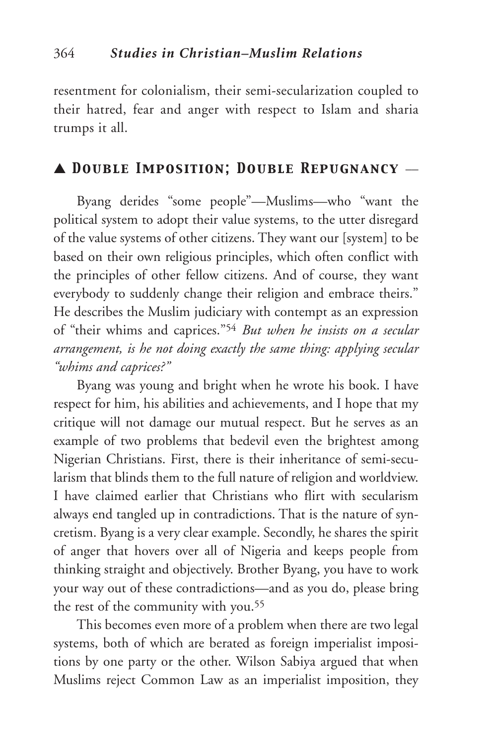resentment for colonialism, their semi-secularization coupled to their hatred, fear and anger with respect to Islam and sharia trumps it all.

## ▲ *Double Imposition; Double Repugnancy* —

Byang derides "some people"—Muslims—who "want the political system to adopt their value systems, to the utter disregard of the value systems of other citizens. They want our [system] to be based on their own religious principles, which often conflict with the principles of other fellow citizens. And of course, they want everybody to suddenly change their religion and embrace theirs." He describes the Muslim judiciary with contempt as an expression of "their whims and caprices."[54] *But when he insists on a secular arrangement, is he not doing exactly the same thing: applying secular "whims and caprices?"*

Byang was young and bright when he wrote his book. I have respect for him, his abilities and achievements, and I hope that my critique will not damage our mutual respect. But he serves as an example of two problems that bedevil even the brightest among Nigerian Christians. First, there is their inheritance of semi-secularism that blinds them to the full nature of religion and worldview. I have claimed earlier that Christians who flirt with secularism always end tangled up in contradictions. That is the nature of syncretism. Byang is a very clear example. Secondly, he shares the spirit of anger that hovers over all of Nigeria and keeps people from thinking straight and objectively. Brother Byang, you have to work your way out of these contradictions—and as you do, please bring the rest of the community with you.[55]

This becomes even more of a problem when there are two legal systems, both of which are berated as foreign imperialist impositions by one party or the other. Wilson Sabiya argued that when Muslims reject Common Law as an imperialist imposition, they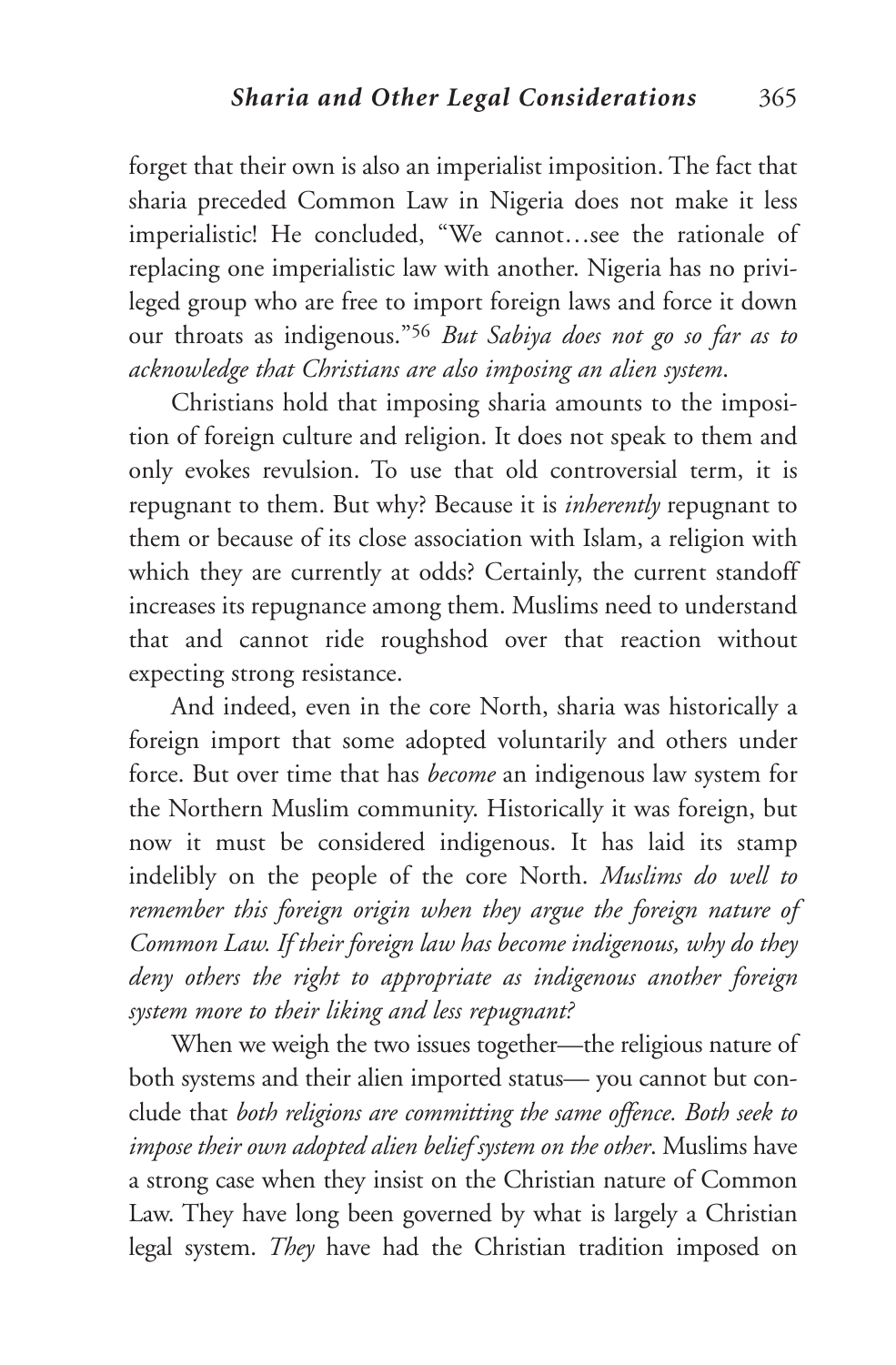forget that their own is also an imperialist imposition. The fact that sharia preceded Common Law in Nigeria does not make it less imperialistic! He concluded, "We cannot…see the rationale of replacing one imperialistic law with another. Nigeria has no privileged group who are free to import foreign laws and force it down our throats as indigenous."[56] *But Sabiya does not go so far as to acknowledge that Christians are also imposing an alien system*.

Christians hold that imposing sharia amounts to the imposition of foreign culture and religion. It does not speak to them and only evokes revulsion. To use that old controversial term, it is repugnant to them. But why? Because it is *inherently* repugnant to them or because of its close association with Islam, a religion with which they are currently at odds? Certainly, the current standoff increases its repugnance among them. Muslims need to understand that and cannot ride roughshod over that reaction without expecting strong resistance.

And indeed, even in the core North, sharia was historically a foreign import that some adopted voluntarily and others under force. But over time that has *become* an indigenous law system for the Northern Muslim community. Historically it was foreign, but now it must be considered indigenous. It has laid its stamp indelibly on the people of the core North. *Muslims do well to remember this foreign origin when they argue the foreign nature of Common Law. If their foreign law has become indigenous, why do they deny others the right to appropriate as indigenous another foreign system more to their liking and less repugnant?*

When we weigh the two issues together—the religious nature of both systems and their alien imported status— you cannot but conclude that *both religions are committing the same offence. Both seek to impose their own adopted alien belief system on the other*. Muslims have a strong case when they insist on the Christian nature of Common Law. They have long been governed by what is largely a Christian legal system. *They* have had the Christian tradition imposed on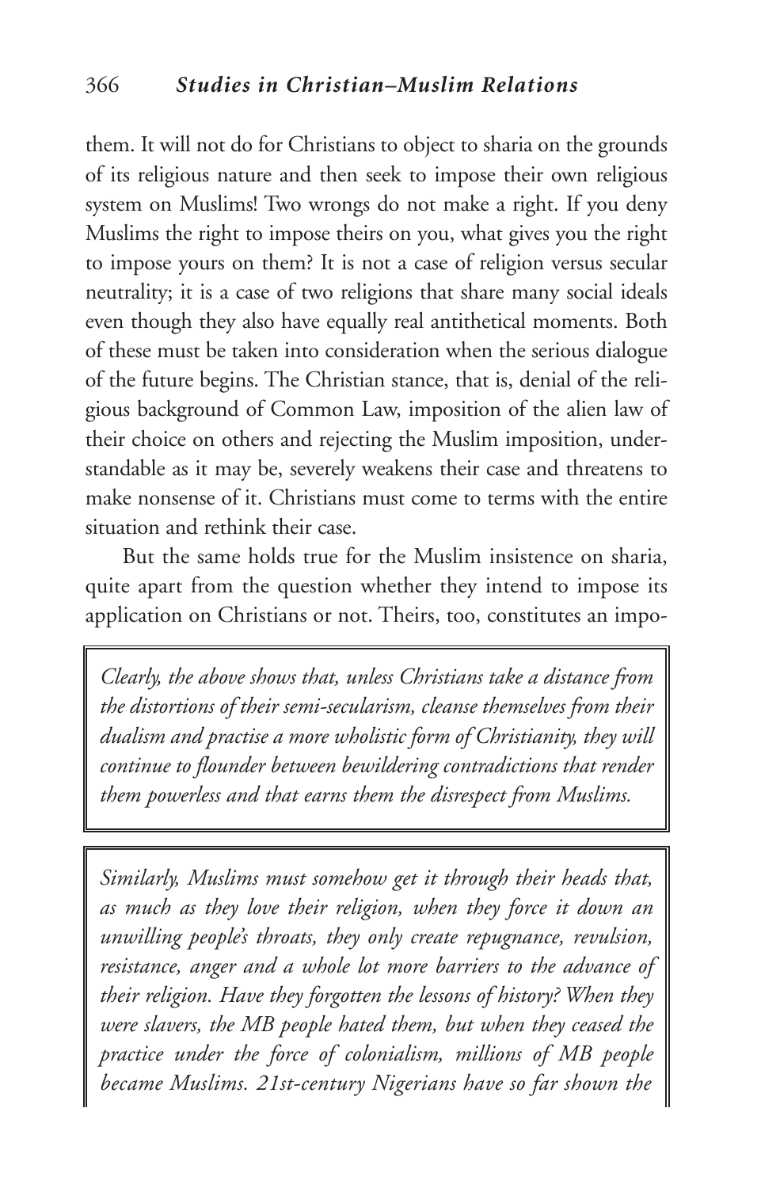them. It will not do for Christians to object to sharia on the grounds of its religious nature and then seek to impose their own religious system on Muslims! Two wrongs do not make a right. If you deny Muslims the right to impose theirs on you, what gives you the right to impose yours on them? It is not a case of religion versus secular neutrality; it is a case of two religions that share many social ideals even though they also have equally real antithetical moments. Both of these must be taken into consideration when the serious dialogue of the future begins. The Christian stance, that is, denial of the religious background of Common Law, imposition of the alien law of their choice on others and rejecting the Muslim imposition, understandable as it may be, severely weakens their case and threatens to make nonsense of it. Christians must come to terms with the entire situation and rethink their case.

But the same holds true for the Muslim insistence on sharia, quite apart from the question whether they intend to impose its application on Christians or not. Theirs, too, constitutes an impo-

> *Clearly, the above shows that, unless Christians take a distance from the distortions of their semi-secularism, cleanse themselves from their dualism and practise a more wholistic form of Christianity, they will continue to flounder between bewildering contradictions that render them powerless and that earns them the disrespect from Muslims.*

> *Similarly, Muslims must somehow get it through their heads that, as much as they love their religion, when they force it down an unwilling people's throats, they only create repugnance, revulsion, resistance, anger and a whole lot more barriers to the advance of their religion. Have they forgotten the lessons of history? When they were slavers, the MB people hated them, but when they ceased the practice under the force of colonialism, millions of MB people became Muslims. 21st-century Nigerians have so far shown the*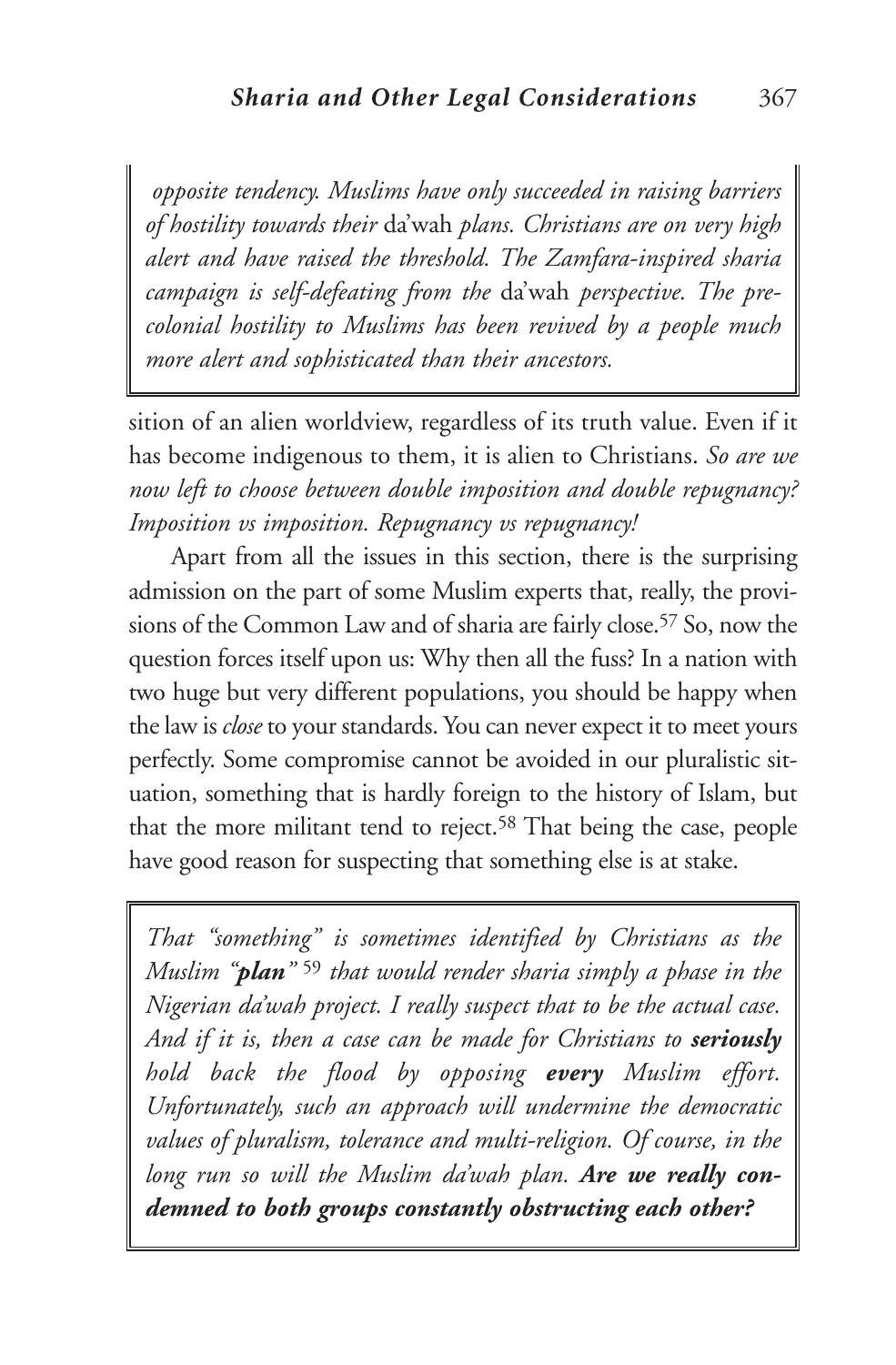*opposite tendency. Muslims have only succeeded in raising barriers of hostility towards their* da'wah *plans. Christians are on very high alert and have raised the threshold. The Zamfara-inspired sharia campaign is self-defeating from the* da'wah *perspective. The pre-colonial hostility to Muslims has been revived by a people much more alert and sophisticated than their ancestors.*

sition of an alien worldview, regardless of its truth value. Even if it has become indigenous to them, it is alien to Christians. *So are we now left to choose between double imposition and double repugnancy? Imposition vs imposition. Repugnancy vs repugnancy!*

Apart from all the issues in this section, there is the surprising admission on the part of some Muslim experts that, really, the provisions of the Common Law and of sharia are fairly close.[57] So, now the question forces itself upon us: Why then all the fuss? In a nation with two huge but very different populations, you should be happy when the law is *close* to your standards. You can never expect it to meet yours perfectly. Some compromise cannot be avoided in our pluralistic situation, something that is hardly foreign to the history of Islam, but that the more militant tend to reject.[58] That being the case, people have good reason for suspecting that something else is at stake.

*That "something" is sometimes identified by Christians as the Muslim "**plan**"* [59] *that would render sharia simply a phase in the Nigerian da'wah project. I really suspect that to be the actual case. And if it is, then a case can be made for Christians to **seriously** hold back the flood by opposing **every** Muslim effort. Unfortunately, such an approach will undermine the democratic values of pluralism, tolerance and multi-religion. Of course, in the long run so will the Muslim da'wah plan. **Are we really condemned to both groups constantly obstructing each other?***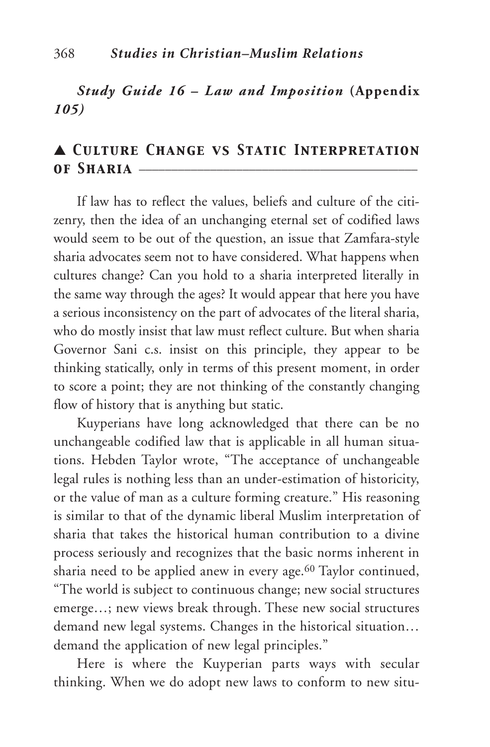*Study Guide 16 – Law and Imposition* **(Appendix** ***105)***

## ▲ Culture Change vs Static Interpretation of Sharia

If law has to reflect the values, beliefs and culture of the citizenry, then the idea of an unchanging eternal set of codified laws would seem to be out of the question, an issue that Zamfara-style sharia advocates seem not to have considered. What happens when cultures change? Can you hold to a sharia interpreted literally in the same way through the ages? It would appear that here you have a serious inconsistency on the part of advocates of the literal sharia, who do mostly insist that law must reflect culture. But when sharia Governor Sani c.s. insist on this principle, they appear to be thinking statically, only in terms of this present moment, in order to score a point; they are not thinking of the constantly changing flow of history that is anything but static.

Kuyperians have long acknowledged that there can be no unchangeable codified law that is applicable in all human situations. Hebden Taylor wrote, "The acceptance of unchangeable legal rules is nothing less than an under-estimation of historicity, or the value of man as a culture forming creature." His reasoning is similar to that of the dynamic liberal Muslim interpretation of sharia that takes the historical human contribution to a divine process seriously and recognizes that the basic norms inherent in sharia need to be applied anew in every age.[60] Taylor continued, "The world is subject to continuous change; new social structures emerge…; new views break through. These new social structures demand new legal systems. Changes in the historical situation… demand the application of new legal principles."

Here is where the Kuyperian parts ways with secular thinking. When we do adopt new laws to conform to new situ-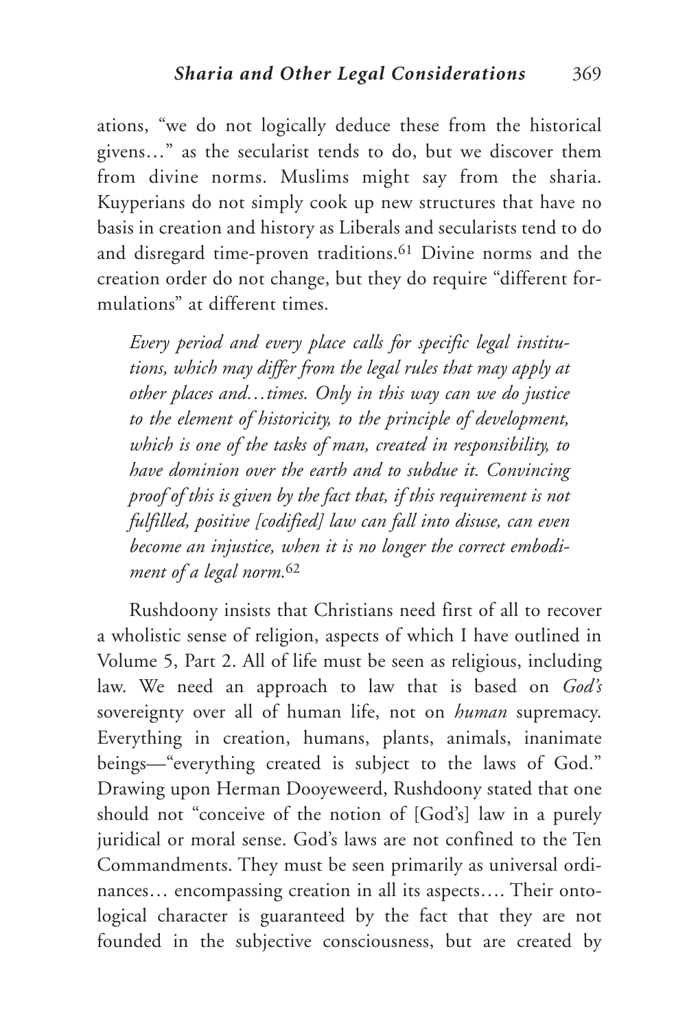ations, "we do not logically deduce these from the historical givens…" as the secularist tends to do, but we discover them from divine norms. Muslims might say from the sharia. Kuyperians do not simply cook up new structures that have no basis in creation and history as Liberals and secularists tend to do and disregard time-proven traditions.[61] Divine norms and the creation order do not change, but they do require "different formulations" at different times.

> *Every period and every place calls for specific legal institutions, which may differ from the legal rules that may apply at other places and…times. Only in this way can we do justice to the element of historicity, to the principle of development, which is one of the tasks of man, created in responsibility, to have dominion over the earth and to subdue it. Convincing proof of this is given by the fact that, if this requirement is not fulfilled, positive [codified] law can fall into disuse, can even become an injustice, when it is no longer the correct embodiment of a legal norm.*[62]

Rushdoony insists that Christians need first of all to recover a wholistic sense of religion, aspects of which I have outlined in Volume 5, Part 2. All of life must be seen as religious, including law. We need an approach to law that is based on *God's* sovereignty over all of human life, not on *human* supremacy. Everything in creation, humans, plants, animals, inanimate beings—"everything created is subject to the laws of God." Drawing upon Herman Dooyeweerd, Rushdoony stated that one should not "conceive of the notion of [God's] law in a purely juridical or moral sense. God's laws are not confined to the Ten Commandments. They must be seen primarily as universal ordinances… encompassing creation in all its aspects…. Their ontological character is guaranteed by the fact that they are not founded in the subjective consciousness, but are created by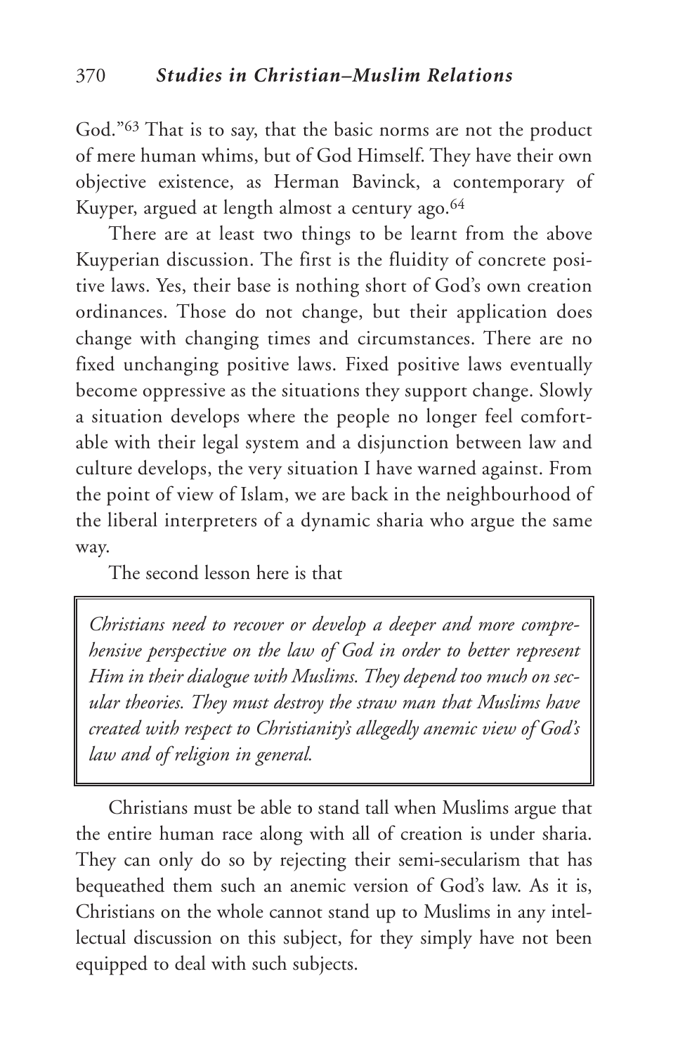God."[63] That is to say, that the basic norms are not the product of mere human whims, but of God Himself. They have their own objective existence, as Herman Bavinck, a contemporary of Kuyper, argued at length almost a century ago.[64]

There are at least two things to be learnt from the above Kuyperian discussion. The first is the fluidity of concrete positive laws. Yes, their base is nothing short of God's own creation ordinances. Those do not change, but their application does change with changing times and circumstances. There are no fixed unchanging positive laws. Fixed positive laws eventually become oppressive as the situations they support change. Slowly a situation develops where the people no longer feel comfortable with their legal system and a disjunction between law and culture develops, the very situation I have warned against. From the point of view of Islam, we are back in the neighbourhood of the liberal interpreters of a dynamic sharia who argue the same way.

The second lesson here is that

> *Christians need to recover or develop a deeper and more comprehensive perspective on the law of God in order to better represent Him in their dialogue with Muslims. They depend too much on secular theories. They must destroy the straw man that Muslims have created with respect to Christianity's allegedly anemic view of God's law and of religion in general.*

Christians must be able to stand tall when Muslims argue that the entire human race along with all of creation is under sharia. They can only do so by rejecting their semi-secularism that has bequeathed them such an anemic version of God's law. As it is, Christians on the whole cannot stand up to Muslims in any intellectual discussion on this subject, for they simply have not been equipped to deal with such subjects.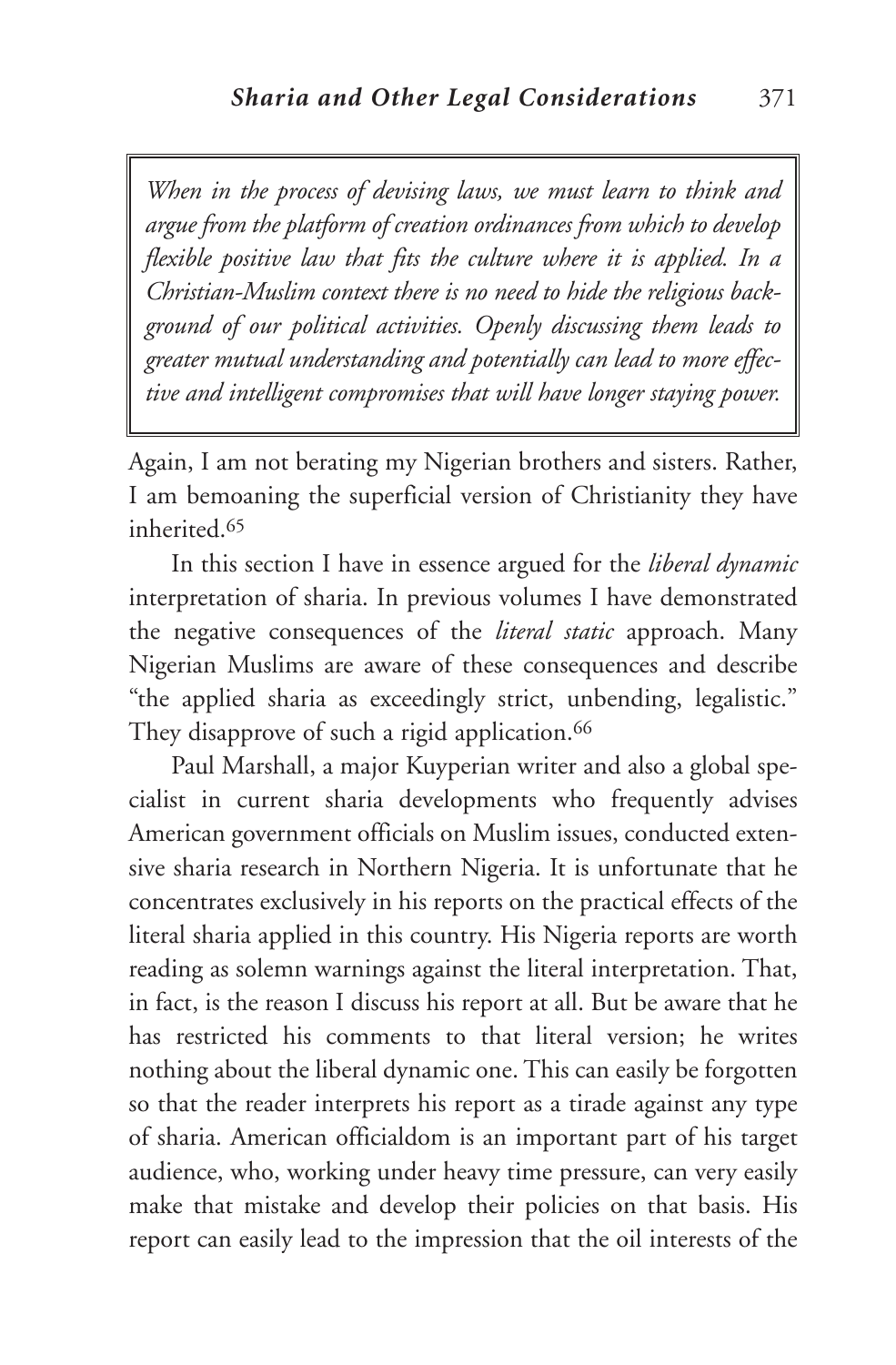> *When in the process of devising laws, we must learn to think and argue from the platform of creation ordinances from which to develop flexible positive law that fits the culture where it is applied. In a Christian-Muslim context there is no need to hide the religious background of our political activities. Openly discussing them leads to greater mutual understanding and potentially can lead to more effective and intelligent compromises that will have longer staying power.*

Again, I am not berating my Nigerian brothers and sisters. Rather, I am bemoaning the superficial version of Christianity they have inherited.[65]

In this section I have in essence argued for the *liberal dynamic* interpretation of sharia. In previous volumes I have demonstrated the negative consequences of the *literal static* approach. Many Nigerian Muslims are aware of these consequences and describe "the applied sharia as exceedingly strict, unbending, legalistic." They disapprove of such a rigid application.[66]

Paul Marshall, a major Kuyperian writer and also a global specialist in current sharia developments who frequently advises American government officials on Muslim issues, conducted extensive sharia research in Northern Nigeria. It is unfortunate that he concentrates exclusively in his reports on the practical effects of the literal sharia applied in this country. His Nigeria reports are worth reading as solemn warnings against the literal interpretation. That, in fact, is the reason I discuss his report at all. But be aware that he has restricted his comments to that literal version; he writes nothing about the liberal dynamic one. This can easily be forgotten so that the reader interprets his report as a tirade against any type of sharia. American officialdom is an important part of his target audience, who, working under heavy time pressure, can very easily make that mistake and develop their policies on that basis. His report can easily lead to the impression that the oil interests of the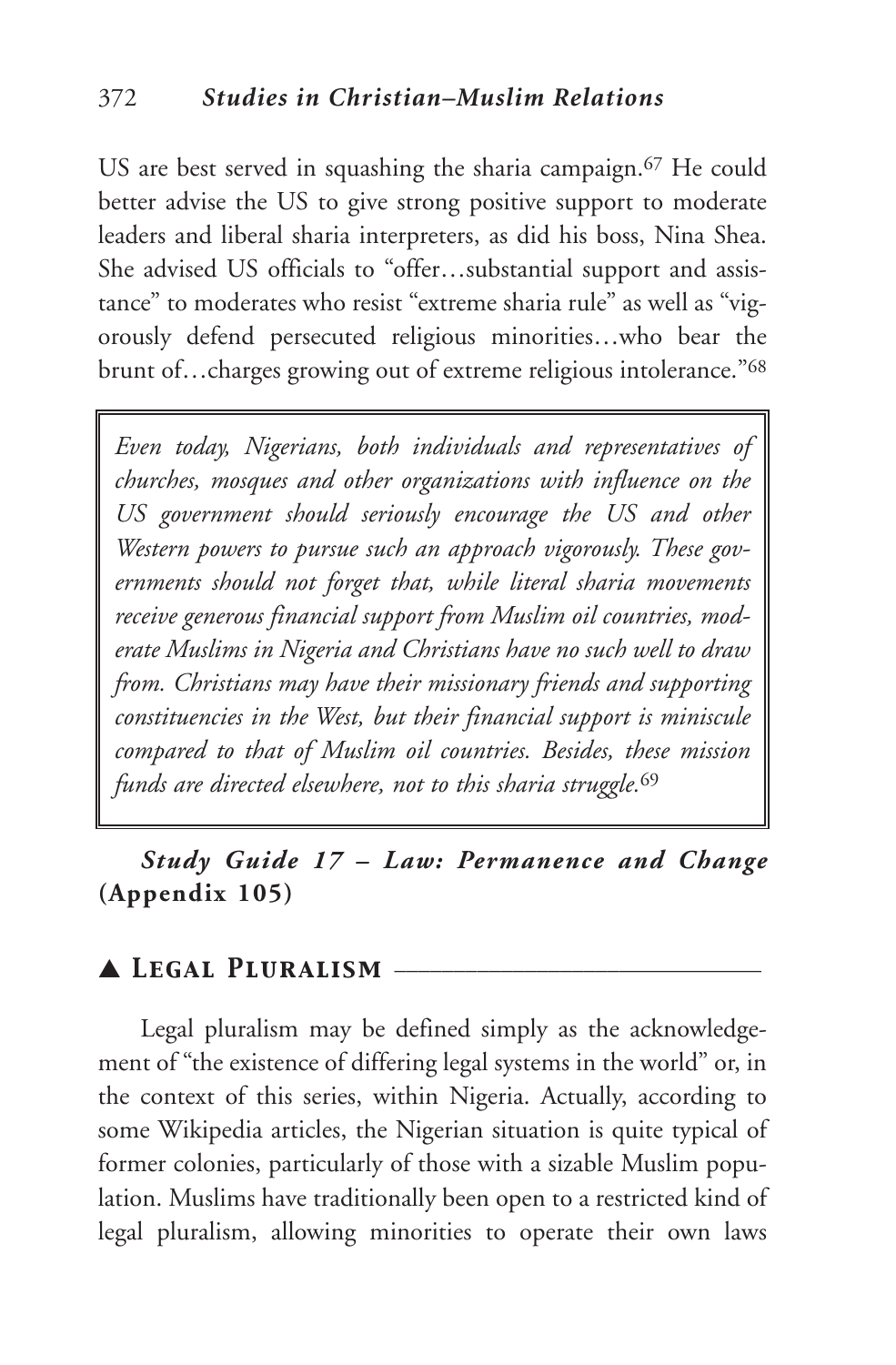US are best served in squashing the sharia campaign.[67] He could better advise the US to give strong positive support to moderate leaders and liberal sharia interpreters, as did his boss, Nina Shea. She advised US officials to "offer…substantial support and assistance" to moderates who resist "extreme sharia rule" as well as "vigorously defend persecuted religious minorities…who bear the brunt of…charges growing out of extreme religious intolerance."[68]

> *Even today, Nigerians, both individuals and representatives of churches, mosques and other organizations with influence on the US government should seriously encourage the US and other Western powers to pursue such an approach vigorously. These governments should not forget that, while literal sharia movements receive generous financial support from Muslim oil countries, moderate Muslims in Nigeria and Christians have no such well to draw from. Christians may have their missionary friends and supporting constituencies in the West, but their financial support is miniscule compared to that of Muslim oil countries. Besides, these mission funds are directed elsewhere, not to this sharia struggle.*[69]

***Study Guide 17 – Law: Permanence and Change* (Appendix 105)**

## ▲ Legal Pluralism

Legal pluralism may be defined simply as the acknowledgement of "the existence of differing legal systems in the world" or, in the context of this series, within Nigeria. Actually, according to some Wikipedia articles, the Nigerian situation is quite typical of former colonies, particularly of those with a sizable Muslim population. Muslims have traditionally been open to a restricted kind of legal pluralism, allowing minorities to operate their own laws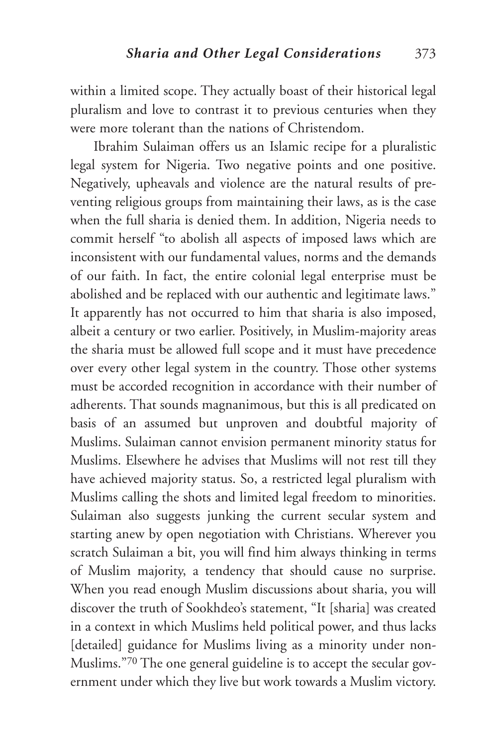within a limited scope. They actually boast of their historical legal pluralism and love to contrast it to previous centuries when they were more tolerant than the nations of Christendom.

Ibrahim Sulaiman offers us an Islamic recipe for a pluralistic legal system for Nigeria. Two negative points and one positive. Negatively, upheavals and violence are the natural results of preventing religious groups from maintaining their laws, as is the case when the full sharia is denied them. In addition, Nigeria needs to commit herself "to abolish all aspects of imposed laws which are inconsistent with our fundamental values, norms and the demands of our faith. In fact, the entire colonial legal enterprise must be abolished and be replaced with our authentic and legitimate laws." It apparently has not occurred to him that sharia is also imposed, albeit a century or two earlier. Positively, in Muslim-majority areas the sharia must be allowed full scope and it must have precedence over every other legal system in the country. Those other systems must be accorded recognition in accordance with their number of adherents. That sounds magnanimous, but this is all predicated on basis of an assumed but unproven and doubtful majority of Muslims. Sulaiman cannot envision permanent minority status for Muslims. Elsewhere he advises that Muslims will not rest till they have achieved majority status. So, a restricted legal pluralism with Muslims calling the shots and limited legal freedom to minorities. Sulaiman also suggests junking the current secular system and starting anew by open negotiation with Christians. Wherever you scratch Sulaiman a bit, you will find him always thinking in terms of Muslim majority, a tendency that should cause no surprise. When you read enough Muslim discussions about sharia, you will discover the truth of Sookhdeo's statement, "It [sharia] was created in a context in which Muslims held political power, and thus lacks [detailed] guidance for Muslims living as a minority under non-Muslims."[70] The one general guideline is to accept the secular government under which they live but work towards a Muslim victory.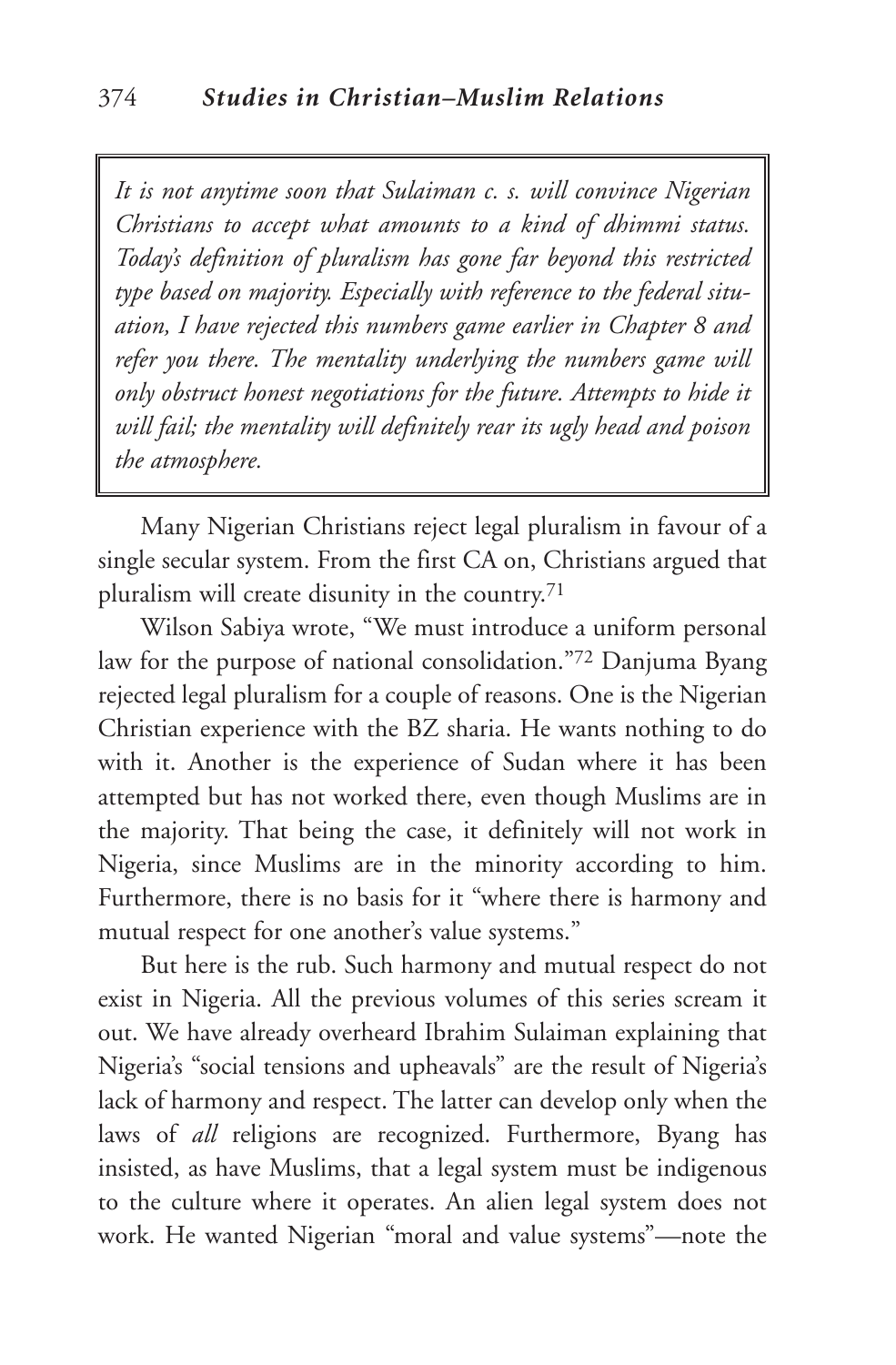> *It is not anytime soon that Sulaiman c. s. will convince Nigerian Christians to accept what amounts to a kind of dhimmi status. Today's definition of pluralism has gone far beyond this restricted type based on majority. Especially with reference to the federal situation, I have rejected this numbers game earlier in Chapter 8 and refer you there. The mentality underlying the numbers game will only obstruct honest negotiations for the future. Attempts to hide it will fail; the mentality will definitely rear its ugly head and poison the atmosphere.*

Many Nigerian Christians reject legal pluralism in favour of a single secular system. From the first CA on, Christians argued that pluralism will create disunity in the country.[71]

Wilson Sabiya wrote, "We must introduce a uniform personal law for the purpose of national consolidation."[72] Danjuma Byang rejected legal pluralism for a couple of reasons. One is the Nigerian Christian experience with the BZ sharia. He wants nothing to do with it. Another is the experience of Sudan where it has been attempted but has not worked there, even though Muslims are in the majority. That being the case, it definitely will not work in Nigeria, since Muslims are in the minority according to him. Furthermore, there is no basis for it "where there is harmony and mutual respect for one another's value systems."

But here is the rub. Such harmony and mutual respect do not exist in Nigeria. All the previous volumes of this series scream it out. We have already overheard Ibrahim Sulaiman explaining that Nigeria's "social tensions and upheavals" are the result of Nigeria's lack of harmony and respect. The latter can develop only when the laws of *all* religions are recognized. Furthermore, Byang has insisted, as have Muslims, that a legal system must be indigenous to the culture where it operates. An alien legal system does not work. He wanted Nigerian "moral and value systems"—note the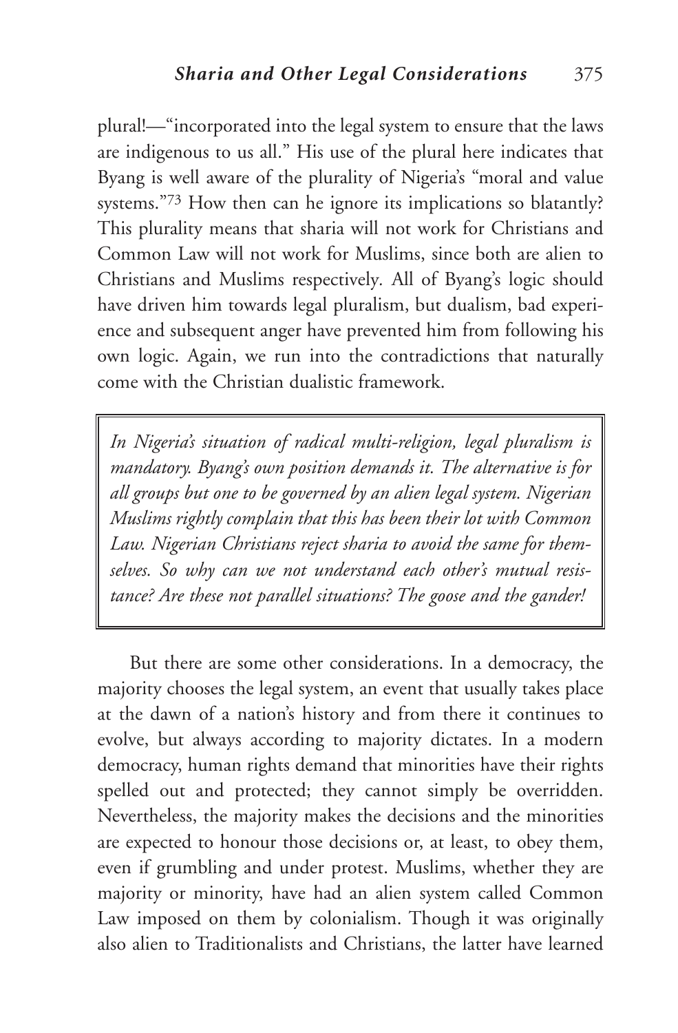plural!—"incorporated into the legal system to ensure that the laws are indigenous to us all." His use of the plural here indicates that Byang is well aware of the plurality of Nigeria's "moral and value systems."[73] How then can he ignore its implications so blatantly? This plurality means that sharia will not work for Christians and Common Law will not work for Muslims, since both are alien to Christians and Muslims respectively. All of Byang's logic should have driven him towards legal pluralism, but dualism, bad experience and subsequent anger have prevented him from following his own logic. Again, we run into the contradictions that naturally come with the Christian dualistic framework.

> *In Nigeria's situation of radical multi-religion, legal pluralism is mandatory. Byang's own position demands it. The alternative is for all groups but one to be governed by an alien legal system. Nigerian Muslims rightly complain that this has been their lot with Common Law. Nigerian Christians reject sharia to avoid the same for themselves. So why can we not understand each other's mutual resistance? Are these not parallel situations? The goose and the gander!*

But there are some other considerations. In a democracy, the majority chooses the legal system, an event that usually takes place at the dawn of a nation's history and from there it continues to evolve, but always according to majority dictates. In a modern democracy, human rights demand that minorities have their rights spelled out and protected; they cannot simply be overridden. Nevertheless, the majority makes the decisions and the minorities are expected to honour those decisions or, at least, to obey them, even if grumbling and under protest. Muslims, whether they are majority or minority, have had an alien system called Common Law imposed on them by colonialism. Though it was originally also alien to Traditionalists and Christians, the latter have learned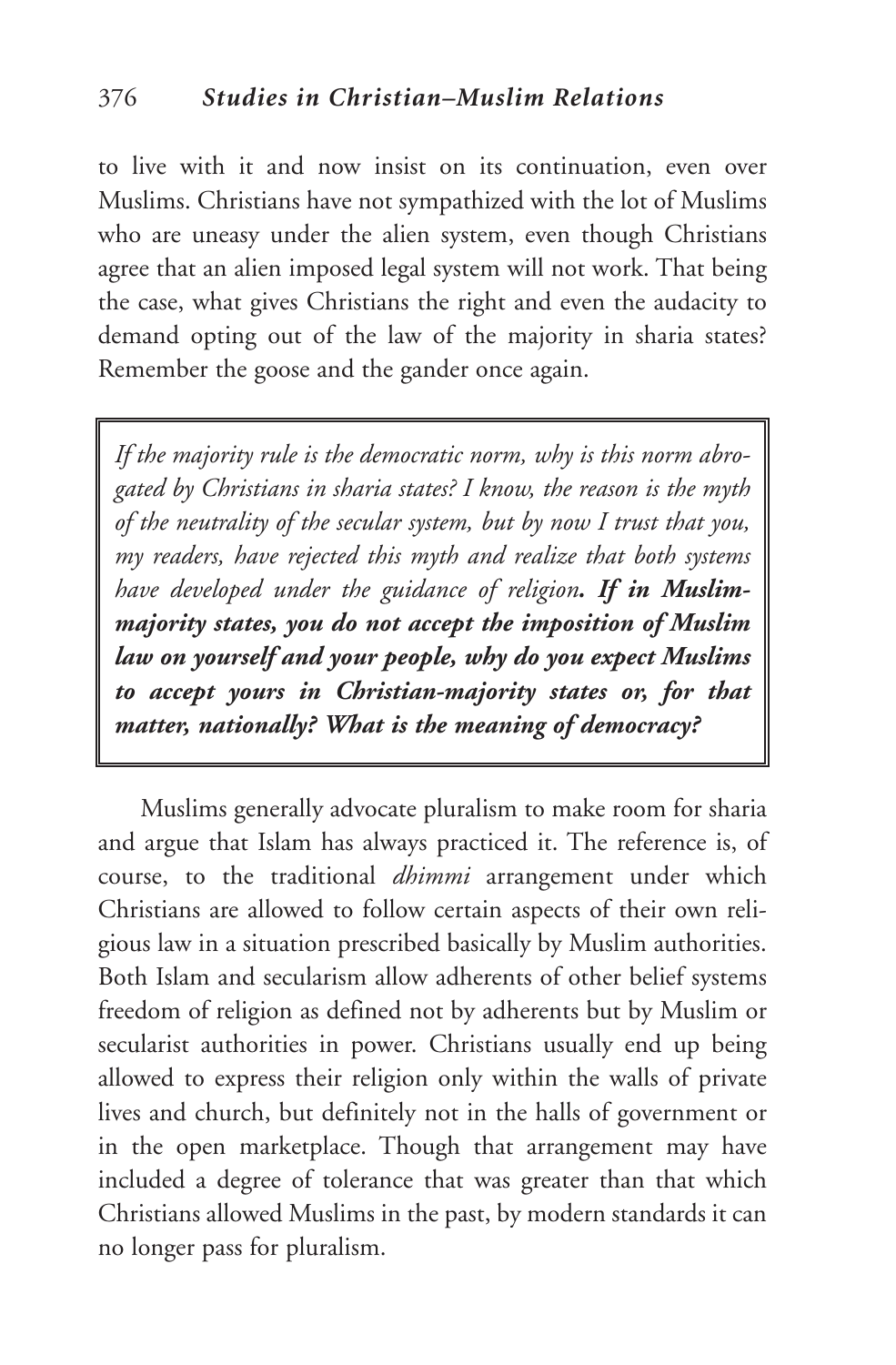to live with it and now insist on its continuation, even over Muslims. Christians have not sympathized with the lot of Muslims who are uneasy under the alien system, even though Christians agree that an alien imposed legal system will not work. That being the case, what gives Christians the right and even the audacity to demand opting out of the law of the majority in sharia states? Remember the goose and the gander once again.

> *If the majority rule is the democratic norm, why is this norm abrogated by Christians in sharia states? I know, the reason is the myth of the neutrality of the secular system, but by now I trust that you, my readers, have rejected this myth and realize that both systems have developed under the guidance of religion.* ***If in Muslim-majority states, you do not accept the imposition of Muslim law on yourself and your people, why do you expect Muslims to accept yours in Christian-majority states or, for that matter, nationally? What is the meaning of democracy?***

Muslims generally advocate pluralism to make room for sharia and argue that Islam has always practiced it. The reference is, of course, to the traditional *dhimmi* arrangement under which Christians are allowed to follow certain aspects of their own religious law in a situation prescribed basically by Muslim authorities. Both Islam and secularism allow adherents of other belief systems freedom of religion as defined not by adherents but by Muslim or secularist authorities in power. Christians usually end up being allowed to express their religion only within the walls of private lives and church, but definitely not in the halls of government or in the open marketplace. Though that arrangement may have included a degree of tolerance that was greater than that which Christians allowed Muslims in the past, by modern standards it can no longer pass for pluralism.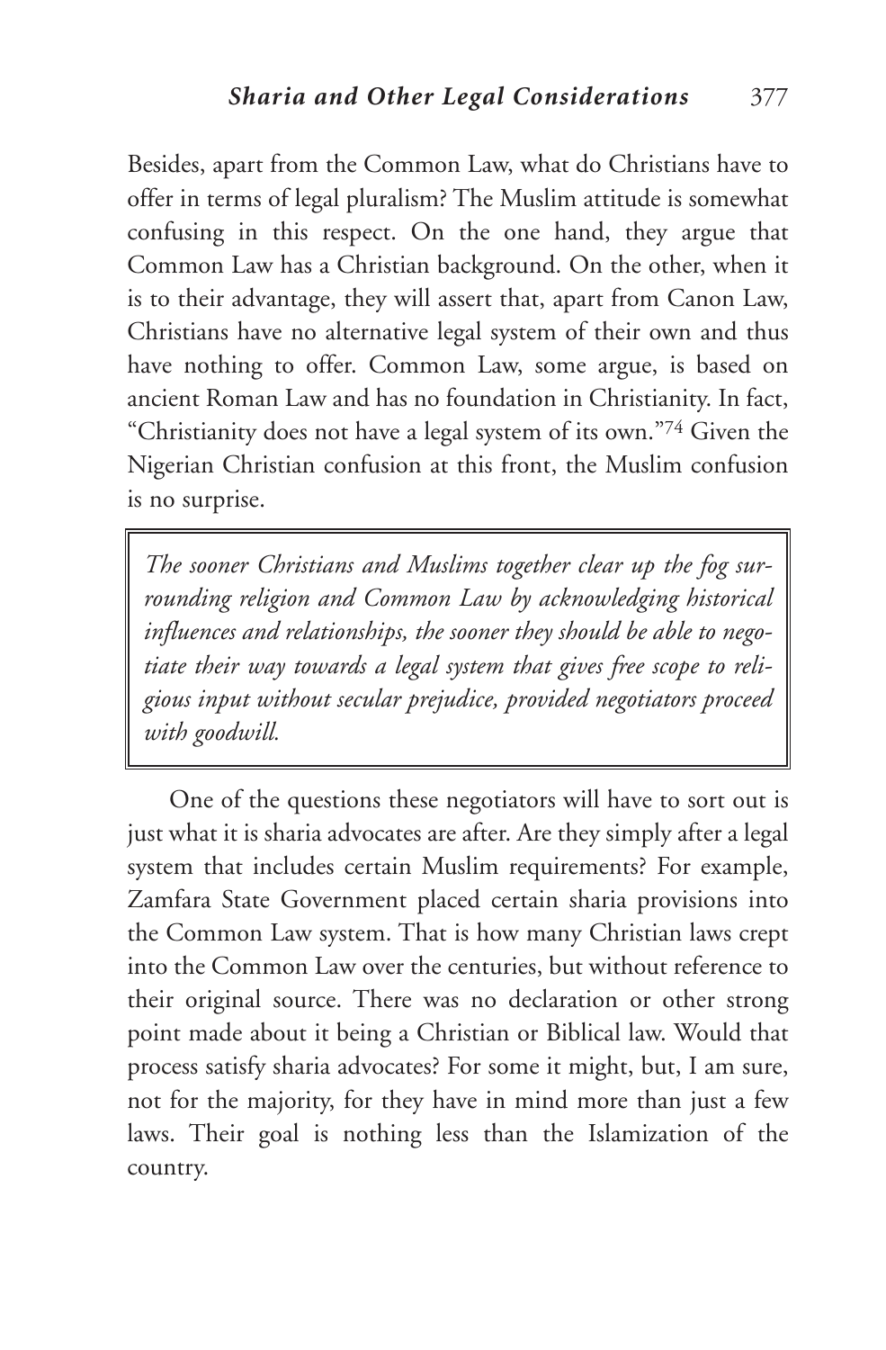Besides, apart from the Common Law, what do Christians have to offer in terms of legal pluralism? The Muslim attitude is somewhat confusing in this respect. On the one hand, they argue that Common Law has a Christian background. On the other, when it is to their advantage, they will assert that, apart from Canon Law, Christians have no alternative legal system of their own and thus have nothing to offer. Common Law, some argue, is based on ancient Roman Law and has no foundation in Christianity. In fact, "Christianity does not have a legal system of its own."[74] Given the Nigerian Christian confusion at this front, the Muslim confusion is no surprise.

> *The sooner Christians and Muslims together clear up the fog surrounding religion and Common Law by acknowledging historical influences and relationships, the sooner they should be able to negotiate their way towards a legal system that gives free scope to religious input without secular prejudice, provided negotiators proceed with goodwill.*

One of the questions these negotiators will have to sort out is just what it is sharia advocates are after. Are they simply after a legal system that includes certain Muslim requirements? For example, Zamfara State Government placed certain sharia provisions into the Common Law system. That is how many Christian laws crept into the Common Law over the centuries, but without reference to their original source. There was no declaration or other strong point made about it being a Christian or Biblical law. Would that process satisfy sharia advocates? For some it might, but, I am sure, not for the majority, for they have in mind more than just a few laws. Their goal is nothing less than the Islamization of the country.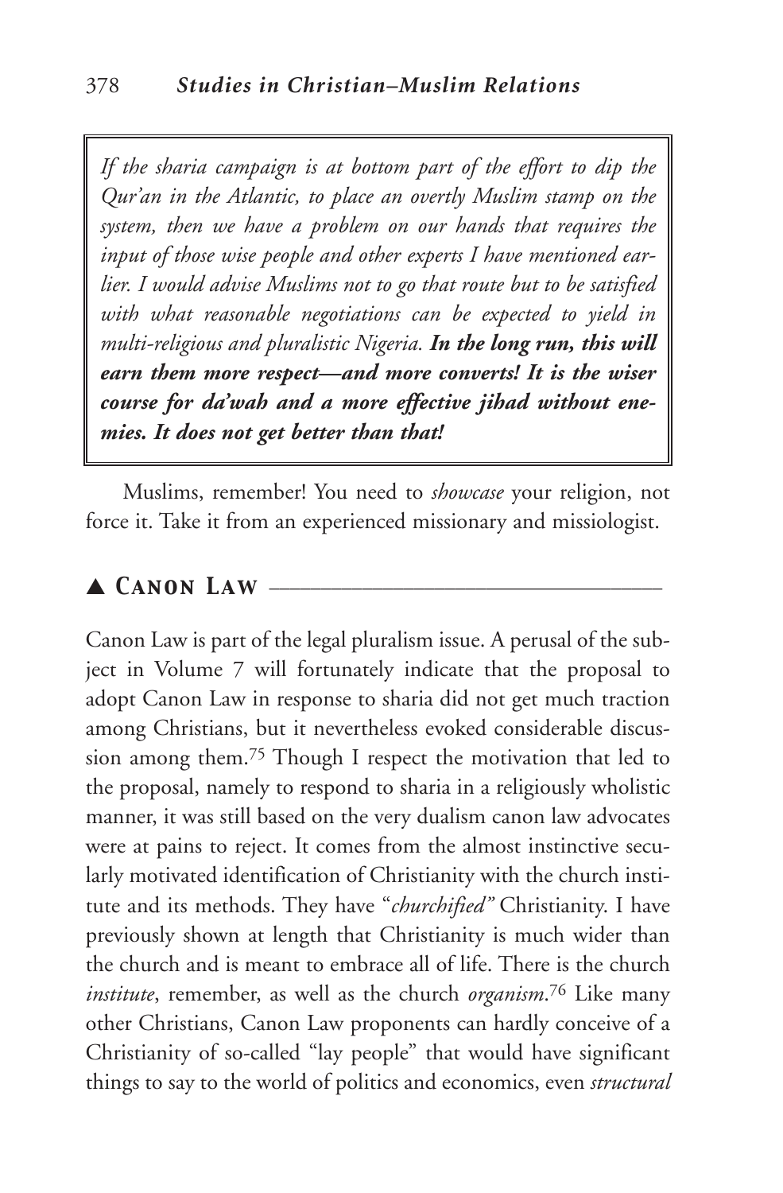> *If the sharia campaign is at bottom part of the effort to dip the Qur'an in the Atlantic, to place an overtly Muslim stamp on the system, then we have a problem on our hands that requires the input of those wise people and other experts I have mentioned earlier. I would advise Muslims not to go that route but to be satisfied with what reasonable negotiations can be expected to yield in multi-religious and pluralistic Nigeria.* ***In the long run, this will earn them more respect—and more converts! It is the wiser course for da'wah and a more effective jihad without enemies. It does not get better than that!***

Muslims, remember! You need to *showcase* your religion, not force it. Take it from an experienced missionary and missiologist.

## ▲ Canon Law

Canon Law is part of the legal pluralism issue. A perusal of the subject in Volume 7 will fortunately indicate that the proposal to adopt Canon Law in response to sharia did not get much traction among Christians, but it nevertheless evoked considerable discussion among them.[75] Though I respect the motivation that led to the proposal, namely to respond to sharia in a religiously wholistic manner, it was still based on the very dualism canon law advocates were at pains to reject. It comes from the almost instinctive secularly motivated identification of Christianity with the church institute and its methods. They have "*churchified*" Christianity. I have previously shown at length that Christianity is much wider than the church and is meant to embrace all of life. There is the church *institute*, remember, as well as the church *organism*.[76] Like many other Christians, Canon Law proponents can hardly conceive of a Christianity of so-called "lay people" that would have significant things to say to the world of politics and economics, even *structural*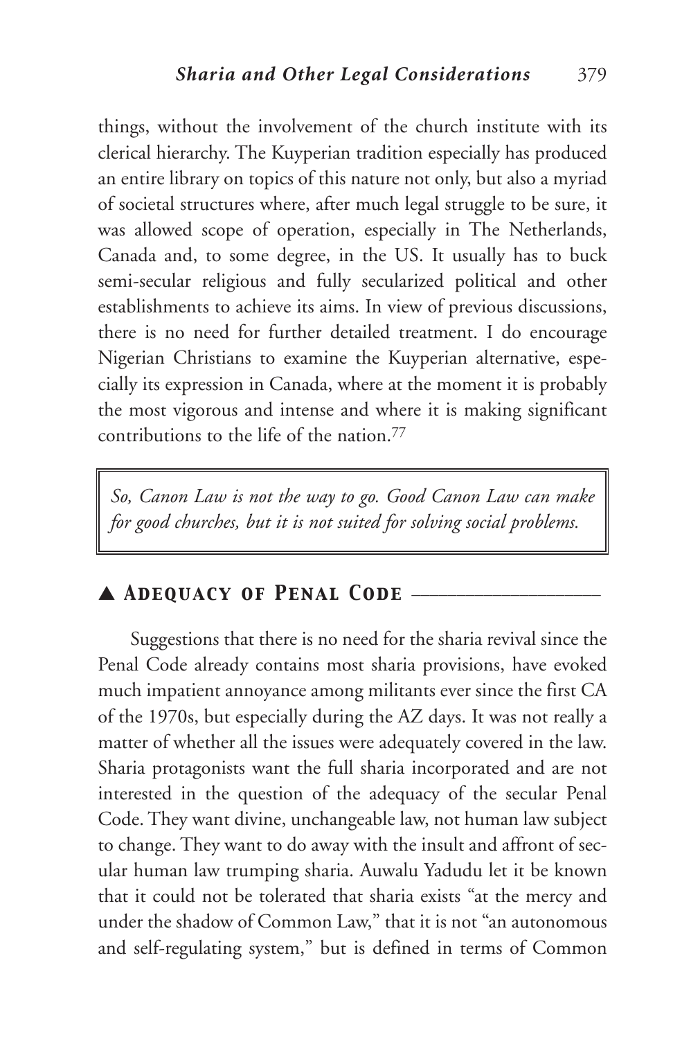things, without the involvement of the church institute with its clerical hierarchy. The Kuyperian tradition especially has produced an entire library on topics of this nature not only, but also a myriad of societal structures where, after much legal struggle to be sure, it was allowed scope of operation, especially in The Netherlands, Canada and, to some degree, in the US. It usually has to buck semi-secular religious and fully secularized political and other establishments to achieve its aims. In view of previous discussions, there is no need for further detailed treatment. I do encourage Nigerian Christians to examine the Kuyperian alternative, especially its expression in Canada, where at the moment it is probably the most vigorous and intense and where it is making significant contributions to the life of the nation.[77]

> *So, Canon Law is not the way to go. Good Canon Law can make for good churches, but it is not suited for solving social problems.*

## ▲ Adequacy of Penal Code

Suggestions that there is no need for the sharia revival since the Penal Code already contains most sharia provisions, have evoked much impatient annoyance among militants ever since the first CA of the 1970s, but especially during the AZ days. It was not really a matter of whether all the issues were adequately covered in the law. Sharia protagonists want the full sharia incorporated and are not interested in the question of the adequacy of the secular Penal Code. They want divine, unchangeable law, not human law subject to change. They want to do away with the insult and affront of secular human law trumping sharia. Auwalu Yadudu let it be known that it could not be tolerated that sharia exists "at the mercy and under the shadow of Common Law," that it is not "an autonomous and self-regulating system," but is defined in terms of Common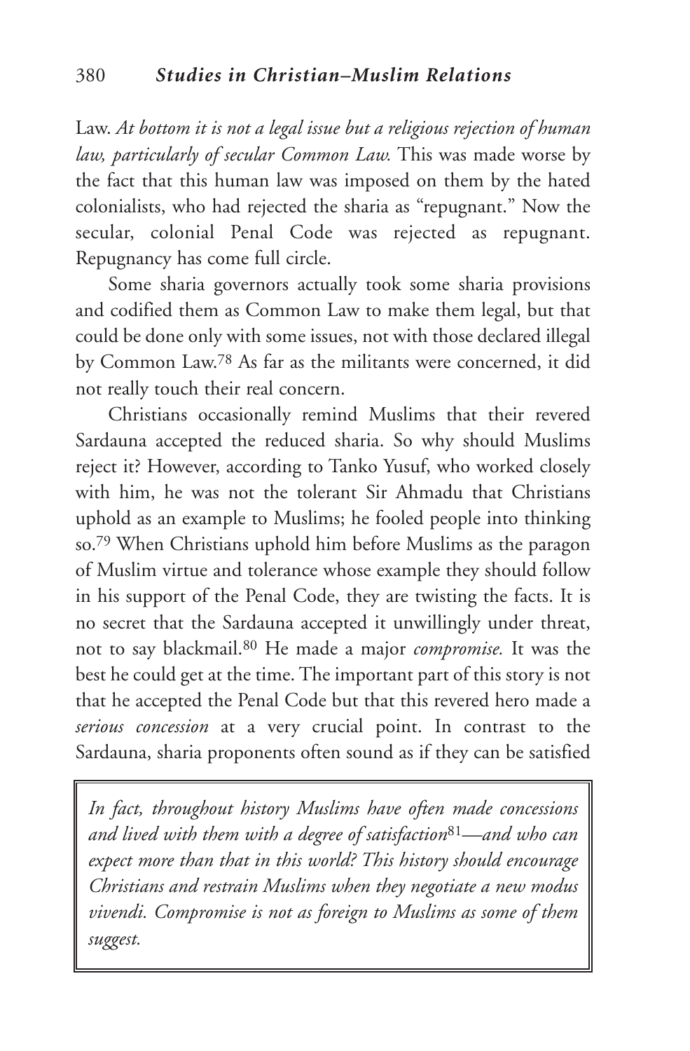Law. *At bottom it is not a legal issue but a religious rejection of human law, particularly of secular Common Law.* This was made worse by the fact that this human law was imposed on them by the hated colonialists, who had rejected the sharia as "repugnant." Now the secular, colonial Penal Code was rejected as repugnant. Repugnancy has come full circle.

Some sharia governors actually took some sharia provisions and codified them as Common Law to make them legal, but that could be done only with some issues, not with those declared illegal by Common Law.[78] As far as the militants were concerned, it did not really touch their real concern.

Christians occasionally remind Muslims that their revered Sardauna accepted the reduced sharia. So why should Muslims reject it? However, according to Tanko Yusuf, who worked closely with him, he was not the tolerant Sir Ahmadu that Christians uphold as an example to Muslims; he fooled people into thinking so.[79] When Christians uphold him before Muslims as the paragon of Muslim virtue and tolerance whose example they should follow in his support of the Penal Code, they are twisting the facts. It is no secret that the Sardauna accepted it unwillingly under threat, not to say blackmail.[80] He made a major *compromise.* It was the best he could get at the time. The important part of this story is not that he accepted the Penal Code but that this revered hero made a *serious concession* at a very crucial point. In contrast to the Sardauna, sharia proponents often sound as if they can be satisfied

> *In fact, throughout history Muslims have often made concessions and lived with them with a degree of satisfaction*[81]*—and who can expect more than that in this world? This history should encourage Christians and restrain Muslims when they negotiate a new modus vivendi. Compromise is not as foreign to Muslims as some of them suggest.*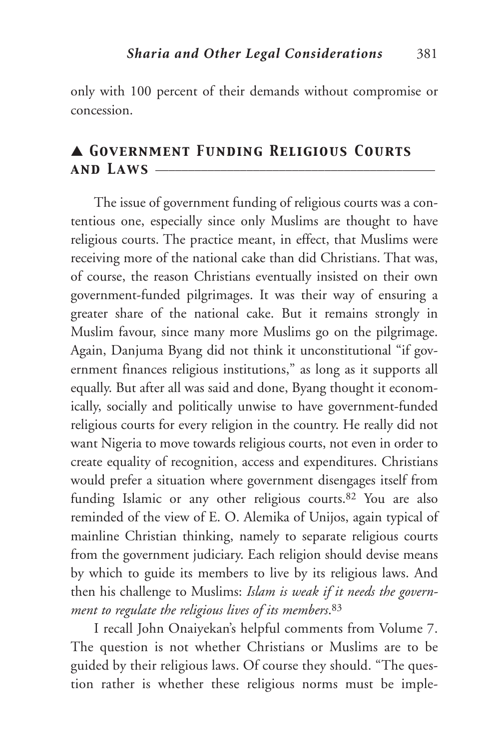only with 100 percent of their demands without compromise or concession.

## ▲ Government Funding Religious Courts and Laws

The issue of government funding of religious courts was a contentious one, especially since only Muslims are thought to have religious courts. The practice meant, in effect, that Muslims were receiving more of the national cake than did Christians. That was, of course, the reason Christians eventually insisted on their own government-funded pilgrimages. It was their way of ensuring a greater share of the national cake. But it remains strongly in Muslim favour, since many more Muslims go on the pilgrimage. Again, Danjuma Byang did not think it unconstitutional "if government finances religious institutions," as long as it supports all equally. But after all was said and done, Byang thought it economically, socially and politically unwise to have government-funded religious courts for every religion in the country. He really did not want Nigeria to move towards religious courts, not even in order to create equality of recognition, access and expenditures. Christians would prefer a situation where government disengages itself from funding Islamic or any other religious courts.[82] You are also reminded of the view of E. O. Alemika of Unijos, again typical of mainline Christian thinking, namely to separate religious courts from the government judiciary. Each religion should devise means by which to guide its members to live by its religious laws. And then his challenge to Muslims: *Islam is weak if it needs the government to regulate the religious lives of its members*.[83]

I recall John Onaiyekan's helpful comments from Volume 7. The question is not whether Christians or Muslims are to be guided by their religious laws. Of course they should. "The question rather is whether these religious norms must be imple-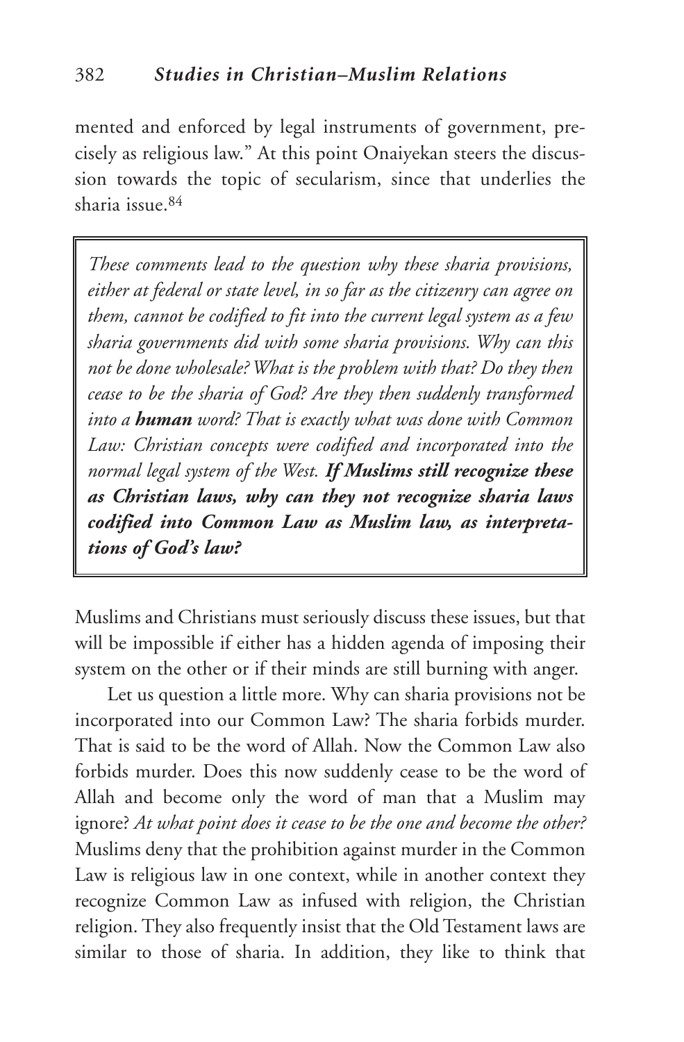mented and enforced by legal instruments of government, precisely as religious law." At this point Onaiyekan steers the discussion towards the topic of secularism, since that underlies the sharia issue.[84]

> *These comments lead to the question why these sharia provisions, either at federal or state level, in so far as the citizenry can agree on them, cannot be codified to fit into the current legal system as a few sharia governments did with some sharia provisions. Why can this not be done wholesale? What is the problem with that? Do they then cease to be the sharia of God? Are they then suddenly transformed into a* ***human*** *word? That is exactly what was done with Common Law: Christian concepts were codified and incorporated into the normal legal system of the West.* ***If Muslims still recognize these as Christian laws, why can they not recognize sharia laws codified into Common Law as Muslim law, as interpretations of God's law?***

Muslims and Christians must seriously discuss these issues, but that will be impossible if either has a hidden agenda of imposing their system on the other or if their minds are still burning with anger.

Let us question a little more. Why can sharia provisions not be incorporated into our Common Law? The sharia forbids murder. That is said to be the word of Allah. Now the Common Law also forbids murder. Does this now suddenly cease to be the word of Allah and become only the word of man that a Muslim may ignore? *At what point does it cease to be the one and become the other?* Muslims deny that the prohibition against murder in the Common Law is religious law in one context, while in another context they recognize Common Law as infused with religion, the Christian religion. They also frequently insist that the Old Testament laws are similar to those of sharia. In addition, they like to think that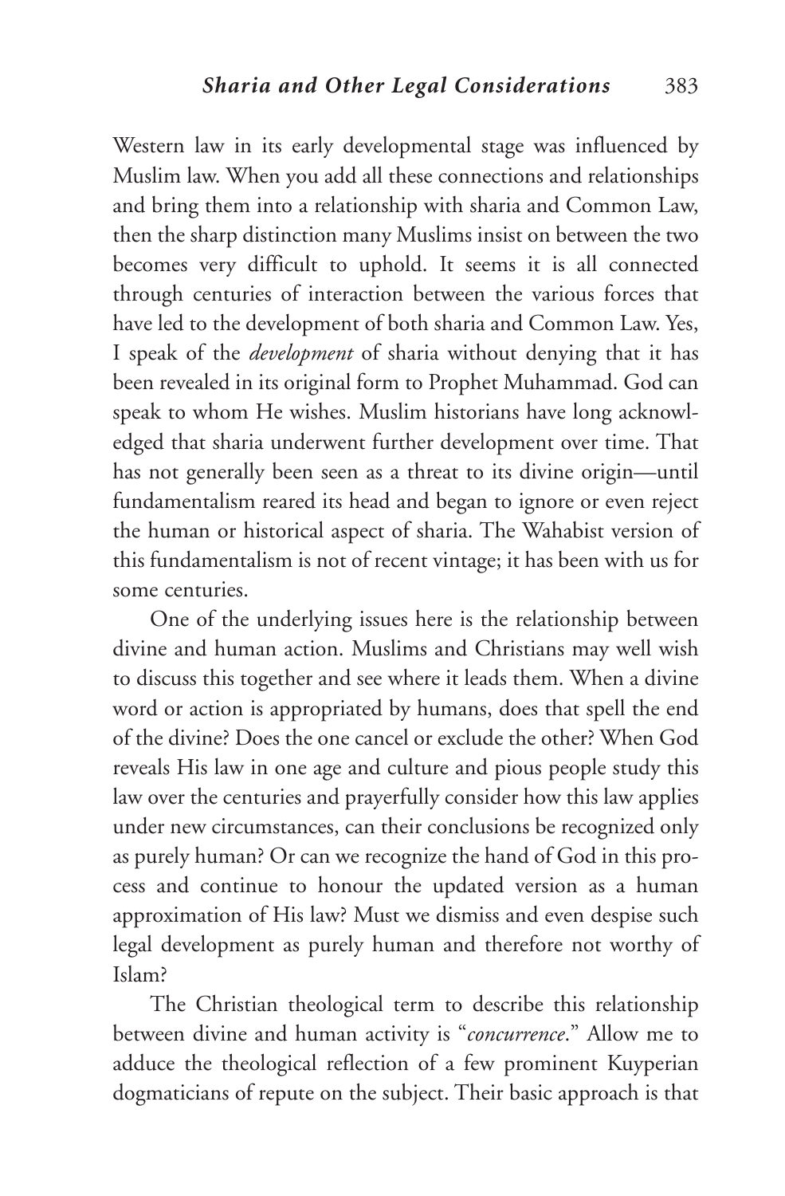Western law in its early developmental stage was influenced by Muslim law. When you add all these connections and relationships and bring them into a relationship with sharia and Common Law, then the sharp distinction many Muslims insist on between the two becomes very difficult to uphold. It seems it is all connected through centuries of interaction between the various forces that have led to the development of both sharia and Common Law. Yes, I speak of the *development* of sharia without denying that it has been revealed in its original form to Prophet Muhammad. God can speak to whom He wishes. Muslim historians have long acknowledged that sharia underwent further development over time. That has not generally been seen as a threat to its divine origin—until fundamentalism reared its head and began to ignore or even reject the human or historical aspect of sharia. The Wahabist version of this fundamentalism is not of recent vintage; it has been with us for some centuries.

One of the underlying issues here is the relationship between divine and human action. Muslims and Christians may well wish to discuss this together and see where it leads them. When a divine word or action is appropriated by humans, does that spell the end of the divine? Does the one cancel or exclude the other? When God reveals His law in one age and culture and pious people study this law over the centuries and prayerfully consider how this law applies under new circumstances, can their conclusions be recognized only as purely human? Or can we recognize the hand of God in this process and continue to honour the updated version as a human approximation of His law? Must we dismiss and even despise such legal development as purely human and therefore not worthy of Islam?

The Christian theological term to describe this relationship between divine and human activity is "*concurrence*." Allow me to adduce the theological reflection of a few prominent Kuyperian dogmaticians of repute on the subject. Their basic approach is that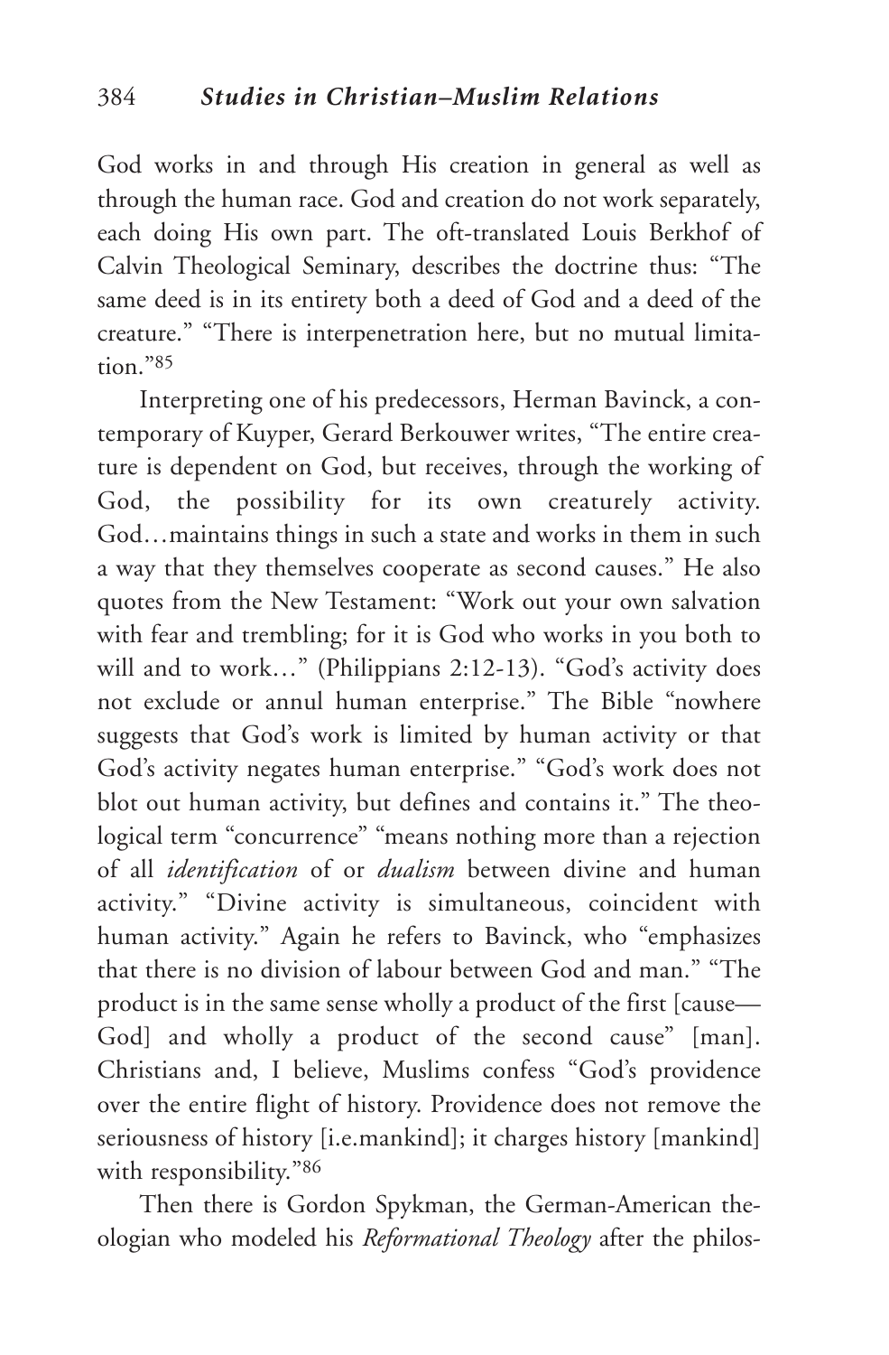God works in and through His creation in general as well as through the human race. God and creation do not work separately, each doing His own part. The oft-translated Louis Berkhof of Calvin Theological Seminary, describes the doctrine thus: "The same deed is in its entirety both a deed of God and a deed of the creature." "There is interpenetration here, but no mutual limitation."[85]

Interpreting one of his predecessors, Herman Bavinck, a contemporary of Kuyper, Gerard Berkouwer writes, "The entire creature is dependent on God, but receives, through the working of God, the possibility for its own creaturely activity. God…maintains things in such a state and works in them in such a way that they themselves cooperate as second causes." He also quotes from the New Testament: "Work out your own salvation with fear and trembling; for it is God who works in you both to will and to work…" (Philippians 2:12-13). "God's activity does not exclude or annul human enterprise." The Bible "nowhere suggests that God's work is limited by human activity or that God's activity negates human enterprise." "God's work does not blot out human activity, but defines and contains it." The theological term "concurrence" "means nothing more than a rejection of all *identification* of or *dualism* between divine and human activity." "Divine activity is simultaneous, coincident with human activity." Again he refers to Bavinck, who "emphasizes that there is no division of labour between God and man." "The product is in the same sense wholly a product of the first [cause—God] and wholly a product of the second cause" [man]. Christians and, I believe, Muslims confess "God's providence over the entire flight of history. Providence does not remove the seriousness of history [i.e.mankind]; it charges history [mankind] with responsibility."[86]

Then there is Gordon Spykman, the German-American theologian who modeled his *Reformational Theology* after the philos-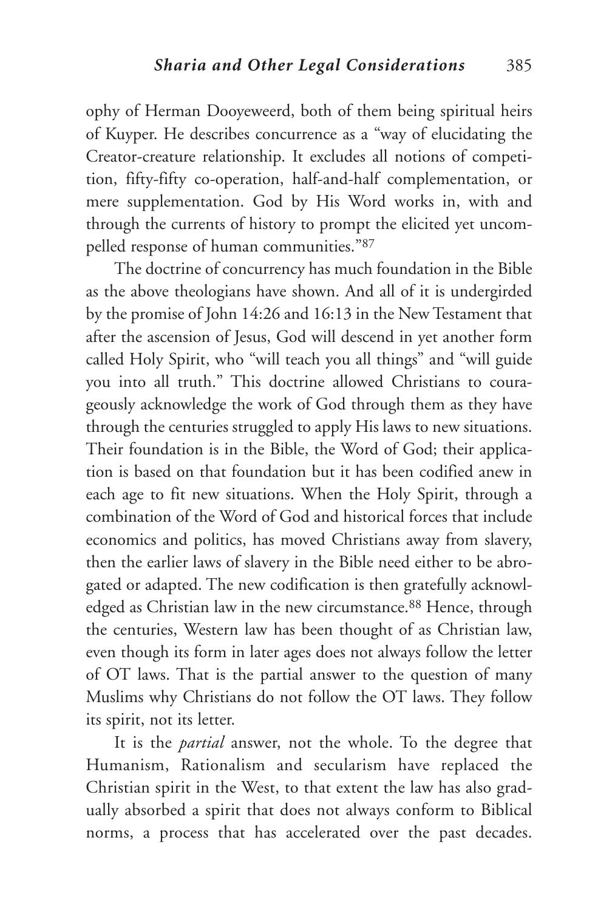ophy of Herman Dooyeweerd, both of them being spiritual heirs of Kuyper. He describes concurrence as a "way of elucidating the Creator-creature relationship. It excludes all notions of competition, fifty-fifty co-operation, half-and-half complementation, or mere supplementation. God by His Word works in, with and through the currents of history to prompt the elicited yet uncompelled response of human communities."[87]

The doctrine of concurrency has much foundation in the Bible as the above theologians have shown. And all of it is undergirded by the promise of John 14:26 and 16:13 in the New Testament that after the ascension of Jesus, God will descend in yet another form called Holy Spirit, who "will teach you all things" and "will guide you into all truth." This doctrine allowed Christians to courageously acknowledge the work of God through them as they have through the centuries struggled to apply His laws to new situations. Their foundation is in the Bible, the Word of God; their application is based on that foundation but it has been codified anew in each age to fit new situations. When the Holy Spirit, through a combination of the Word of God and historical forces that include economics and politics, has moved Christians away from slavery, then the earlier laws of slavery in the Bible need either to be abrogated or adapted. The new codification is then gratefully acknowledged as Christian law in the new circumstance.[88] Hence, through the centuries, Western law has been thought of as Christian law, even though its form in later ages does not always follow the letter of OT laws. That is the partial answer to the question of many Muslims why Christians do not follow the OT laws. They follow its spirit, not its letter.

It is the *partial* answer, not the whole. To the degree that Humanism, Rationalism and secularism have replaced the Christian spirit in the West, to that extent the law has also gradually absorbed a spirit that does not always conform to Biblical norms, a process that has accelerated over the past decades.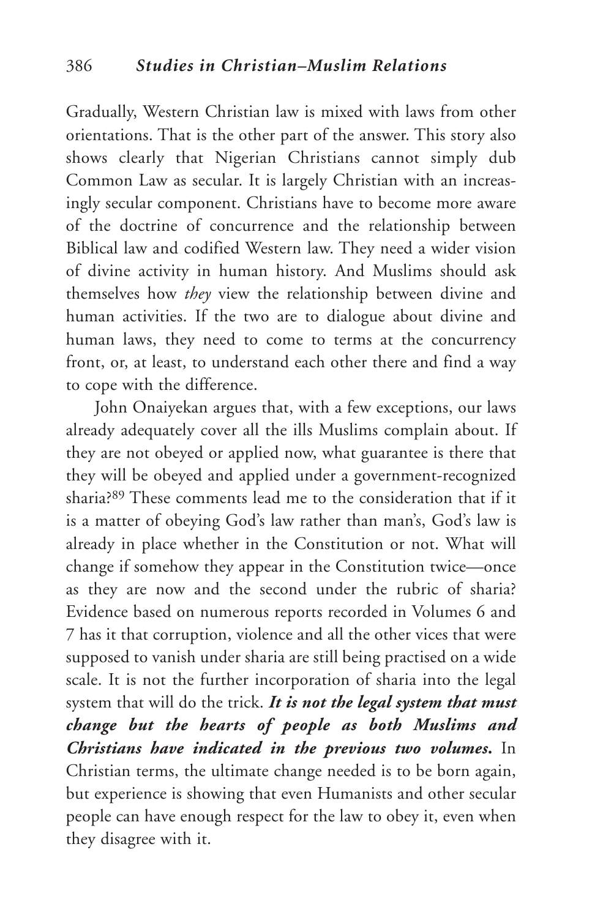Gradually, Western Christian law is mixed with laws from other orientations. That is the other part of the answer. This story also shows clearly that Nigerian Christians cannot simply dub Common Law as secular. It is largely Christian with an increasingly secular component. Christians have to become more aware of the doctrine of concurrence and the relationship between Biblical law and codified Western law. They need a wider vision of divine activity in human history. And Muslims should ask themselves how *they* view the relationship between divine and human activities. If the two are to dialogue about divine and human laws, they need to come to terms at the concurrency front, or, at least, to understand each other there and find a way to cope with the difference.

John Onaiyekan argues that, with a few exceptions, our laws already adequately cover all the ills Muslims complain about. If they are not obeyed or applied now, what guarantee is there that they will be obeyed and applied under a government-recognized sharia?[89] These comments lead me to the consideration that if it is a matter of obeying God's law rather than man's, God's law is already in place whether in the Constitution or not. What will change if somehow they appear in the Constitution twice—once as they are now and the second under the rubric of sharia? Evidence based on numerous reports recorded in Volumes 6 and 7 has it that corruption, violence and all the other vices that were supposed to vanish under sharia are still being practised on a wide scale. It is not the further incorporation of sharia into the legal system that will do the trick. ***It is not the legal system that must change but the hearts of people as both Muslims and Christians have indicated in the previous two volumes.*** In Christian terms, the ultimate change needed is to be born again, but experience is showing that even Humanists and other secular people can have enough respect for the law to obey it, even when they disagree with it.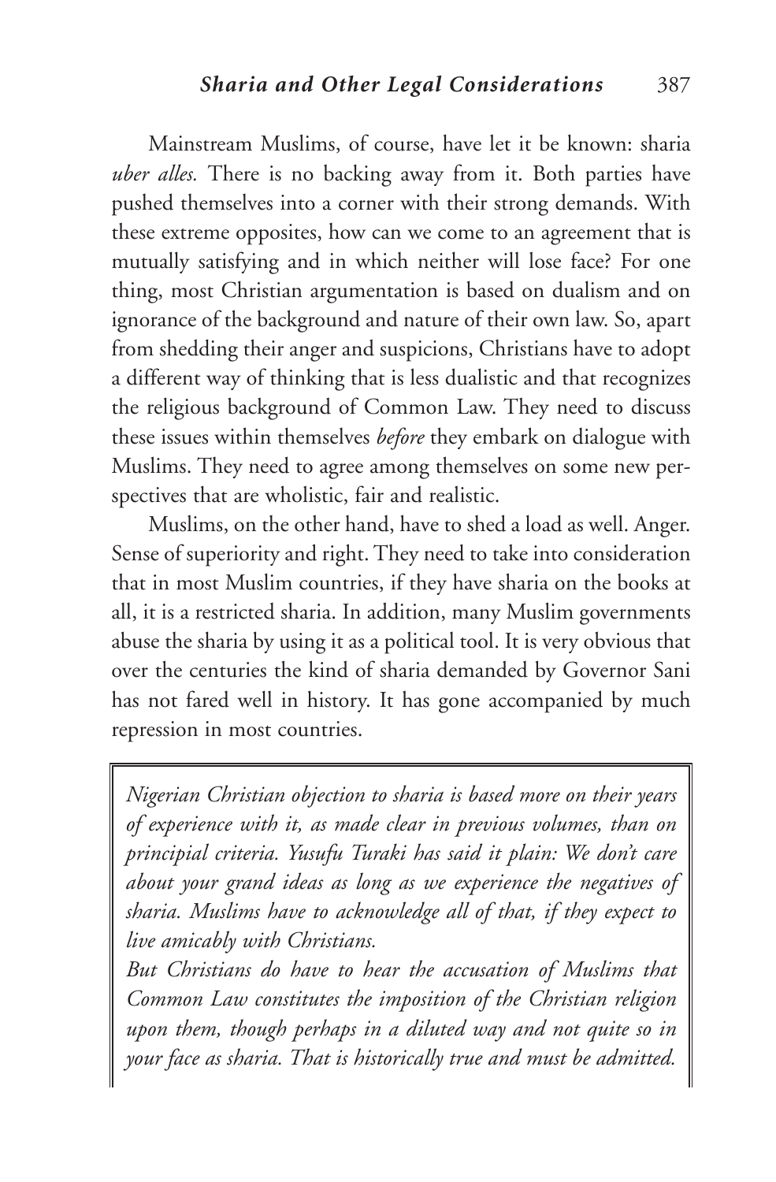Mainstream Muslims, of course, have let it be known: sharia *uber alles.* There is no backing away from it. Both parties have pushed themselves into a corner with their strong demands. With these extreme opposites, how can we come to an agreement that is mutually satisfying and in which neither will lose face? For one thing, most Christian argumentation is based on dualism and on ignorance of the background and nature of their own law. So, apart from shedding their anger and suspicions, Christians have to adopt a different way of thinking that is less dualistic and that recognizes the religious background of Common Law. They need to discuss these issues within themselves *before* they embark on dialogue with Muslims. They need to agree among themselves on some new perspectives that are wholistic, fair and realistic.

Muslims, on the other hand, have to shed a load as well. Anger. Sense of superiority and right. They need to take into consideration that in most Muslim countries, if they have sharia on the books at all, it is a restricted sharia. In addition, many Muslim governments abuse the sharia by using it as a political tool. It is very obvious that over the centuries the kind of sharia demanded by Governor Sani has not fared well in history. It has gone accompanied by much repression in most countries.

> *Nigerian Christian objection to sharia is based more on their years of experience with it, as made clear in previous volumes, than on principial criteria. Yusufu Turaki has said it plain: We don't care about your grand ideas as long as we experience the negatives of sharia. Muslims have to acknowledge all of that, if they expect to live amicably with Christians.*
>
> *But Christians do have to hear the accusation of Muslims that Common Law constitutes the imposition of the Christian religion upon them, though perhaps in a diluted way and not quite so in your face as sharia. That is historically true and must be admitted.*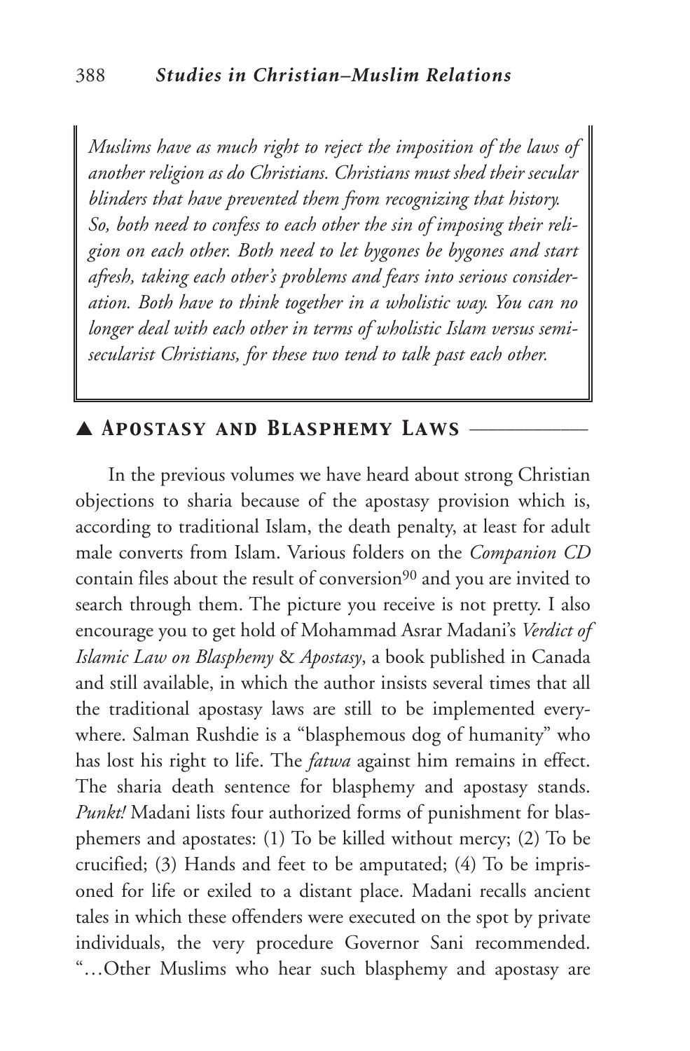*Muslims have as much right to reject the imposition of the laws of another religion as do Christians. Christians must shed their secular blinders that have prevented them from recognizing that history. So, both need to confess to each other the sin of imposing their religion on each other. Both need to let bygones be bygones and start afresh, taking each other's problems and fears into serious consideration. Both have to think together in a wholistic way. You can no longer deal with each other in terms of wholistic Islam versus semi-secularist Christians, for these two tend to talk past each other.*

## ▲ Apostasy and Blasphemy Laws

In the previous volumes we have heard about strong Christian objections to sharia because of the apostasy provision which is, according to traditional Islam, the death penalty, at least for adult male converts from Islam. Various folders on the *Companion CD* contain files about the result of conversion[90] and you are invited to search through them. The picture you receive is not pretty. I also encourage you to get hold of Mohammad Asrar Madani's *Verdict of Islamic Law on Blasphemy* & *Apostasy*, a book published in Canada and still available, in which the author insists several times that all the traditional apostasy laws are still to be implemented everywhere. Salman Rushdie is a "blasphemous dog of humanity" who has lost his right to life. The *fatwa* against him remains in effect. The sharia death sentence for blasphemy and apostasy stands. *Punkt!* Madani lists four authorized forms of punishment for blasphemers and apostates: (1) To be killed without mercy; (2) To be crucified; (3) Hands and feet to be amputated; (4) To be imprisoned for life or exiled to a distant place. Madani recalls ancient tales in which these offenders were executed on the spot by private individuals, the very procedure Governor Sani recommended. "…Other Muslims who hear such blasphemy and apostasy are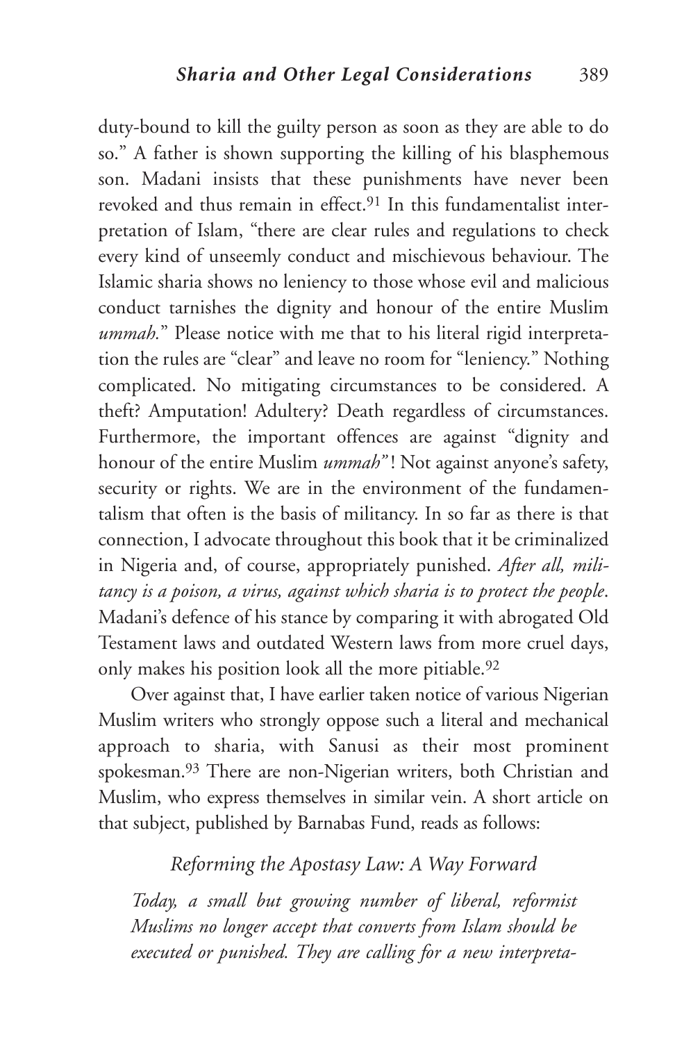duty-bound to kill the guilty person as soon as they are able to do so." A father is shown supporting the killing of his blasphemous son. Madani insists that these punishments have never been revoked and thus remain in effect.[91] In this fundamentalist interpretation of Islam, "there are clear rules and regulations to check every kind of unseemly conduct and mischievous behaviour. The Islamic sharia shows no leniency to those whose evil and malicious conduct tarnishes the dignity and honour of the entire Muslim *ummah.*" Please notice with me that to his literal rigid interpretation the rules are "clear" and leave no room for "leniency." Nothing complicated. No mitigating circumstances to be considered. A theft? Amputation! Adultery? Death regardless of circumstances. Furthermore, the important offences are against "dignity and honour of the entire Muslim *ummah*"! Not against anyone's safety, security or rights. We are in the environment of the fundamentalism that often is the basis of militancy. In so far as there is that connection, I advocate throughout this book that it be criminalized in Nigeria and, of course, appropriately punished. *After all, militancy is a poison, a virus, against which sharia is to protect the people*. Madani's defence of his stance by comparing it with abrogated Old Testament laws and outdated Western laws from more cruel days, only makes his position look all the more pitiable.[92]

Over against that, I have earlier taken notice of various Nigerian Muslim writers who strongly oppose such a literal and mechanical approach to sharia, with Sanusi as their most prominent spokesman.[93] There are non-Nigerian writers, both Christian and Muslim, who express themselves in similar vein. A short article on that subject, published by Barnabas Fund, reads as follows:

*Reforming the Apostasy Law: A Way Forward*

*Today, a small but growing number of liberal, reformist Muslims no longer accept that converts from Islam should be executed or punished. They are calling for a new interpreta-*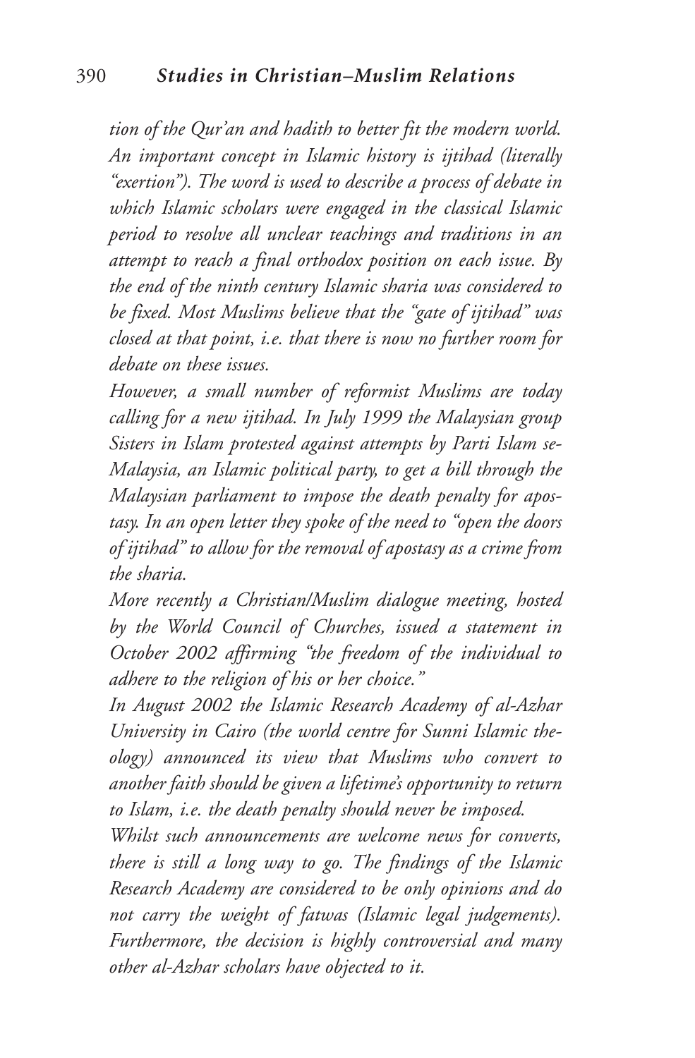*tion of the Qur'an and hadith to better fit the modern world. An important concept in Islamic history is ijtihad (literally "exertion"). The word is used to describe a process of debate in which Islamic scholars were engaged in the classical Islamic period to resolve all unclear teachings and traditions in an attempt to reach a final orthodox position on each issue. By the end of the ninth century Islamic sharia was considered to be fixed. Most Muslims believe that the "gate of ijtihad" was closed at that point, i.e. that there is now no further room for debate on these issues.*

*However, a small number of reformist Muslims are today calling for a new ijtihad. In July 1999 the Malaysian group Sisters in Islam protested against attempts by Parti Islam se-Malaysia, an Islamic political party, to get a bill through the Malaysian parliament to impose the death penalty for apostasy. In an open letter they spoke of the need to "open the doors of ijtihad" to allow for the removal of apostasy as a crime from the sharia.*

*More recently a Christian/Muslim dialogue meeting, hosted by the World Council of Churches, issued a statement in October 2002 affirming "the freedom of the individual to adhere to the religion of his or her choice."*

*In August 2002 the Islamic Research Academy of al-Azhar University in Cairo (the world centre for Sunni Islamic theology) announced its view that Muslims who convert to another faith should be given a lifetime's opportunity to return to Islam, i.e. the death penalty should never be imposed.*

*Whilst such announcements are welcome news for converts, there is still a long way to go. The findings of the Islamic Research Academy are considered to be only opinions and do not carry the weight of fatwas (Islamic legal judgements). Furthermore, the decision is highly controversial and many other al-Azhar scholars have objected to it.*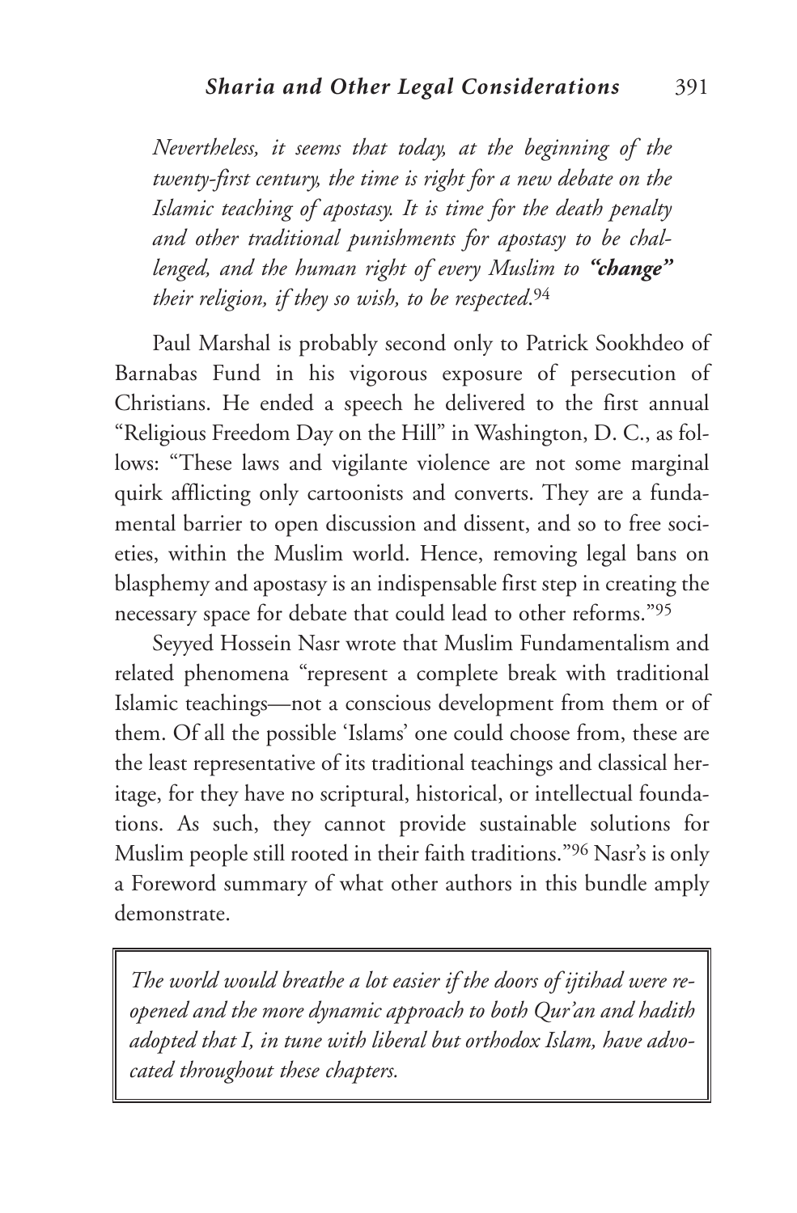*Nevertheless, it seems that today, at the beginning of the twenty-first century, the time is right for a new debate on the Islamic teaching of apostasy. It is time for the death penalty and other traditional punishments for apostasy to be challenged, and the human right of every Muslim to* ***"change"*** *their religion, if they so wish, to be respected.*[94]

Paul Marshal is probably second only to Patrick Sookhdeo of Barnabas Fund in his vigorous exposure of persecution of Christians. He ended a speech he delivered to the first annual "Religious Freedom Day on the Hill" in Washington, D. C., as follows: "These laws and vigilante violence are not some marginal quirk afflicting only cartoonists and converts. They are a fundamental barrier to open discussion and dissent, and so to free societies, within the Muslim world. Hence, removing legal bans on blasphemy and apostasy is an indispensable first step in creating the necessary space for debate that could lead to other reforms."[95]

Seyyed Hossein Nasr wrote that Muslim Fundamentalism and related phenomena "represent a complete break with traditional Islamic teachings—not a conscious development from them or of them. Of all the possible 'Islams' one could choose from, these are the least representative of its traditional teachings and classical heritage, for they have no scriptural, historical, or intellectual foundations. As such, they cannot provide sustainable solutions for Muslim people still rooted in their faith traditions."[96] Nasr's is only a Foreword summary of what other authors in this bundle amply demonstrate.

> *The world would breathe a lot easier if the doors of ijtihad were reopened and the more dynamic approach to both Qur'an and hadith adopted that I, in tune with liberal but orthodox Islam, have advocated throughout these chapters.*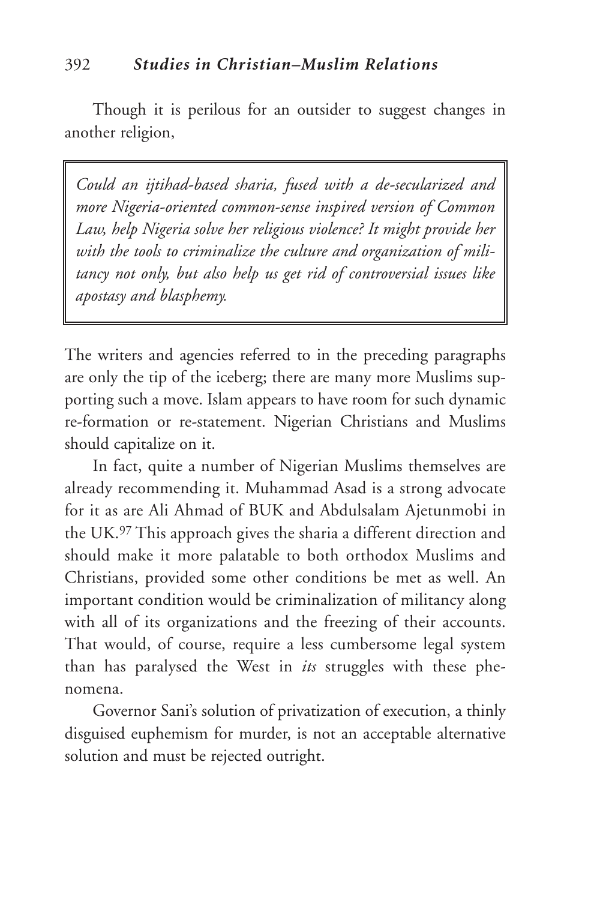Though it is perilous for an outsider to suggest changes in another religion,

> *Could an ijtihad-based sharia, fused with a de-secularized and more Nigeria-oriented common-sense inspired version of Common Law, help Nigeria solve her religious violence? It might provide her with the tools to criminalize the culture and organization of militancy not only, but also help us get rid of controversial issues like apostasy and blasphemy.*

The writers and agencies referred to in the preceding paragraphs are only the tip of the iceberg; there are many more Muslims supporting such a move. Islam appears to have room for such dynamic re-formation or re-statement. Nigerian Christians and Muslims should capitalize on it.

In fact, quite a number of Nigerian Muslims themselves are already recommending it. Muhammad Asad is a strong advocate for it as are Ali Ahmad of BUK and Abdulsalam Ajetunmobi in the UK.[97] This approach gives the sharia a different direction and should make it more palatable to both orthodox Muslims and Christians, provided some other conditions be met as well. An important condition would be criminalization of militancy along with all of its organizations and the freezing of their accounts. That would, of course, require a less cumbersome legal system than has paralysed the West in *its* struggles with these phenomena.

Governor Sani's solution of privatization of execution, a thinly disguised euphemism for murder, is not an acceptable alternative solution and must be rejected outright.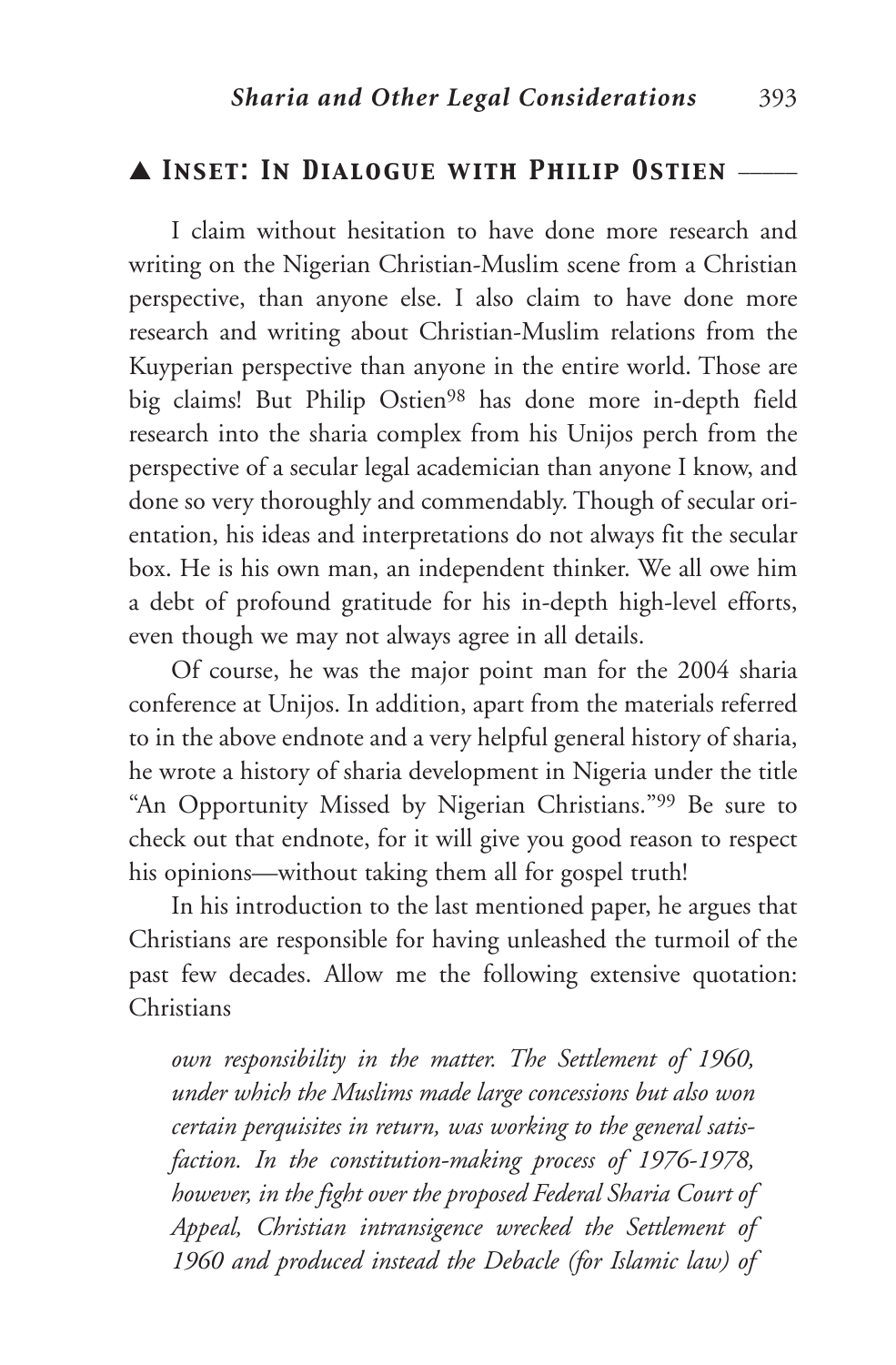## ▲ Inset: In Dialogue with Philip Ostien ——

I claim without hesitation to have done more research and writing on the Nigerian Christian-Muslim scene from a Christian perspective, than anyone else. I also claim to have done more research and writing about Christian-Muslim relations from the Kuyperian perspective than anyone in the entire world. Those are big claims! But Philip Ostien[98] has done more in-depth field research into the sharia complex from his Unijos perch from the perspective of a secular legal academician than anyone I know, and done so very thoroughly and commendably. Though of secular orientation, his ideas and interpretations do not always fit the secular box. He is his own man, an independent thinker. We all owe him a debt of profound gratitude for his in-depth high-level efforts, even though we may not always agree in all details.

Of course, he was the major point man for the 2004 sharia conference at Unijos. In addition, apart from the materials referred to in the above endnote and a very helpful general history of sharia, he wrote a history of sharia development in Nigeria under the title "An Opportunity Missed by Nigerian Christians."[99] Be sure to check out that endnote, for it will give you good reason to respect his opinions—without taking them all for gospel truth!

In his introduction to the last mentioned paper, he argues that Christians are responsible for having unleashed the turmoil of the past few decades. Allow me the following extensive quotation: Christians

> *own responsibility in the matter. The Settlement of 1960, under which the Muslims made large concessions but also won certain perquisites in return, was working to the general satisfaction. In the constitution-making process of 1976-1978, however, in the fight over the proposed Federal Sharia Court of Appeal, Christian intransigence wrecked the Settlement of 1960 and produced instead the Debacle (for Islamic law) of*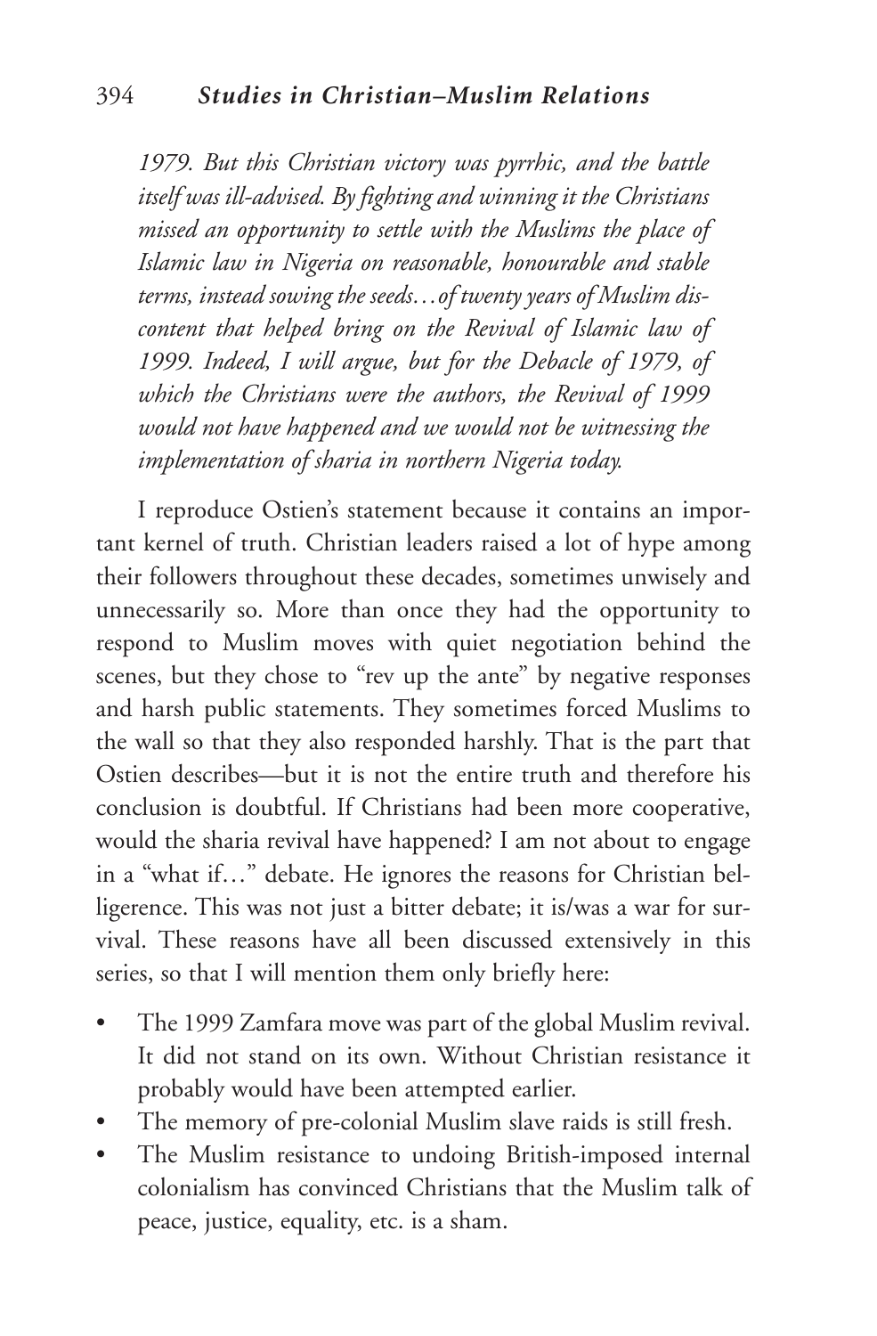*1979. But this Christian victory was pyrrhic, and the battle itself was ill-advised. By fighting and winning it the Christians missed an opportunity to settle with the Muslims the place of Islamic law in Nigeria on reasonable, honourable and stable terms, instead sowing the seeds…of twenty years of Muslim discontent that helped bring on the Revival of Islamic law of 1999. Indeed, I will argue, but for the Debacle of 1979, of which the Christians were the authors, the Revival of 1999 would not have happened and we would not be witnessing the implementation of sharia in northern Nigeria today.*

I reproduce Ostien's statement because it contains an important kernel of truth. Christian leaders raised a lot of hype among their followers throughout these decades, sometimes unwisely and unnecessarily so. More than once they had the opportunity to respond to Muslim moves with quiet negotiation behind the scenes, but they chose to "rev up the ante" by negative responses and harsh public statements. They sometimes forced Muslims to the wall so that they also responded harshly. That is the part that Ostien describes—but it is not the entire truth and therefore his conclusion is doubtful. If Christians had been more cooperative, would the sharia revival have happened? I am not about to engage in a "what if…" debate. He ignores the reasons for Christian belligerence. This was not just a bitter debate; it is/was a war for survival. These reasons have all been discussed extensively in this series, so that I will mention them only briefly here:

- The 1999 Zamfara move was part of the global Muslim revival. It did not stand on its own. Without Christian resistance it probably would have been attempted earlier.
- The memory of pre-colonial Muslim slave raids is still fresh.
- The Muslim resistance to undoing British-imposed internal colonialism has convinced Christians that the Muslim talk of peace, justice, equality, etc. is a sham.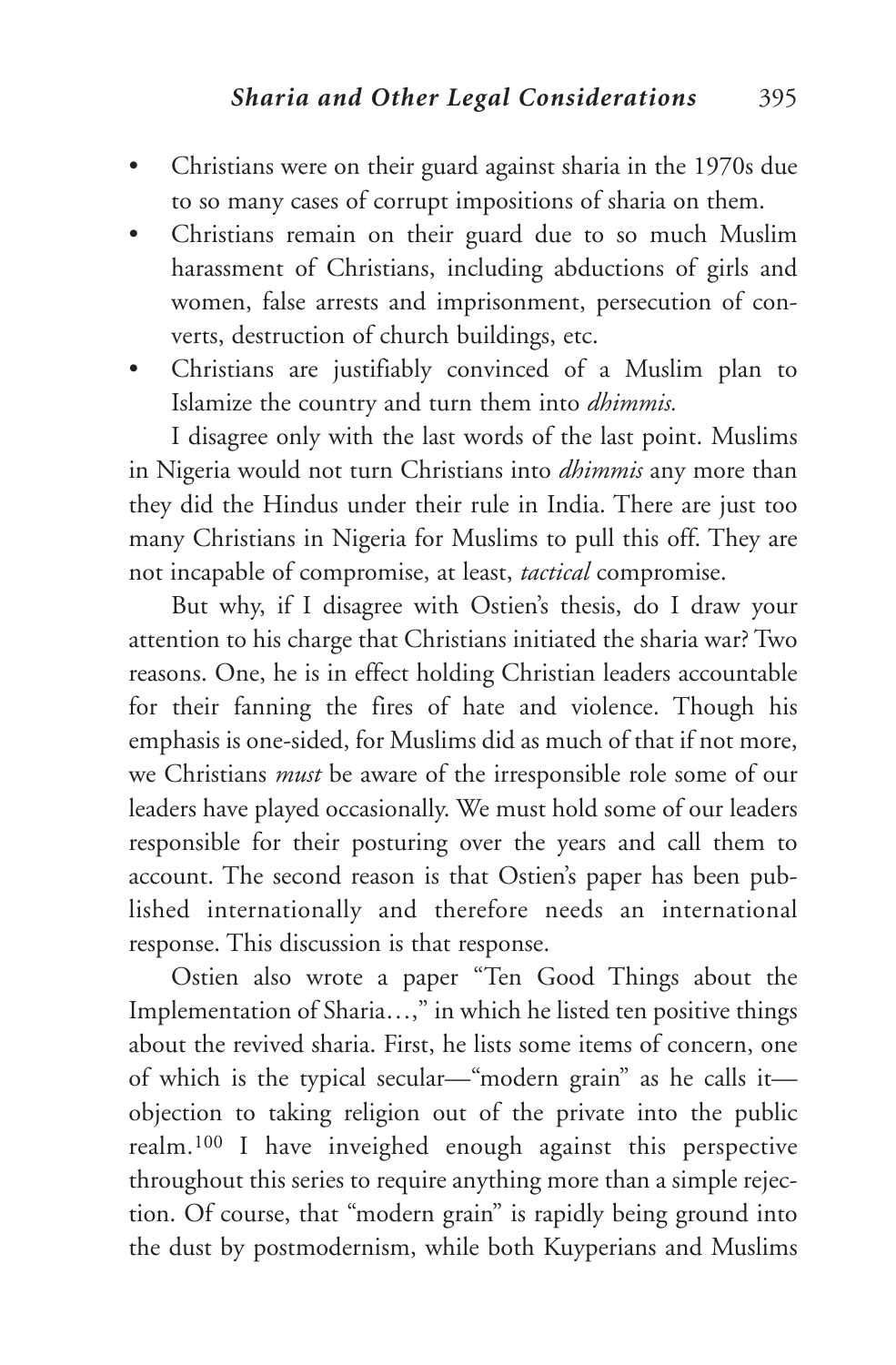- Christians were on their guard against sharia in the 1970s due to so many cases of corrupt impositions of sharia on them.
- Christians remain on their guard due to so much Muslim harassment of Christians, including abductions of girls and women, false arrests and imprisonment, persecution of converts, destruction of church buildings, etc.
- Christians are justifiably convinced of a Muslim plan to Islamize the country and turn them into *dhimmis.*

I disagree only with the last words of the last point. Muslims in Nigeria would not turn Christians into *dhimmis* any more than they did the Hindus under their rule in India. There are just too many Christians in Nigeria for Muslims to pull this off. They are not incapable of compromise, at least, *tactical* compromise.

But why, if I disagree with Ostien's thesis, do I draw your attention to his charge that Christians initiated the sharia war? Two reasons. One, he is in effect holding Christian leaders accountable for their fanning the fires of hate and violence. Though his emphasis is one-sided, for Muslims did as much of that if not more, we Christians *must* be aware of the irresponsible role some of our leaders have played occasionally. We must hold some of our leaders responsible for their posturing over the years and call them to account. The second reason is that Ostien's paper has been published internationally and therefore needs an international response. This discussion is that response.

Ostien also wrote a paper "Ten Good Things about the Implementation of Sharia…," in which he listed ten positive things about the revived sharia. First, he lists some items of concern, one of which is the typical secular—"modern grain" as he calls it—objection to taking religion out of the private into the public realm.[100] I have inveighed enough against this perspective throughout this series to require anything more than a simple rejection. Of course, that "modern grain" is rapidly being ground into the dust by postmodernism, while both Kuyperians and Muslims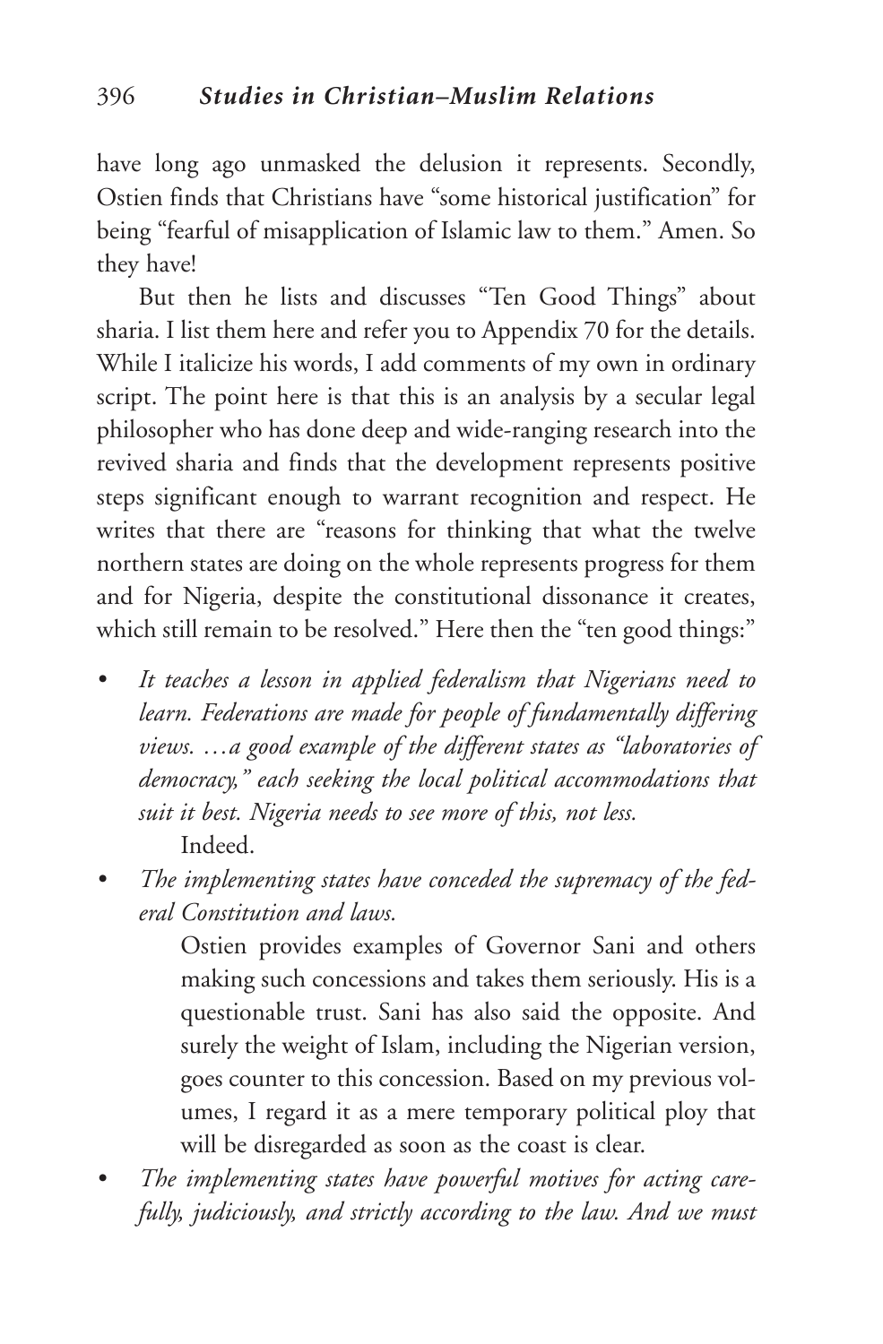have long ago unmasked the delusion it represents. Secondly, Ostien finds that Christians have "some historical justification" for being "fearful of misapplication of Islamic law to them." Amen. So they have!

But then he lists and discusses "Ten Good Things" about sharia. I list them here and refer you to Appendix 70 for the details. While I italicize his words, I add comments of my own in ordinary script. The point here is that this is an analysis by a secular legal philosopher who has done deep and wide-ranging research into the revived sharia and finds that the development represents positive steps significant enough to warrant recognition and respect. He writes that there are "reasons for thinking that what the twelve northern states are doing on the whole represents progress for them and for Nigeria, despite the constitutional dissonance it creates, which still remain to be resolved." Here then the "ten good things:"

- *It teaches a lesson in applied federalism that Nigerians need to learn. Federations are made for people of fundamentally differing views. …a good example of the different states as "laboratories of democracy," each seeking the local political accommodations that suit it best. Nigeria needs to see more of this, not less.*

  Indeed.

- *The implementing states have conceded the supremacy of the federal Constitution and laws.*

  Ostien provides examples of Governor Sani and others making such concessions and takes them seriously. His is a questionable trust. Sani has also said the opposite. And surely the weight of Islam, including the Nigerian version, goes counter to this concession. Based on my previous volumes, I regard it as a mere temporary political ploy that will be disregarded as soon as the coast is clear.

- *The implementing states have powerful motives for acting carefully, judiciously, and strictly according to the law. And we must*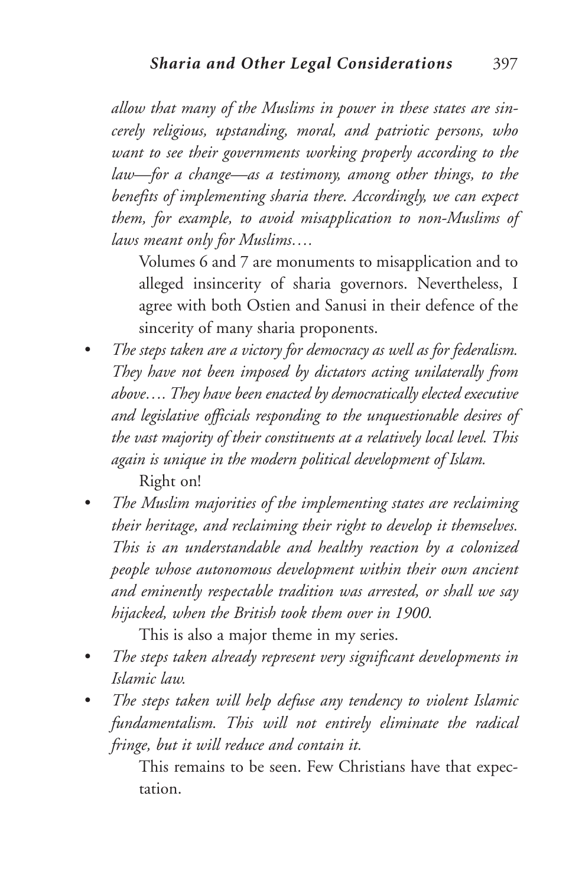*allow that many of the Muslims in power in these states are sincerely religious, upstanding, moral, and patriotic persons, who want to see their governments working properly according to the law—for a change—as a testimony, among other things, to the benefits of implementing sharia there. Accordingly, we can expect them, for example, to avoid misapplication to non-Muslims of laws meant only for Muslims….*

Volumes 6 and 7 are monuments to misapplication and to alleged insincerity of sharia governors. Nevertheless, I agree with both Ostien and Sanusi in their defence of the sincerity of many sharia proponents.

- *The steps taken are a victory for democracy as well as for federalism. They have not been imposed by dictators acting unilaterally from above…. They have been enacted by democratically elected executive and legislative officials responding to the unquestionable desires of the vast majority of their constituents at a relatively local level. This again is unique in the modern political development of Islam.*

  Right on!

- *The Muslim majorities of the implementing states are reclaiming their heritage, and reclaiming their right to develop it themselves. This is an understandable and healthy reaction by a colonized people whose autonomous development within their own ancient and eminently respectable tradition was arrested, or shall we say hijacked, when the British took them over in 1900.*

  This is also a major theme in my series.

- *The steps taken already represent very significant developments in Islamic law.*
- *The steps taken will help defuse any tendency to violent Islamic fundamentalism. This will not entirely eliminate the radical fringe, but it will reduce and contain it.*

  This remains to be seen. Few Christians have that expectation.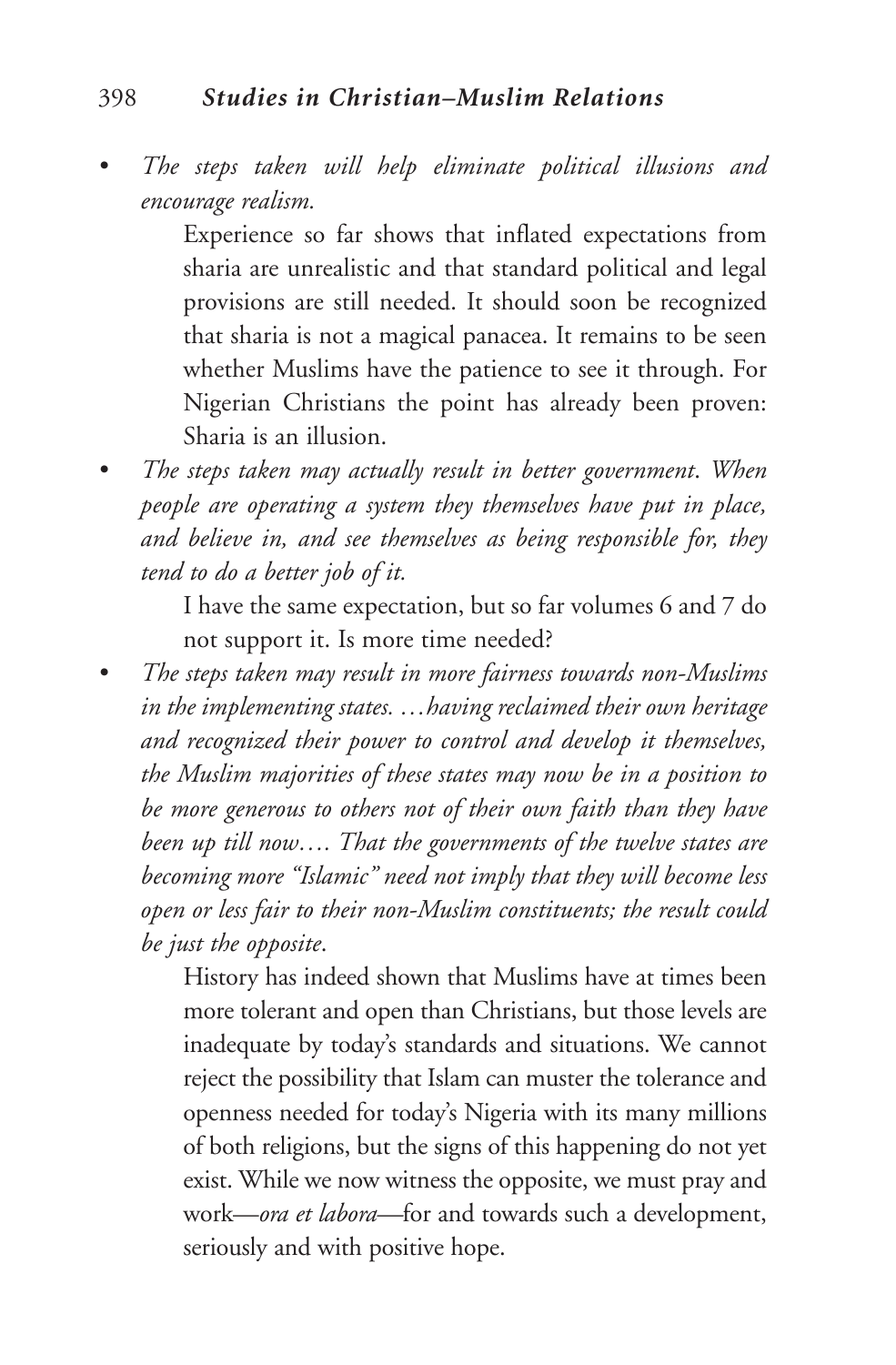- *The steps taken will help eliminate political illusions and encourage realism.*

  Experience so far shows that inflated expectations from sharia are unrealistic and that standard political and legal provisions are still needed. It should soon be recognized that sharia is not a magical panacea. It remains to be seen whether Muslims have the patience to see it through. For Nigerian Christians the point has already been proven: Sharia is an illusion.

- *The steps taken may actually result in better government. When people are operating a system they themselves have put in place, and believe in, and see themselves as being responsible for, they tend to do a better job of it.*

  I have the same expectation, but so far volumes 6 and 7 do not support it. Is more time needed?

- *The steps taken may result in more fairness towards non-Muslims in the implementing states. …having reclaimed their own heritage and recognized their power to control and develop it themselves, the Muslim majorities of these states may now be in a position to be more generous to others not of their own faith than they have been up till now…. That the governments of the twelve states are becoming more "Islamic" need not imply that they will become less open or less fair to their non-Muslim constituents; the result could be just the opposite*.

  History has indeed shown that Muslims have at times been more tolerant and open than Christians, but those levels are inadequate by today's standards and situations. We cannot reject the possibility that Islam can muster the tolerance and openness needed for today's Nigeria with its many millions of both religions, but the signs of this happening do not yet exist. While we now witness the opposite, we must pray and work—*ora et labora*—for and towards such a development, seriously and with positive hope.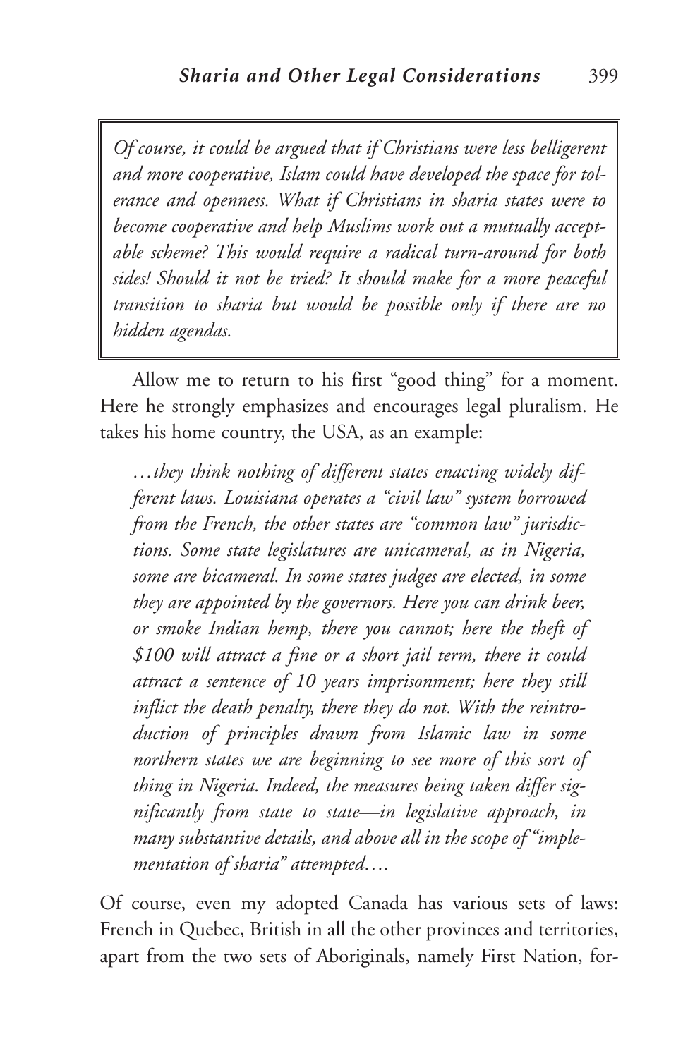*Of course, it could be argued that if Christians were less belligerent and more cooperative, Islam could have developed the space for tolerance and openness. What if Christians in sharia states were to become cooperative and help Muslims work out a mutually acceptable scheme? This would require a radical turn-around for both sides! Should it not be tried? It should make for a more peaceful transition to sharia but would be possible only if there are no hidden agendas.*

Allow me to return to his first "good thing" for a moment. Here he strongly emphasizes and encourages legal pluralism. He takes his home country, the USA, as an example:

> *…they think nothing of different states enacting widely different laws. Louisiana operates a "civil law" system borrowed from the French, the other states are "common law" jurisdictions. Some state legislatures are unicameral, as in Nigeria, some are bicameral. In some states judges are elected, in some they are appointed by the governors. Here you can drink beer, or smoke Indian hemp, there you cannot; here the theft of $100 will attract a fine or a short jail term, there it could attract a sentence of 10 years imprisonment; here they still inflict the death penalty, there they do not. With the reintroduction of principles drawn from Islamic law in some northern states we are beginning to see more of this sort of thing in Nigeria. Indeed, the measures being taken differ significantly from state to state—in legislative approach, in many substantive details, and above all in the scope of "implementation of sharia" attempted….*

Of course, even my adopted Canada has various sets of laws: French in Quebec, British in all the other provinces and territories, apart from the two sets of Aboriginals, namely First Nation, for-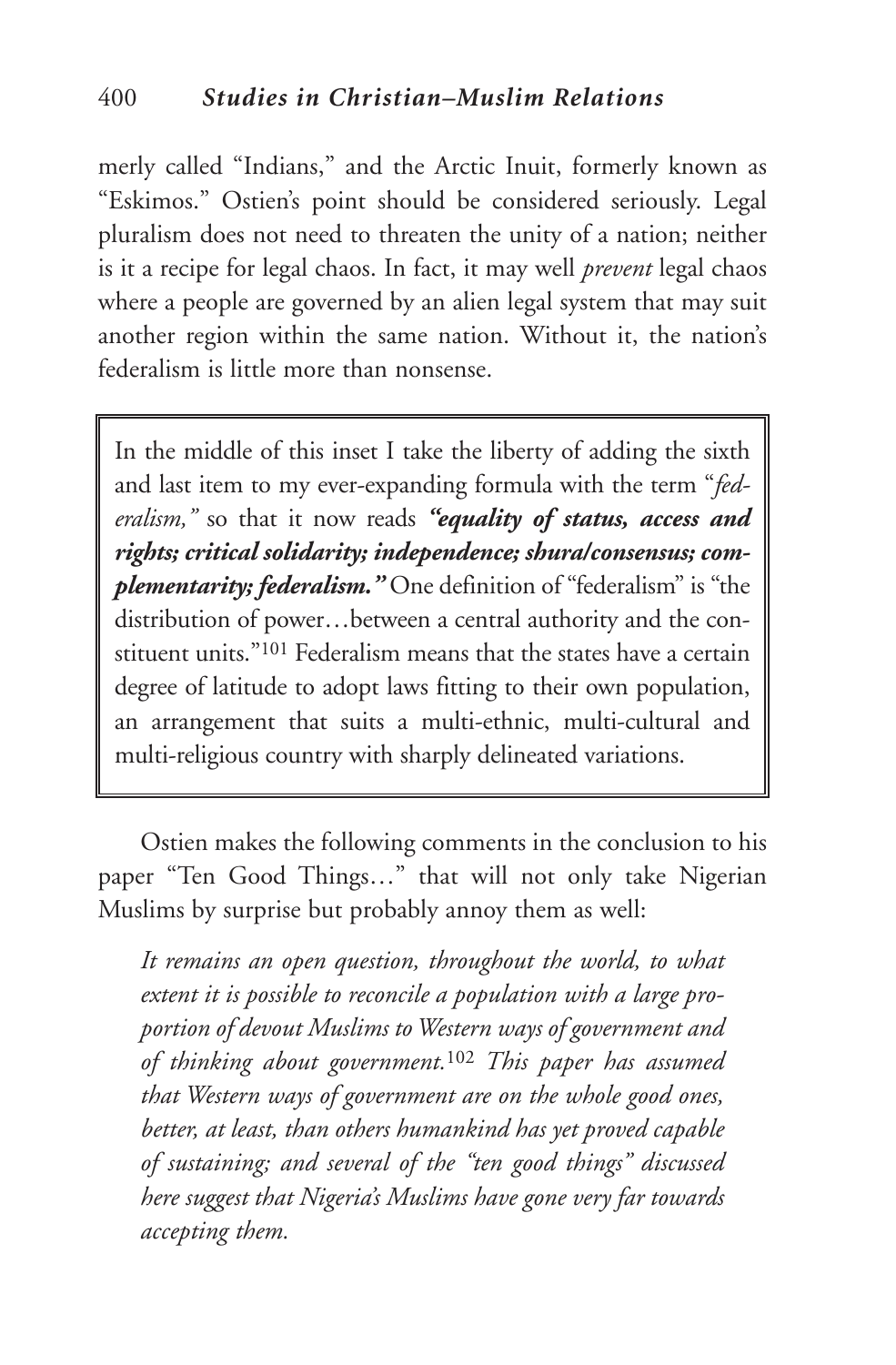merly called "Indians," and the Arctic Inuit, formerly known as "Eskimos." Ostien's point should be considered seriously. Legal pluralism does not need to threaten the unity of a nation; neither is it a recipe for legal chaos. In fact, it may well *prevent* legal chaos where a people are governed by an alien legal system that may suit another region within the same nation. Without it, the nation's federalism is little more than nonsense.

> In the middle of this inset I take the liberty of adding the sixth and last item to my ever-expanding formula with the term "*federalism,"* so that it now reads ***"equality of status, access and rights; critical solidarity; independence; shura/consensus; complementarity; federalism."*** One definition of "federalism" is "the distribution of power…between a central authority and the constituent units."[101] Federalism means that the states have a certain degree of latitude to adopt laws fitting to their own population, an arrangement that suits a multi-ethnic, multi-cultural and multi-religious country with sharply delineated variations.

Ostien makes the following comments in the conclusion to his paper "Ten Good Things…" that will not only take Nigerian Muslims by surprise but probably annoy them as well:

> *It remains an open question, throughout the world, to what extent it is possible to reconcile a population with a large proportion of devout Muslims to Western ways of government and of thinking about government.*[102] *This paper has assumed that Western ways of government are on the whole good ones, better, at least, than others humankind has yet proved capable of sustaining; and several of the "ten good things" discussed here suggest that Nigeria's Muslims have gone very far towards accepting them.*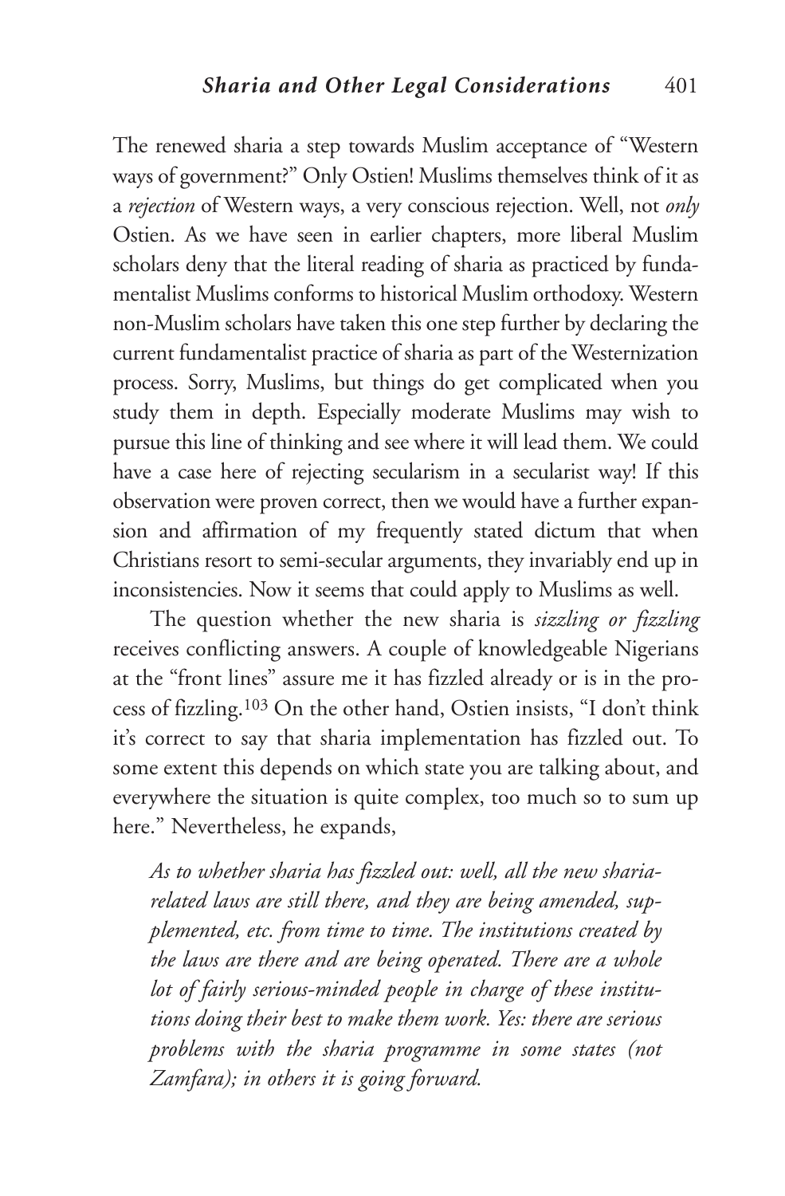The renewed sharia a step towards Muslim acceptance of "Western ways of government?" Only Ostien! Muslims themselves think of it as a *rejection* of Western ways, a very conscious rejection. Well, not *only* Ostien. As we have seen in earlier chapters, more liberal Muslim scholars deny that the literal reading of sharia as practiced by fundamentalist Muslims conforms to historical Muslim orthodoxy. Western non-Muslim scholars have taken this one step further by declaring the current fundamentalist practice of sharia as part of the Westernization process. Sorry, Muslims, but things do get complicated when you study them in depth. Especially moderate Muslims may wish to pursue this line of thinking and see where it will lead them. We could have a case here of rejecting secularism in a secularist way! If this observation were proven correct, then we would have a further expansion and affirmation of my frequently stated dictum that when Christians resort to semi-secular arguments, they invariably end up in inconsistencies. Now it seems that could apply to Muslims as well.

The question whether the new sharia is *sizzling or fizzling* receives conflicting answers. A couple of knowledgeable Nigerians at the "front lines" assure me it has fizzled already or is in the process of fizzling.[103] On the other hand, Ostien insists, "I don't think it's correct to say that sharia implementation has fizzled out. To some extent this depends on which state you are talking about, and everywhere the situation is quite complex, too much so to sum up here." Nevertheless, he expands,

> *As to whether sharia has fizzled out: well, all the new sharia-related laws are still there, and they are being amended, supplemented, etc. from time to time. The institutions created by the laws are there and are being operated. There are a whole lot of fairly serious-minded people in charge of these institutions doing their best to make them work. Yes: there are serious problems with the sharia programme in some states (not Zamfara); in others it is going forward.*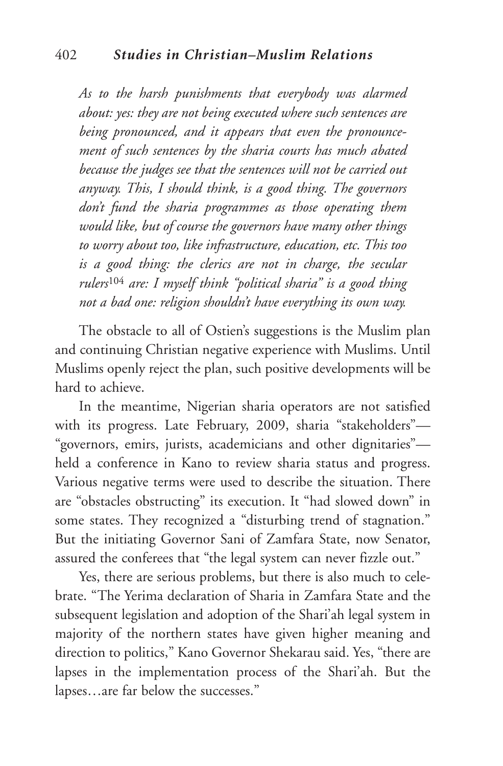*As to the harsh punishments that everybody was alarmed about: yes: they are not being executed where such sentences are being pronounced, and it appears that even the pronouncement of such sentences by the sharia courts has much abated because the judges see that the sentences will not be carried out anyway. This, I should think, is a good thing. The governors don't fund the sharia programmes as those operating them would like, but of course the governors have many other things to worry about too, like infrastructure, education, etc. This too is a good thing: the clerics are not in charge, the secular rulers*[104] *are: I myself think "political sharia" is a good thing not a bad one: religion shouldn't have everything its own way.*

The obstacle to all of Ostien's suggestions is the Muslim plan and continuing Christian negative experience with Muslims. Until Muslims openly reject the plan, such positive developments will be hard to achieve.

In the meantime, Nigerian sharia operators are not satisfied with its progress. Late February, 2009, sharia "stakeholders"—"governors, emirs, jurists, academicians and other dignitaries"—held a conference in Kano to review sharia status and progress. Various negative terms were used to describe the situation. There are "obstacles obstructing" its execution. It "had slowed down" in some states. They recognized a "disturbing trend of stagnation." But the initiating Governor Sani of Zamfara State, now Senator, assured the conferees that "the legal system can never fizzle out."

Yes, there are serious problems, but there is also much to celebrate. "The Yerima declaration of Sharia in Zamfara State and the subsequent legislation and adoption of the Shari'ah legal system in majority of the northern states have given higher meaning and direction to politics," Kano Governor Shekarau said. Yes, "there are lapses in the implementation process of the Shari'ah. But the lapses…are far below the successes."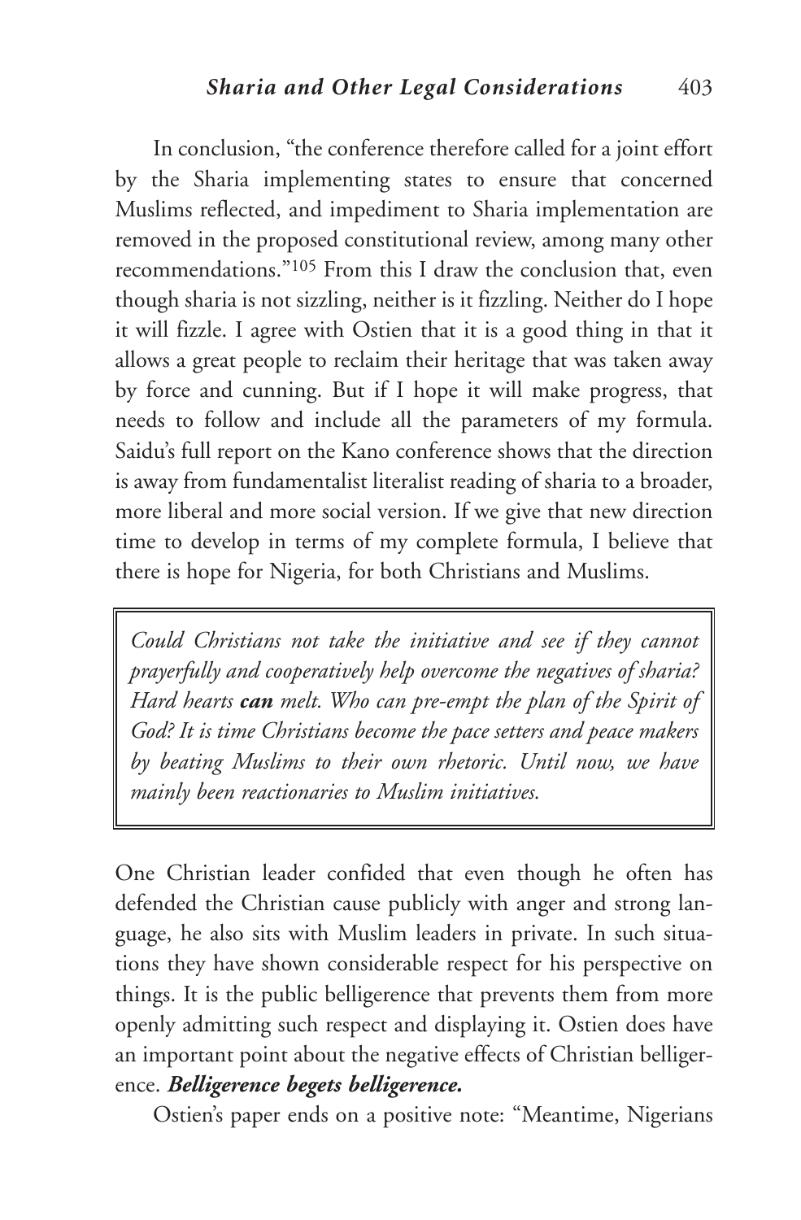In conclusion, "the conference therefore called for a joint effort by the Sharia implementing states to ensure that concerned Muslims reflected, and impediment to Sharia implementation are removed in the proposed constitutional review, among many other recommendations."[105] From this I draw the conclusion that, even though sharia is not sizzling, neither is it fizzling. Neither do I hope it will fizzle. I agree with Ostien that it is a good thing in that it allows a great people to reclaim their heritage that was taken away by force and cunning. But if I hope it will make progress, that needs to follow and include all the parameters of my formula. Saidu's full report on the Kano conference shows that the direction is away from fundamentalist literalist reading of sharia to a broader, more liberal and more social version. If we give that new direction time to develop in terms of my complete formula, I believe that there is hope for Nigeria, for both Christians and Muslims.

> *Could Christians not take the initiative and see if they cannot prayerfully and cooperatively help overcome the negatives of sharia? Hard hearts* ***can*** *melt. Who can pre-empt the plan of the Spirit of God? It is time Christians become the pace setters and peace makers by beating Muslims to their own rhetoric. Until now, we have mainly been reactionaries to Muslim initiatives.*

One Christian leader confided that even though he often has defended the Christian cause publicly with anger and strong language, he also sits with Muslim leaders in private. In such situations they have shown considerable respect for his perspective on things. It is the public belligerence that prevents them from more openly admitting such respect and displaying it. Ostien does have an important point about the negative effects of Christian belligerence. ***Belligerence begets belligerence.***

Ostien's paper ends on a positive note: "Meantime, Nigerians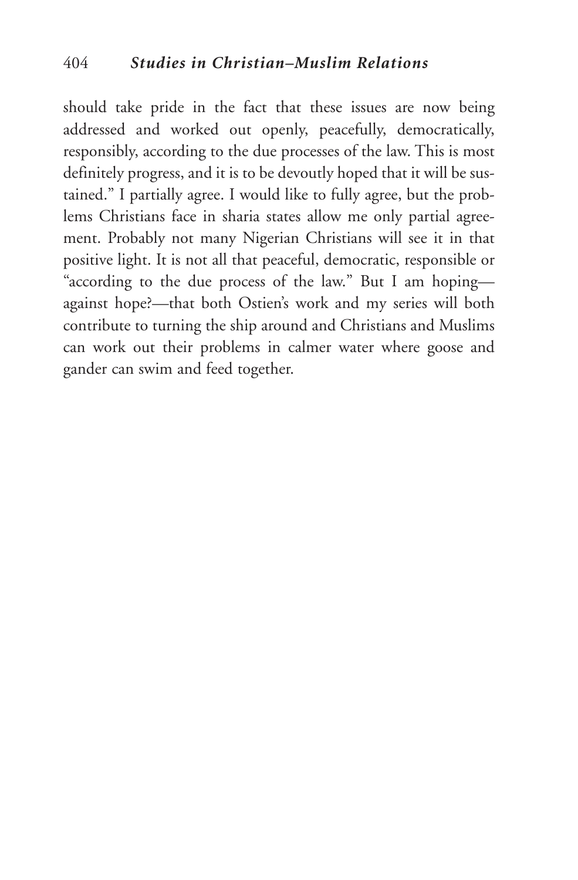should take pride in the fact that these issues are now being addressed and worked out openly, peacefully, democratically, responsibly, according to the due processes of the law. This is most definitely progress, and it is to be devoutly hoped that it will be sustained." I partially agree. I would like to fully agree, but the problems Christians face in sharia states allow me only partial agreement. Probably not many Nigerian Christians will see it in that positive light. It is not all that peaceful, democratic, responsible or "according to the due process of the law." But I am hoping—against hope?—that both Ostien's work and my series will both contribute to turning the ship around and Christians and Muslims can work out their problems in calmer water where goose and gander can swim and feed together.